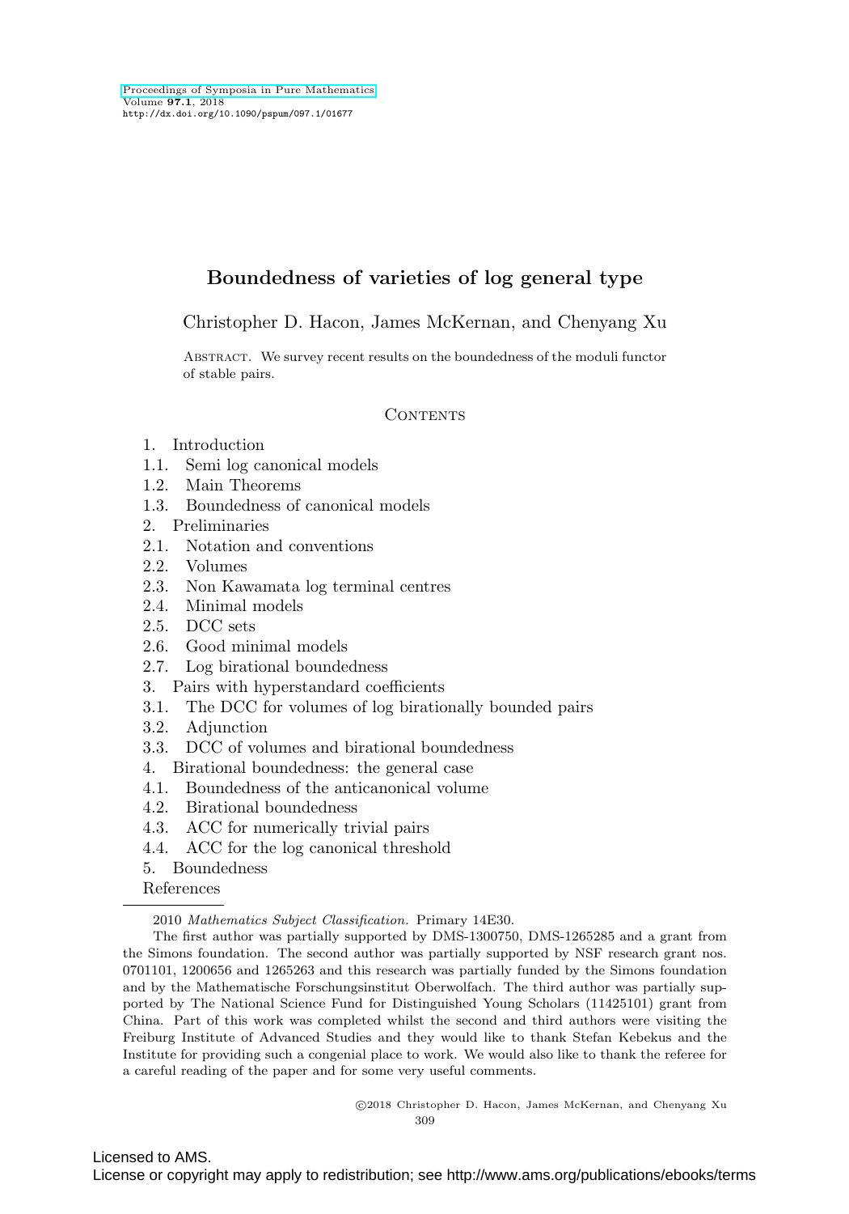# Boundedness of varieties of log general type

Christopher D. Hacon, James McKernan, and Chenyang Xu

Abstract. We survey recent results on the boundedness of the moduli functor of stable pairs.

## Contents

1. Introduction
1.1. Semi log canonical models
1.2. Main Theorems
1.3. Boundedness of canonical models
2. Preliminaries
2.1. Notation and conventions
2.2. Volumes
2.3. Non Kawamata log terminal centres
2.4. Minimal models
2.5. DCC sets
2.6. Good minimal models
2.7. Log birational boundedness
3. Pairs with hyperstandard coefficients
3.1. The DCC for volumes of log birationally bounded pairs
3.2. Adjunction
3.3. DCC of volumes and birational boundedness
4. Birational boundedness: the general case
4.1. Boundedness of the anticanonical volume
4.2. Birational boundedness
4.3. ACC for numerically trivial pairs
4.4. ACC for the log canonical threshold
5. Boundedness

References

---

2010 *Mathematics Subject Classification.* Primary 14E30.

The first author was partially supported by DMS-1300750, DMS-1265285 and a grant from the Simons foundation. The second author was partially supported by NSF research grant nos. 0701101, 1200656 and 1265263 and this research was partially funded by the Simons foundation and by the Mathematische Forschungsinstitut Oberwolfach. The third author was partially supported by The National Science Fund for Distinguished Young Scholars (11425101) grant from China. Part of this work was completed whilst the second and third authors were visiting the Freiburg Institute of Advanced Studies and they would like to thank Stefan Kebekus and the Institute for providing such a congenial place to work. We would also like to thank the referee for a careful reading of the paper and for some very useful comments.

©2018 Christopher D. Hacon, James McKernan, and Chenyang Xu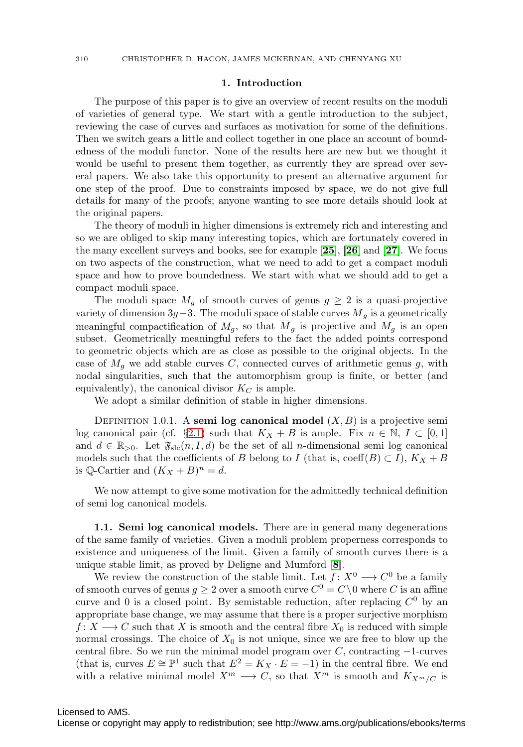## 1. Introduction

The purpose of this paper is to give an overview of recent results on the moduli of varieties of general type. We start with a gentle introduction to the subject, reviewing the case of curves and surfaces as motivation for some of the definitions. Then we switch gears a little and collect together in one place an account of boundedness of the moduli functor. None of the results here are new but we thought it would be useful to present them together, as currently they are spread over several papers. We also take this opportunity to present an alternative argument for one step of the proof. Due to constraints imposed by space, we do not give full details for many of the proofs; anyone wanting to see more details should look at the original papers.

The theory of moduli in higher dimensions is extremely rich and interesting and so we are obliged to skip many interesting topics, which are fortunately covered in the many excellent surveys and books, see for example [**25**], [**26**] and [**27**]. We focus on two aspects of the construction, what we need to add to get a compact moduli space and how to prove boundedness. We start with what we should add to get a compact moduli space.

The moduli space $M_g$ of smooth curves of genus $g \geq 2$ is a quasi-projective variety of dimension $3g-3$. The moduli space of stable curves $\overline{M}_g$ is a geometrically meaningful compactification of $M_g$, so that $\overline{M}_g$ is projective and $M_g$ is an open subset. Geometrically meaningful refers to the fact the added points correspond to geometric objects which are as close as possible to the original objects. In the case of $M_g$ we add stable curves $C$, connected curves of arithmetic genus $g$, with nodal singularities, such that the automorphism group is finite, or better (and equivalently), the canonical divisor $K_C$ is ample.

We adopt a similar definition of stable in higher dimensions.

Definition 1.0.1. A **semi log canonical model** $(X, B)$ is a projective semi log canonical pair (cf. §2.1) such that $K_X + B$ is ample. Fix $n \in \mathbb{N}$, $I \subset [0, 1]$ and $d \in \mathbb{R}_{>0}$. Let $\mathfrak{F}_{\mathrm{slc}}(n, I, d)$ be the set of all $n$-dimensional semi log canonical models such that the coefficients of $B$ belong to $I$ (that is, $\mathrm{coeff}(B) \subset I$), $K_X + B$ is $\mathbb{Q}$-Cartier and $(K_X + B)^n = d$.

We now attempt to give some motivation for the admittedly technical definition of semi log canonical models.

**1.1. Semi log canonical models.** There are in general many degenerations of the same family of varieties. Given a moduli problem properness corresponds to existence and uniqueness of the limit. Given a family of smooth curves there is a unique stable limit, as proved by Deligne and Mumford [**8**].

We review the construction of the stable limit. Let $f\colon X^0 \longrightarrow C^0$ be a family of smooth curves of genus $g \geq 2$ over a smooth curve $C^0 = C \setminus 0$ where $C$ is an affine curve and 0 is a closed point. By semistable reduction, after replacing $C^0$ by an appropriate base change, we may assume that there is a proper surjective morphism $f\colon X \longrightarrow C$ such that $X$ is smooth and the central fibre $X_0$ is reduced with simple normal crossings. The choice of $X_0$ is not unique, since we are free to blow up the central fibre. So we run the minimal model program over $C$, contracting $-1$-curves (that is, curves $E \cong \mathbb{P}^1$ such that $E^2 = K_X \cdot E = -1$) in the central fibre. We end with a relative minimal model $X^m \longrightarrow C$, so that $X^m$ is smooth and $K_{X^m/C}$ is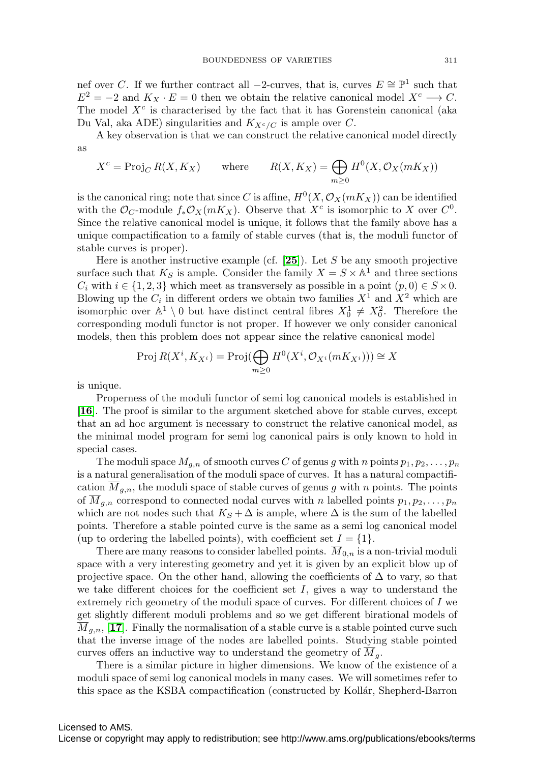nef over $C$. If we further contract all $-2$-curves, that is, curves $E \cong \mathbb{P}^1$ such that $E^2 = -2$ and $K_X \cdot E = 0$ then we obtain the relative canonical model $X^c \longrightarrow C$. The model $X^c$ is characterised by the fact that it has Gorenstein canonical (aka Du Val, aka ADE) singularities and $K_{X^c/C}$ is ample over $C$.

A key observation is that we can construct the relative canonical model directly as

$$X^c = \operatorname{Proj}_C R(X, K_X) \qquad \text{where} \qquad R(X, K_X) = \bigoplus_{m \geq 0} H^0(X, \mathcal{O}_X(mK_X))$$

is the canonical ring; note that since $C$ is affine, $H^0(X, \mathcal{O}_X(mK_X))$ can be identified with the $\mathcal{O}_C$-module $f_*\mathcal{O}_X(mK_X)$. Observe that $X^c$ is isomorphic to $X$ over $C^0$. Since the relative canonical model is unique, it follows that the family above has a unique compactification to a family of stable curves (that is, the moduli functor of stable curves is proper).

Here is another instructive example (cf. [**25**]). Let $S$ be any smooth projective surface such that $K_S$ is ample. Consider the family $X = S \times \mathbb{A}^1$ and three sections $C_i$ with $i \in \{1, 2, 3\}$ which meet as transversely as possible in a point $(p, 0) \in S \times 0$. Blowing up the $C_i$ in different orders we obtain two families $X^1$ and $X^2$ which are isomorphic over $\mathbb{A}^1 \setminus 0$ but have distinct central fibres $X^1_0 \neq X^2_0$. Therefore the corresponding moduli functor is not proper. If however we only consider canonical models, then this problem does not appear since the relative canonical model

$$\operatorname{Proj} R(X^i, K_{X^i}) = \operatorname{Proj}(\bigoplus_{m \geq 0} H^0(X^i, \mathcal{O}_{X^i}(mK_{X^i}))) \cong X$$

is unique.

Properness of the moduli functor of semi log canonical models is established in [**16**]. The proof is similar to the argument sketched above for stable curves, except that an ad hoc argument is necessary to construct the relative canonical model, as the minimal model program for semi log canonical pairs is only known to hold in special cases.

The moduli space $M_{g,n}$ of smooth curves $C$ of genus $g$ with $n$ points $p_1, p_2, \ldots, p_n$ is a natural generalisation of the moduli space of curves. It has a natural compactification $\overline{M}_{g,n}$, the moduli space of stable curves of genus $g$ with $n$ points. The points of $\overline{M}_{g,n}$ correspond to connected nodal curves with $n$ labelled points $p_1, p_2, \ldots, p_n$ which are not nodes such that $K_S + \Delta$ is ample, where $\Delta$ is the sum of the labelled points. Therefore a stable pointed curve is the same as a semi log canonical model (up to ordering the labelled points), with coefficient set $I = \{1\}$.

There are many reasons to consider labelled points. $\overline{M}_{0,n}$ is a non-trivial moduli space with a very interesting geometry and yet it is given by an explicit blow up of projective space. On the other hand, allowing the coefficients of $\Delta$ to vary, so that we take different choices for the coefficient set $I$, gives a way to understand the extremely rich geometry of the moduli space of curves. For different choices of $I$ we get slightly different moduli problems and so we get different birational models of $\overline{M}_{g,n}$, [**17**]. Finally the normalisation of a stable curve is a stable pointed curve such that the inverse image of the nodes are labelled points. Studying stable pointed curves offers an inductive way to understand the geometry of $\overline{M}_g$.

There is a similar picture in higher dimensions. We know of the existence of a moduli space of semi log canonical models in many cases. We will sometimes refer to this space as the KSBA compactification (constructed by Kollár, Shepherd-Barron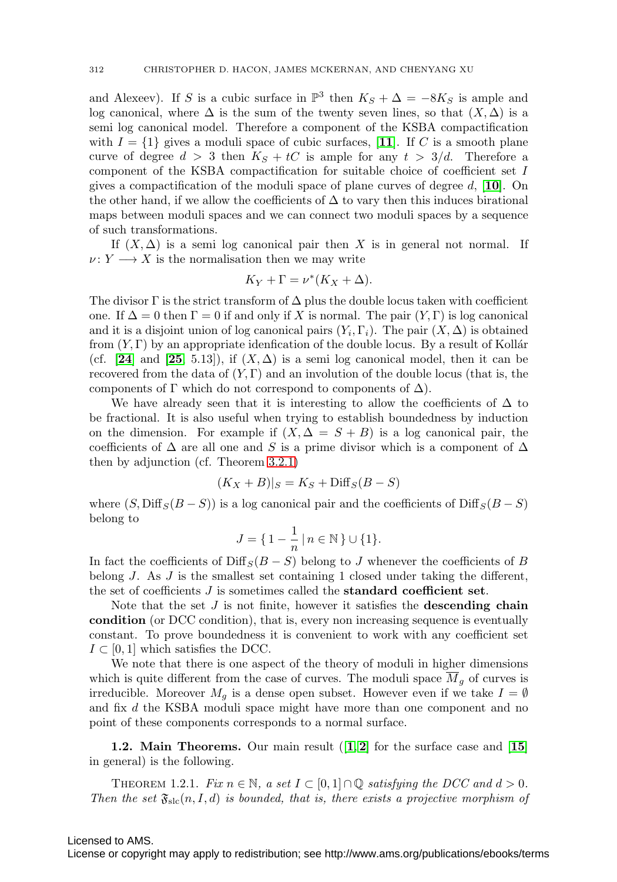and Alexeev). If $S$ is a cubic surface in $\mathbb{P}^3$ then $K_S + \Delta = -8K_S$ is ample and log canonical, where $\Delta$ is the sum of the twenty seven lines, so that $(X, \Delta)$ is a semi log canonical model. Therefore a component of the KSBA compactification with $I = \{1\}$ gives a moduli space of cubic surfaces, [**11**]. If $C$ is a smooth plane curve of degree $d > 3$ then $K_S + tC$ is ample for any $t > 3/d$. Therefore a component of the KSBA compactification for suitable choice of coefficient set $I$ gives a compactification of the moduli space of plane curves of degree $d$, [**10**]. On the other hand, if we allow the coefficients of $\Delta$ to vary then this induces birational maps between moduli spaces and we can connect two moduli spaces by a sequence of such transformations.

If $(X, \Delta)$ is a semi log canonical pair then $X$ is in general not normal. If $\nu\colon Y \longrightarrow X$ is the normalisation then we may write

$$K_Y + \Gamma = \nu^*(K_X + \Delta).$$

The divisor $\Gamma$ is the strict transform of $\Delta$ plus the double locus taken with coefficient one. If $\Delta = 0$ then $\Gamma = 0$ if and only if $X$ is normal. The pair $(Y, \Gamma)$ is log canonical and it is a disjoint union of log canonical pairs $(Y_i, \Gamma_i)$. The pair $(X, \Delta)$ is obtained from $(Y, \Gamma)$ by an appropriate idenfication of the double locus. By a result of Kollár (cf. [**24**] and [**25**, 5.13]), if $(X, \Delta)$ is a semi log canonical model, then it can be recovered from the data of $(Y, \Gamma)$ and an involution of the double locus (that is, the components of $\Gamma$ which do not correspond to components of $\Delta$).

We have already seen that it is interesting to allow the coefficients of $\Delta$ to be fractional. It is also useful when trying to establish boundedness by induction on the dimension. For example if $(X, \Delta = S + B)$ is a log canonical pair, the coefficients of $\Delta$ are all one and $S$ is a prime divisor which is a component of $\Delta$ then by adjunction (cf. Theorem 3.2.1)

$$(K_X + B)|_S = K_S + \mathrm{Diff}_S(B - S)$$

where $(S, \mathrm{Diff}_S(B - S))$ is a log canonical pair and the coefficients of $\mathrm{Diff}_S(B - S)$ belong to

$$J = \{\, 1 - \frac{1}{n} \,|\, n \in \mathbb{N} \,\} \cup \{1\}.$$

In fact the coefficients of $\mathrm{Diff}_S(B - S)$ belong to $J$ whenever the coefficients of $B$ belong $J$. As $J$ is the smallest set containing 1 closed under taking the different, the set of coefficients $J$ is sometimes called the **standard coefficient set**.

Note that the set $J$ is not finite, however it satisfies the **descending chain condition** (or DCC condition), that is, every non increasing sequence is eventually constant. To prove boundedness it is convenient to work with any coefficient set $I \subset [0, 1]$ which satisfies the DCC.

We note that there is one aspect of the theory of moduli in higher dimensions which is quite different from the case of curves. The moduli space $\overline{M}_g$ of curves is irreducible. Moreover $M_g$ is a dense open subset. However even if we take $I = \emptyset$ and fix $d$ the KSBA moduli space might have more than one component and no point of these components corresponds to a normal surface.

**1.2. Main Theorems.** Our main result ([**1**, **2**] for the surface case and [**15**] in general) is the following.

THEOREM 1.2.1. *Fix $n \in \mathbb{N}$, a set $I \subset [0, 1] \cap \mathbb{Q}$ satisfying the DCC and $d > 0$. Then the set $\mathfrak{F}_{\mathrm{slc}}(n, I, d)$ is bounded, that is, there exists a projective morphism of*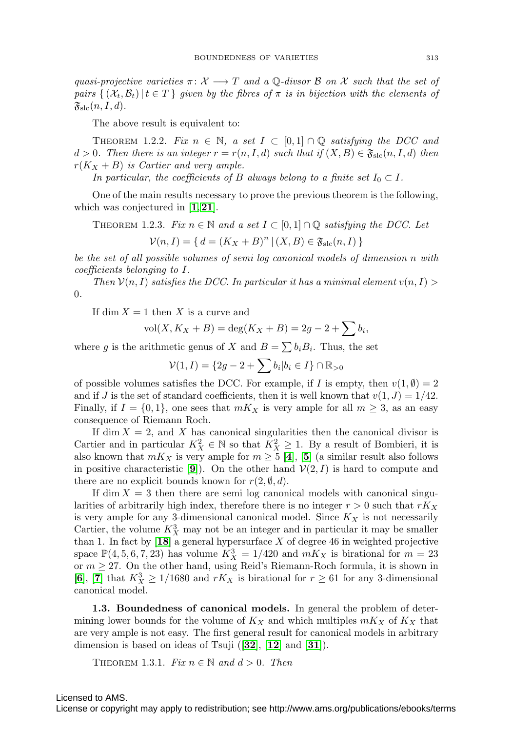*quasi-projective varieties $\pi\colon \mathcal{X} \longrightarrow T$ and a $\mathbb{Q}$-divsor $\mathcal{B}$ on $\mathcal{X}$ such that the set of pairs $\{ (\mathcal{X}_t, \mathcal{B}_t) \,|\, t \in T \}$ given by the fibres of $\pi$ is in bijection with the elements of $\mathfrak{F}_{\rm slc}(n, I, d)$.*

The above result is equivalent to:

THEOREM 1.2.2. *Fix $n \in \mathbb{N}$, a set $I \subset [0,1] \cap \mathbb{Q}$ satisfying the DCC and $d > 0$. Then there is an integer $r = r(n, I, d)$ such that if $(X, B) \in \mathfrak{F}_{\rm slc}(n, I, d)$ then $r(K_X + B)$ is Cartier and very ample.*

*In particular, the coefficients of $B$ always belong to a finite set $I_0 \subset I$.*

One of the main results necessary to prove the previous theorem is the following, which was conjectured in [**1**, **21**].

THEOREM 1.2.3. *Fix $n \in \mathbb{N}$ and a set $I \subset [0,1] \cap \mathbb{Q}$ satisfying the DCC. Let*

$$\mathcal{V}(n, I) = \{ \, d = (K_X + B)^n \,|\, (X, B) \in \mathfrak{F}_{\rm slc}(n, I) \, \}$$

*be the set of all possible volumes of semi log canonical models of dimension $n$ with coefficients belonging to $I$.*

*Then $\mathcal{V}(n, I)$ satisfies the DCC. In particular it has a minimal element $v(n, I) > 0$.*

If $\dim X = 1$ then $X$ is a curve and

$$\mathrm{vol}(X, K_X + B) = \deg(K_X + B) = 2g - 2 + \sum b_i,$$

where $g$ is the arithmetic genus of $X$ and $B = \sum b_i B_i$. Thus, the set

$$\mathcal{V}(1, I) = \{2g - 2 + \sum b_i | b_i \in I\} \cap \mathbb{R}_{>0}$$

of possible volumes satisfies the DCC. For example, if $I$ is empty, then $v(1, \emptyset) = 2$ and if $J$ is the set of standard coefficients, then it is well known that $v(1, J) = 1/42$. Finally, if $I = \{0, 1\}$, one sees that $mK_X$ is very ample for all $m \geq 3$, as an easy consequence of Riemann Roch.

If $\dim X = 2$, and $X$ has canonical singularities then the canonical divisor is Cartier and in particular $K_X^2 \in \mathbb{N}$ so that $K_X^2 \geq 1$. By a result of Bombieri, it is also known that $mK_X$ is very ample for $m \geq 5$ [**4**], [**5**] (a similar result also follows in positive characteristic [**9**]). On the other hand $\mathcal{V}(2, I)$ is hard to compute and there are no explicit bounds known for $r(2, \emptyset, d)$.

If $\dim X = 3$ then there are semi log canonical models with canonical singularities of arbitrarily high index, therefore there is no integer $r > 0$ such that $rK_X$ is very ample for any 3-dimensional canonical model. Since $K_X$ is not necessarily Cartier, the volume $K_X^3$ may not be an integer and in particular it may be smaller than 1. In fact by [**18**] a general hypersurface $X$ of degree 46 in weighted projective space $\mathbb{P}(4, 5, 6, 7, 23)$ has volume $K_X^3 = 1/420$ and $mK_X$ is birational for $m = 23$ or $m \geq 27$. On the other hand, using Reid's Riemann-Roch formula, it is shown in [**6**], [**7**] that $K_X^3 \geq 1/1680$ and $rK_X$ is birational for $r \geq 61$ for any 3-dimensional canonical model.

**1.3. Boundedness of canonical models.** In general the problem of determining lower bounds for the volume of $K_X$ and which multiples $mK_X$ of $K_X$ that are very ample is not easy. The first general result for canonical models in arbitrary dimension is based on ideas of Tsuji ([**32**], [**12**] and [**31**]).

THEOREM 1.3.1. *Fix $n \in \mathbb{N}$ and $d > 0$. Then*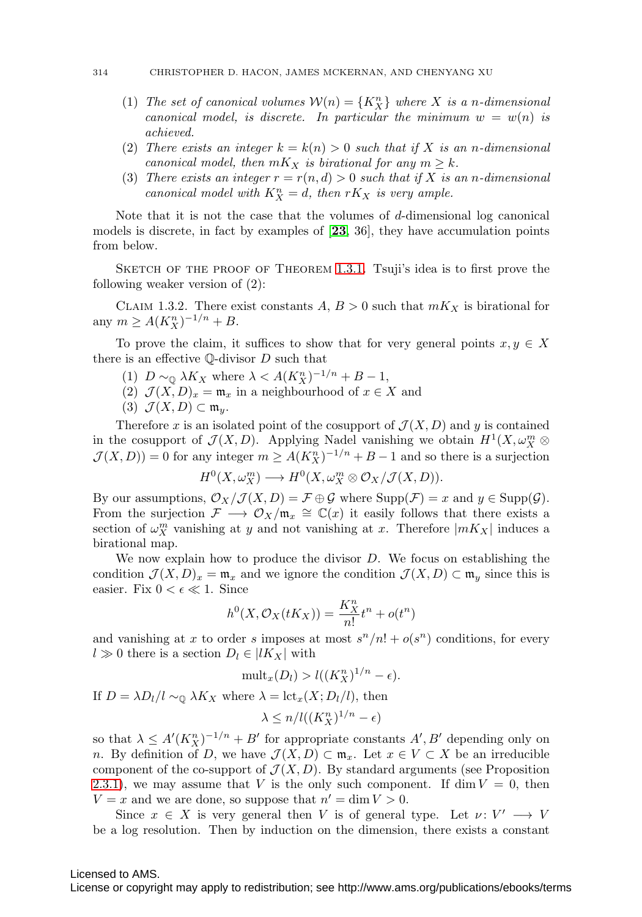(1) *The set of canonical volumes $\mathcal{W}(n) = \{K_X^n\}$ where $X$ is a $n$-dimensional canonical model, is discrete. In particular the minimum $w = w(n)$ is achieved.*
(2) *There exists an integer $k = k(n) > 0$ such that if $X$ is an $n$-dimensional canonical model, then $mK_X$ is birational for any $m \geq k$.*
(3) *There exists an integer $r = r(n, d) > 0$ such that if $X$ is an $n$-dimensional canonical model with $K_X^n = d$, then $rK_X$ is very ample.*

Note that it is not the case that the volumes of $d$-dimensional log canonical models is discrete, in fact by examples of [**23**, 36], they have accumulation points from below.

Sketch of the proof of Theorem 1.3.1. Tsuji's idea is to first prove the following weaker version of (2):

Claim 1.3.2. There exist constants $A$, $B > 0$ such that $mK_X$ is birational for any $m \geq A(K_X^n)^{-1/n} + B$.

To prove the claim, it suffices to show that for very general points $x, y \in X$ there is an effective $\mathbb{Q}$-divisor $D$ such that

(1) $D \sim_{\mathbb{Q}} \lambda K_X$ where $\lambda < A(K_X^n)^{-1/n} + B - 1$,
(2) $\mathcal{J}(X, D)_x = \mathfrak{m}_x$ in a neighbourhood of $x \in X$ and
(3) $\mathcal{J}(X, D) \subset \mathfrak{m}_y$.

Therefore $x$ is an isolated point of the cosupport of $\mathcal{J}(X, D)$ and $y$ is contained in the cosupport of $\mathcal{J}(X, D)$. Applying Nadel vanishing we obtain $H^1(X, \omega_X^m \otimes \mathcal{J}(X, D)) = 0$ for any integer $m \geq A(K_X^n)^{-1/n} + B - 1$ and so there is a surjection

$$H^0(X, \omega_X^m) \longrightarrow H^0(X, \omega_X^m \otimes \mathcal{O}_X/\mathcal{J}(X, D)).$$

By our assumptions, $\mathcal{O}_X/\mathcal{J}(X, D) = \mathcal{F} \oplus \mathcal{G}$ where $\mathrm{Supp}(\mathcal{F}) = x$ and $y \in \mathrm{Supp}(\mathcal{G})$. From the surjection $\mathcal{F} \longrightarrow \mathcal{O}_X/\mathfrak{m}_x \cong \mathbb{C}(x)$ it easily follows that there exists a section of $\omega_X^m$ vanishing at $y$ and not vanishing at $x$. Therefore $|mK_X|$ induces a birational map.

We now explain how to produce the divisor $D$. We focus on establishing the condition $\mathcal{J}(X, D)_x = \mathfrak{m}_x$ and we ignore the condition $\mathcal{J}(X, D) \subset \mathfrak{m}_y$ since this is easier. Fix $0 < \epsilon \ll 1$. Since

$$h^0(X, \mathcal{O}_X(tK_X)) = \frac{K_X^n}{n!}t^n + o(t^n)$$

and vanishing at $x$ to order $s$ imposes at most $s^n/n! + o(s^n)$ conditions, for every $l \gg 0$ there is a section $D_l \in |lK_X|$ with

$$\mathrm{mult}_x(D_l) > l((K_X^n)^{1/n} - \epsilon).$$

If $D = \lambda D_l/l \sim_{\mathbb{Q}} \lambda K_X$ where $\lambda = \mathrm{lct}_x(X; D_l/l)$, then

$$\lambda \leq n/l((K_X^n)^{1/n} - \epsilon)$$

so that $\lambda \leq A'(K_X^n)^{-1/n} + B'$ for appropriate constants $A', B'$ depending only on $n$. By definition of $D$, we have $\mathcal{J}(X, D) \subset \mathfrak{m}_x$. Let $x \in V \subset X$ be an irreducible component of the co-support of $\mathcal{J}(X, D)$. By standard arguments (see Proposition 2.3.1), we may assume that $V$ is the only such component. If $\dim V = 0$, then $V = x$ and we are done, so suppose that $n' = \dim V > 0$.

Since $x \in X$ is very general then $V$ is of general type. Let $\nu \colon V' \longrightarrow V$ be a log resolution. Then by induction on the dimension, there exists a constant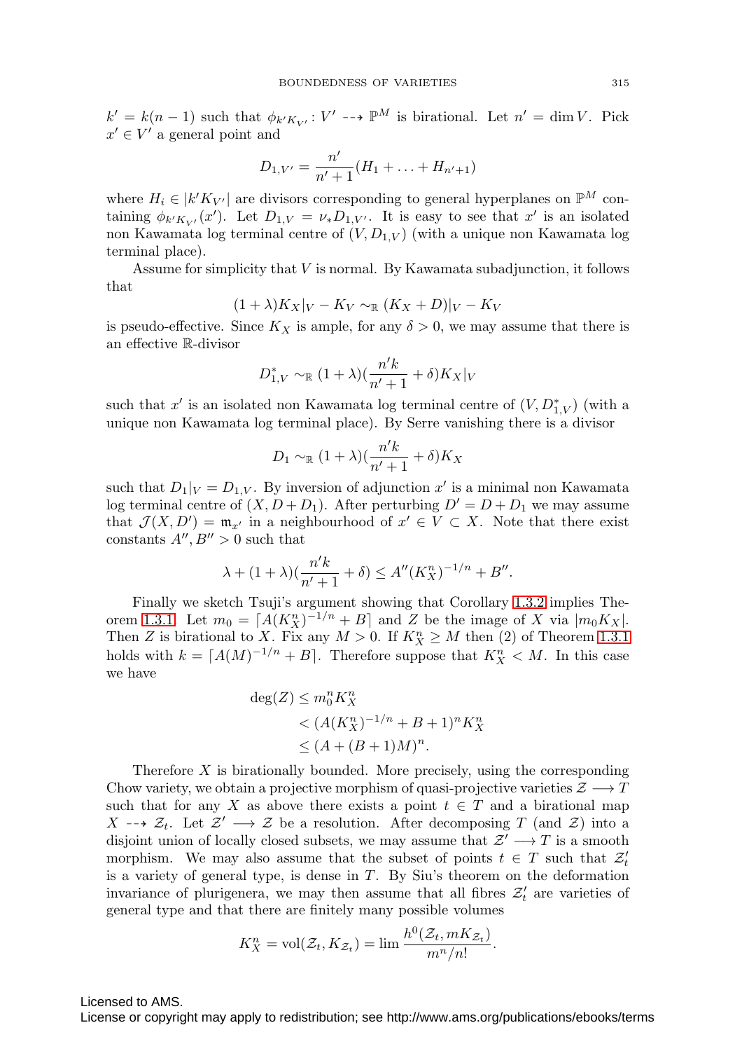$k' = k(n-1)$ such that $\phi_{k'K_{V'}} \colon V' \dashrightarrow \mathbb{P}^M$ is birational. Let $n' = \dim V$. Pick $x' \in V'$ a general point and

$$D_{1,V'} = \frac{n'}{n'+1}(H_1 + \ldots + H_{n'+1})$$

where $H_i \in |k'K_{V'}|$ are divisors corresponding to general hyperplanes on $\mathbb{P}^M$ containing $\phi_{k'K_{V'}}(x')$. Let $D_{1,V} = \nu_* D_{1,V'}$. It is easy to see that $x'$ is an isolated non Kawamata log terminal centre of $(V, D_{1,V})$ (with a unique non Kawamata log terminal place).

Assume for simplicity that $V$ is normal. By Kawamata subadjunction, it follows that

$$(1+\lambda)K_X|_V - K_V \sim_{\mathbb{R}} (K_X + D)|_V - K_V$$

is pseudo-effective. Since $K_X$ is ample, for any $\delta > 0$, we may assume that there is an effective $\mathbb{R}$-divisor

$$D^*_{1,V} \sim_{\mathbb{R}} (1+\lambda)(\frac{n'k}{n'+1} + \delta)K_X|_V$$

such that $x'$ is an isolated non Kawamata log terminal centre of $(V, D^*_{1,V})$ (with a unique non Kawamata log terminal place). By Serre vanishing there is a divisor

$$D_1 \sim_{\mathbb{R}} (1+\lambda)(\frac{n'k}{n'+1} + \delta)K_X$$

such that $D_1|_V = D_{1,V}$. By inversion of adjunction $x'$ is a minimal non Kawamata log terminal centre of $(X, D + D_1)$. After perturbing $D' = D + D_1$ we may assume that $\mathcal{J}(X, D') = \mathfrak{m}_{x'}$ in a neighbourhood of $x' \in V \subset X$. Note that there exist constants $A'', B'' > 0$ such that

$$\lambda + (1+\lambda)(\frac{n'k}{n'+1} + \delta) \leq A''(K_X^n)^{-1/n} + B''.$$

Finally we sketch Tsuji's argument showing that Corollary 1.3.2 implies Theorem 1.3.1. Let $m_0 = \lceil A(K_X^n)^{-1/n} + B \rceil$ and $Z$ be the image of $X$ via $|m_0 K_X|$. Then $Z$ is birational to $X$. Fix any $M > 0$. If $K_X^n \geq M$ then (2) of Theorem 1.3.1 holds with $k = \lceil A(M)^{-1/n} + B \rceil$. Therefore suppose that $K_X^n < M$. In this case we have

$$\begin{aligned}
\deg(Z) &\leq m_0^n K_X^n \\
&< (A(K_X^n)^{-1/n} + B + 1)^n K_X^n \\
&\leq (A + (B+1)M)^n.
\end{aligned}$$

Therefore $X$ is birationally bounded. More precisely, using the corresponding Chow variety, we obtain a projective morphism of quasi-projective varieties $\mathcal{Z} \longrightarrow T$ such that for any $X$ as above there exists a point $t \in T$ and a birational map $X \dashrightarrow \mathcal{Z}_t$. Let $\mathcal{Z}' \longrightarrow \mathcal{Z}$ be a resolution. After decomposing $T$ (and $\mathcal{Z}$) into a disjoint union of locally closed subsets, we may assume that $\mathcal{Z}' \longrightarrow T$ is a smooth morphism. We may also assume that the subset of points $t \in T$ such that $\mathcal{Z}'_t$ is a variety of general type, is dense in $T$. By Siu's theorem on the deformation invariance of plurigenera, we may then assume that all fibres $\mathcal{Z}'_t$ are varieties of general type and that there are finitely many possible volumes

$$K_X^n = \mathrm{vol}(\mathcal{Z}_t, K_{\mathcal{Z}_t}) = \lim \frac{h^0(\mathcal{Z}_t, mK_{\mathcal{Z}_t})}{m^n/n!}.$$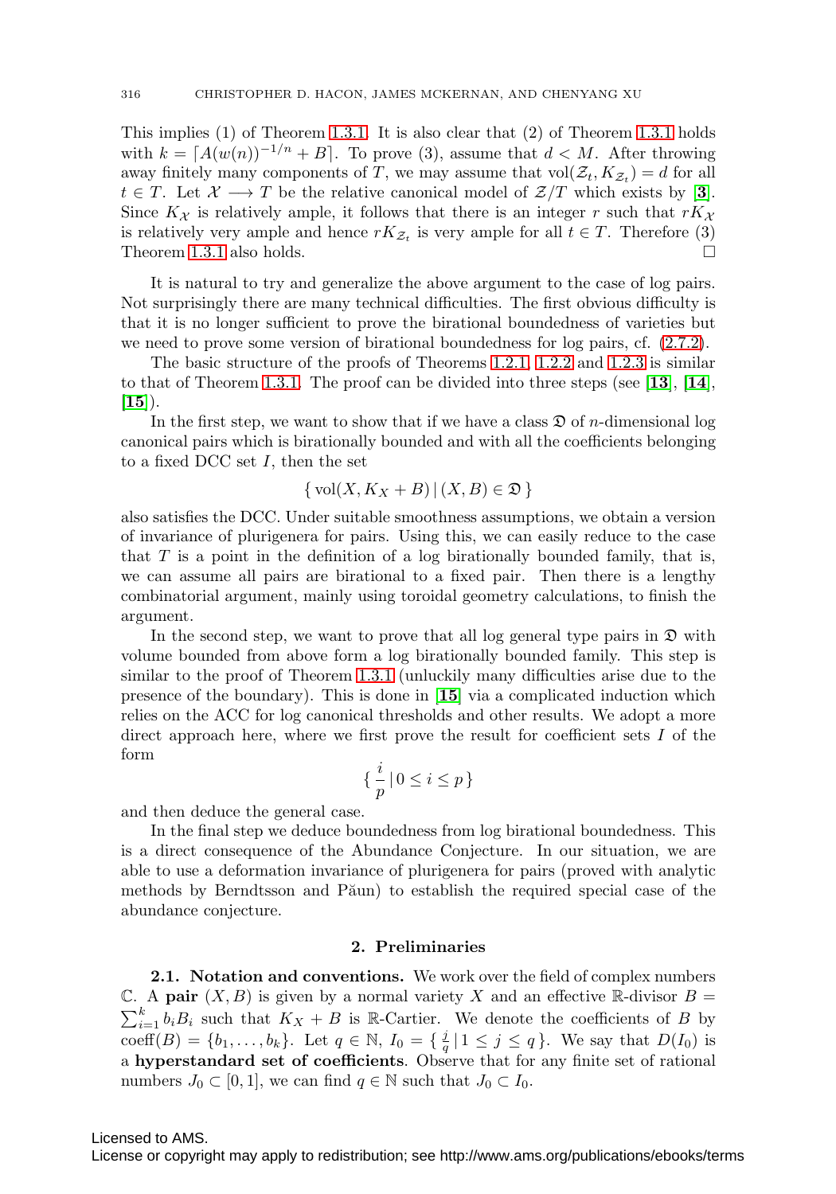This implies (1) of Theorem 1.3.1. It is also clear that (2) of Theorem 1.3.1 holds with $k = \lceil A(w(n))^{-1/n} + B \rceil$. To prove (3), assume that $d < M$. After throwing away finitely many components of $T$, we may assume that $\operatorname{vol}(\mathcal{Z}_t, K_{\mathcal{Z}_t}) = d$ for all $t \in T$. Let $\mathcal{X} \longrightarrow T$ be the relative canonical model of $\mathcal{Z}/T$ which exists by [**3**]. Since $K_{\mathcal{X}}$ is relatively ample, it follows that there is an integer $r$ such that $rK_{\mathcal{X}}$ is relatively very ample and hence $rK_{\mathcal{Z}_t}$ is very ample for all $t \in T$. Therefore (3) Theorem 1.3.1 also holds. □

It is natural to try and generalize the above argument to the case of log pairs. Not surprisingly there are many technical difficulties. The first obvious difficulty is that it is no longer sufficient to prove the birational boundedness of varieties but we need to prove some version of birational boundedness for log pairs, cf. (2.7.2).

The basic structure of the proofs of Theorems 1.2.1, 1.2.2 and 1.2.3 is similar to that of Theorem 1.3.1. The proof can be divided into three steps (see [**13**], [**14**], [**15**]).

In the first step, we want to show that if we have a class $\mathfrak{D}$ of $n$-dimensional log canonical pairs which is birationally bounded and with all the coefficients belonging to a fixed DCC set $I$, then the set

$$\{ \operatorname{vol}(X, K_X + B) \,|\, (X, B) \in \mathfrak{D} \}$$

also satisfies the DCC. Under suitable smoothness assumptions, we obtain a version of invariance of plurigenera for pairs. Using this, we can easily reduce to the case that $T$ is a point in the definition of a log birationally bounded family, that is, we can assume all pairs are birational to a fixed pair. Then there is a lengthy combinatorial argument, mainly using toroidal geometry calculations, to finish the argument.

In the second step, we want to prove that all log general type pairs in $\mathfrak{D}$ with volume bounded from above form a log birationally bounded family. This step is similar to the proof of Theorem 1.3.1 (unluckily many difficulties arise due to the presence of the boundary). This is done in [**15**] via a complicated induction which relies on the ACC for log canonical thresholds and other results. We adopt a more direct approach here, where we first prove the result for coefficient sets $I$ of the form

$$\{ \frac{i}{p} \,|\, 0 \leq i \leq p \}$$

and then deduce the general case.

In the final step we deduce boundedness from log birational boundedness. This is a direct consequence of the Abundance Conjecture. In our situation, we are able to use a deformation invariance of plurigenera for pairs (proved with analytic methods by Berndtsson and Păun) to establish the required special case of the abundance conjecture.

## 2. Preliminaries

**2.1. Notation and conventions.** We work over the field of complex numbers $\mathbb{C}$. A **pair** $(X, B)$ is given by a normal variety $X$ and an effective $\mathbb{R}$-divisor $B = \sum_{i=1}^{k} b_i B_i$ such that $K_X + B$ is $\mathbb{R}$-Cartier. We denote the coefficients of $B$ by $\operatorname{coeff}(B) = \{b_1, \ldots, b_k\}$. Let $q \in \mathbb{N}$, $I_0 = \{ \frac{j}{q} \,|\, 1 \leq j \leq q \}$. We say that $D(I_0)$ is a **hyperstandard set of coefficients**. Observe that for any finite set of rational numbers $J_0 \subset [0, 1]$, we can find $q \in \mathbb{N}$ such that $J_0 \subset I_0$.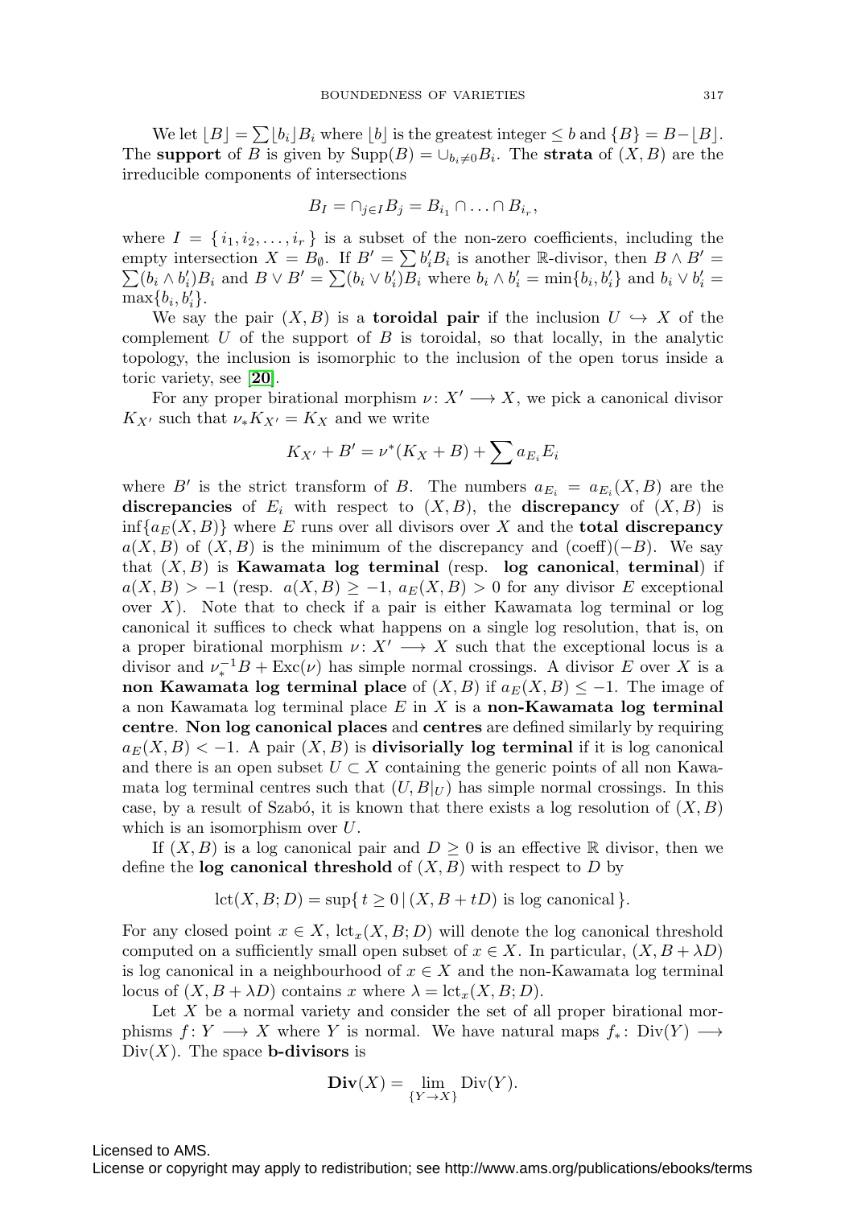We let $\lfloor B \rfloor = \sum \lfloor b_i \rfloor B_i$ where $\lfloor b \rfloor$ is the greatest integer $\leq b$ and $\{B\} = B - \lfloor B \rfloor$. The **support** of $B$ is given by $\operatorname{Supp}(B) = \cup_{b_i \neq 0} B_i$. The **strata** of $(X, B)$ are the irreducible components of intersections

$$B_I = \cap_{j \in I} B_j = B_{i_1} \cap \ldots \cap B_{i_r},$$

where $I = \{ i_1, i_2, \ldots, i_r \}$ is a subset of the non-zero coefficients, including the empty intersection $X = B_\emptyset$. If $B' = \sum b'_i B_i$ is another $\mathbb{R}$-divisor, then $B \wedge B' = \sum (b_i \wedge b'_i) B_i$ and $B \vee B' = \sum (b_i \vee b'_i) B_i$ where $b_i \wedge b'_i = \min\{b_i, b'_i\}$ and $b_i \vee b'_i = \max\{b_i, b'_i\}$.

We say the pair $(X, B)$ is a **toroidal pair** if the inclusion $U \hookrightarrow X$ of the complement $U$ of the support of $B$ is toroidal, so that locally, in the analytic topology, the inclusion is isomorphic to the inclusion of the open torus inside a toric variety, see **[20]**.

For any proper birational morphism $\nu \colon X' \longrightarrow X$, we pick a canonical divisor $K_{X'}$ such that $\nu_* K_{X'} = K_X$ and we write

$$K_{X'} + B' = \nu^*(K_X + B) + \sum a_{E_i} E_i$$

where $B'$ is the strict transform of $B$. The numbers $a_{E_i} = a_{E_i}(X, B)$ are the **discrepancies** of $E_i$ with respect to $(X, B)$, the **discrepancy** of $(X, B)$ is $\inf\{a_E(X, B)\}$ where $E$ runs over all divisors over $X$ and the **total discrepancy** $a(X, B)$ of $(X, B)$ is the minimum of the discrepancy and $(\text{coeff})(-B)$. We say that $(X, B)$ is **Kawamata log terminal** (resp. **log canonical**, **terminal**) if $a(X, B) > -1$ (resp. $a(X, B) \geq -1$, $a_E(X, B) > 0$ for any divisor $E$ exceptional over $X$). Note that to check if a pair is either Kawamata log terminal or log canonical it suffices to check what happens on a single log resolution, that is, on a proper birational morphism $\nu \colon X' \longrightarrow X$ such that the exceptional locus is a divisor and $\nu_*^{-1} B + \operatorname{Exc}(\nu)$ has simple normal crossings. A divisor $E$ over $X$ is a **non Kawamata log terminal place** of $(X, B)$ if $a_E(X, B) \leq -1$. The image of a non Kawamata log terminal place $E$ in $X$ is a **non-Kawamata log terminal centre**. **Non log canonical places** and **centres** are defined similarly by requiring $a_E(X, B) < -1$. A pair $(X, B)$ is **divisorially log terminal** if it is log canonical and there is an open subset $U \subset X$ containing the generic points of all non Kawamata log terminal centres such that $(U, B|_U)$ has simple normal crossings. In this case, by a result of Szabó, it is known that there exists a log resolution of $(X, B)$ which is an isomorphism over $U$.

If $(X, B)$ is a log canonical pair and $D \geq 0$ is an effective $\mathbb{R}$ divisor, then we define the **log canonical threshold** of $(X, B)$ with respect to $D$ by

$$\operatorname{lct}(X, B; D) = \sup\{ t \geq 0 \,|\, (X, B + tD) \text{ is log canonical} \}.$$

For any closed point $x \in X$, $\operatorname{lct}_x(X, B; D)$ will denote the log canonical threshold computed on a sufficiently small open subset of $x \in X$. In particular, $(X, B + \lambda D)$ is log canonical in a neighbourhood of $x \in X$ and the non-Kawamata log terminal locus of $(X, B + \lambda D)$ contains $x$ where $\lambda = \operatorname{lct}_x(X, B; D)$.

Let $X$ be a normal variety and consider the set of all proper birational morphisms $f \colon Y \longrightarrow X$ where $Y$ is normal. We have natural maps $f_* \colon \operatorname{Div}(Y) \longrightarrow \operatorname{Div}(X)$. The space **b-divisors** is

$$\mathbf{Div}(X) = \lim_{\{Y \to X\}} \operatorname{Div}(Y).$$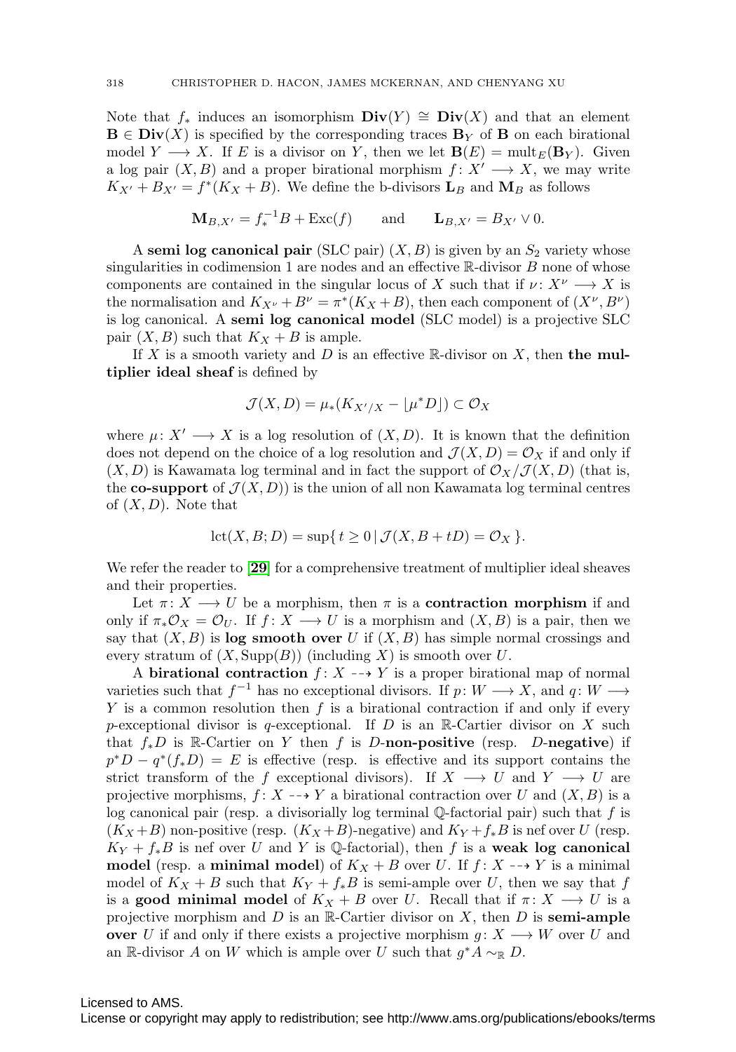Note that $f_*$ induces an isomorphism $\mathbf{Div}(Y) \cong \mathbf{Div}(X)$ and that an element $\mathbf{B} \in \mathbf{Div}(X)$ is specified by the corresponding traces $\mathbf{B}_Y$ of $\mathbf{B}$ on each birational model $Y \longrightarrow X$. If $E$ is a divisor on $Y$, then we let $\mathbf{B}(E) = \operatorname{mult}_E(\mathbf{B}_Y)$. Given a log pair $(X, B)$ and a proper birational morphism $f\colon X' \longrightarrow X$, we may write $K_{X'} + B_{X'} = f^*(K_X + B)$. We define the b-divisors $\mathbf{L}_B$ and $\mathbf{M}_B$ as follows

$$\mathbf{M}_{B,X'} = f_*^{-1}B + \operatorname{Exc}(f) \qquad \text{and} \qquad \mathbf{L}_{B,X'} = B_{X'} \vee 0.$$

A **semi log canonical pair** (SLC pair) $(X, B)$ is given by an $S_2$ variety whose singularities in codimension 1 are nodes and an effective $\mathbb{R}$-divisor $B$ none of whose components are contained in the singular locus of $X$ such that if $\nu\colon X^\nu \longrightarrow X$ is the normalisation and $K_{X^\nu} + B^\nu = \pi^*(K_X + B)$, then each component of $(X^\nu, B^\nu)$ is log canonical. A **semi log canonical model** (SLC model) is a projective SLC pair $(X, B)$ such that $K_X + B$ is ample.

If $X$ is a smooth variety and $D$ is an effective $\mathbb{R}$-divisor on $X$, then **the multiplier ideal sheaf** is defined by

$$\mathcal{J}(X, D) = \mu_*(K_{X'/X} - \lfloor \mu^* D \rfloor) \subset \mathcal{O}_X$$

where $\mu\colon X' \longrightarrow X$ is a log resolution of $(X, D)$. It is known that the definition does not depend on the choice of a log resolution and $\mathcal{J}(X, D) = \mathcal{O}_X$ if and only if $(X, D)$ is Kawamata log terminal and in fact the support of $\mathcal{O}_X / \mathcal{J}(X, D)$ (that is, the **co-support** of $\mathcal{J}(X, D)$) is the union of all non Kawamata log terminal centres of $(X, D)$. Note that

$$\operatorname{lct}(X, B; D) = \sup\{\, t \geq 0 \,|\, \mathcal{J}(X, B + tD) = \mathcal{O}_X \,\}.$$

We refer the reader to [**29**] for a comprehensive treatment of multiplier ideal sheaves and their properties.

Let $\pi\colon X \longrightarrow U$ be a morphism, then $\pi$ is a **contraction morphism** if and only if $\pi_*\mathcal{O}_X = \mathcal{O}_U$. If $f\colon X \longrightarrow U$ is a morphism and $(X, B)$ is a pair, then we say that $(X, B)$ is **log smooth over** $U$ if $(X, B)$ has simple normal crossings and every stratum of $(X, \operatorname{Supp}(B))$ (including $X$) is smooth over $U$.

A **birational contraction** $f\colon X \dashrightarrow Y$ is a proper birational map of normal varieties such that $f^{-1}$ has no exceptional divisors. If $p\colon W \longrightarrow X$, and $q\colon W \longrightarrow Y$ is a common resolution then $f$ is a birational contraction if and only if every $p$-exceptional divisor is $q$-exceptional. If $D$ is an $\mathbb{R}$-Cartier divisor on $X$ such that $f_*D$ is $\mathbb{R}$-Cartier on $Y$ then $f$ is $D$-**non-positive** (resp. $D$-**negative**) if $p^*D - q^*(f_*D) = E$ is effective (resp. is effective and its support contains the strict transform of the $f$ exceptional divisors). If $X \longrightarrow U$ and $Y \longrightarrow U$ are projective morphisms, $f\colon X \dashrightarrow Y$ a birational contraction over $U$ and $(X, B)$ is a log canonical pair (resp. a divisorially log terminal $\mathbb{Q}$-factorial pair) such that $f$ is $(K_X + B)$ non-positive (resp. $(K_X + B)$-negative) and $K_Y + f_*B$ is nef over $U$ (resp. $K_Y + f_*B$ is nef over $U$ and $Y$ is $\mathbb{Q}$-factorial), then $f$ is a **weak log canonical model** (resp. a **minimal model**) of $K_X + B$ over $U$. If $f\colon X \dashrightarrow Y$ is a minimal model of $K_X + B$ such that $K_Y + f_*B$ is semi-ample over $U$, then we say that $f$ is a **good minimal model** of $K_X + B$ over $U$. Recall that if $\pi\colon X \longrightarrow U$ is a projective morphism and $D$ is an $\mathbb{R}$-Cartier divisor on $X$, then $D$ is **semi-ample over** $U$ if and only if there exists a projective morphism $g\colon X \longrightarrow W$ over $U$ and an $\mathbb{R}$-divisor $A$ on $W$ which is ample over $U$ such that $g^*A \sim_{\mathbb{R}} D$.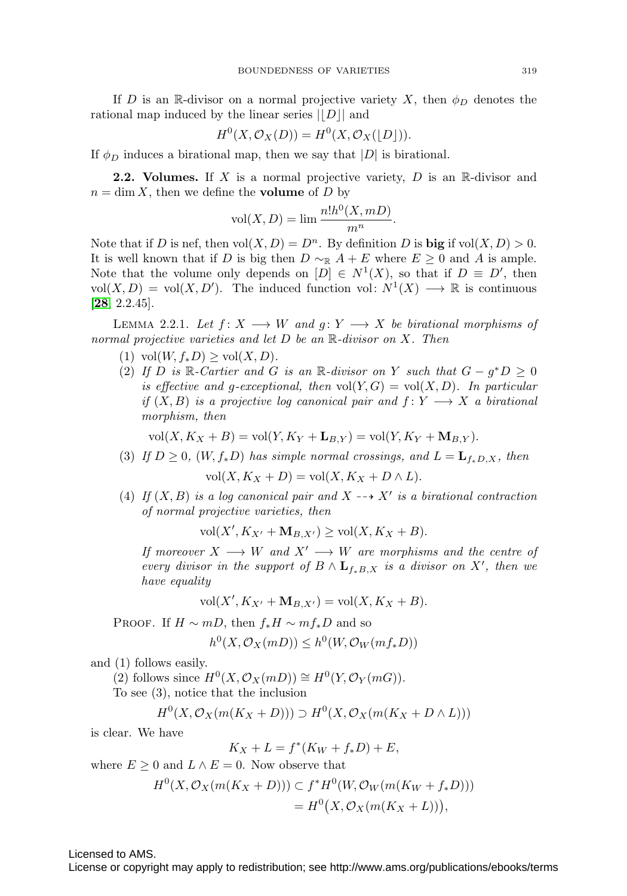If $D$ is an $\mathbb{R}$-divisor on a normal projective variety $X$, then $\phi_D$ denotes the rational map induced by the linear series $|\lfloor D \rfloor|$ and

$$H^0(X, \mathcal{O}_X(D)) = H^0(X, \mathcal{O}_X(\lfloor D \rfloor)).$$

If $\phi_D$ induces a birational map, then we say that $|D|$ is birational.

**2.2. Volumes.** If $X$ is a normal projective variety, $D$ is an $\mathbb{R}$-divisor and $n = \dim X$, then we define the **volume** of $D$ by

$$\operatorname{vol}(X, D) = \lim \frac{n! h^0(X, mD)}{m^n}.$$

Note that if $D$ is nef, then $\operatorname{vol}(X, D) = D^n$. By definition $D$ is **big** if $\operatorname{vol}(X, D) > 0$. It is well known that if $D$ is big then $D \sim_{\mathbb{R}} A + E$ where $E \geq 0$ and $A$ is ample. Note that the volume only depends on $[D] \in N^1(X)$, so that if $D \equiv D'$, then $\operatorname{vol}(X, D) = \operatorname{vol}(X, D')$. The induced function $\operatorname{vol}\colon N^1(X) \longrightarrow \mathbb{R}$ is continuous [**28**, 2.2.45].

Lemma 2.2.1. *Let $f\colon X \longrightarrow W$ and $g\colon Y \longrightarrow X$ be birational morphisms of normal projective varieties and let $D$ be an $\mathbb{R}$-divisor on $X$. Then*

1. $\operatorname{vol}(W, f_*D) \geq \operatorname{vol}(X, D)$.
2. *If $D$ is $\mathbb{R}$-Cartier and $G$ is an $\mathbb{R}$-divisor on $Y$ such that $G - g^*D \geq 0$ is effective and $g$-exceptional, then $\operatorname{vol}(Y, G) = \operatorname{vol}(X, D)$. In particular if $(X, B)$ is a projective log canonical pair and $f\colon Y \longrightarrow X$ a birational morphism, then*

$$\operatorname{vol}(X, K_X + B) = \operatorname{vol}(Y, K_Y + \mathbf{L}_{B,Y}) = \operatorname{vol}(Y, K_Y + \mathbf{M}_{B,Y}).$$

3. *If $D \geq 0$, $(W, f_*D)$ has simple normal crossings, and $L = \mathbf{L}_{f_*D,X}$, then*

$$\operatorname{vol}(X, K_X + D) = \operatorname{vol}(X, K_X + D \wedge L).$$

4. *If $(X, B)$ is a log canonical pair and $X \dashrightarrow X'$ is a birational contraction of normal projective varieties, then*

$$\operatorname{vol}(X', K_{X'} + \mathbf{M}_{B,X'}) \geq \operatorname{vol}(X, K_X + B).$$

*If moreover $X \longrightarrow W$ and $X' \longrightarrow W$ are morphisms and the centre of every divisor in the support of $B \wedge \mathbf{L}_{f_*B,X}$ is a divisor on $X'$, then we have equality*

$$\operatorname{vol}(X', K_{X'} + \mathbf{M}_{B,X'}) = \operatorname{vol}(X, K_X + B).$$

Proof. If $H \sim mD$, then $f_*H \sim mf_*D$ and so

$$h^0(X, \mathcal{O}_X(mD)) \leq h^0(W, \mathcal{O}_W(mf_*D))$$

and (1) follows easily.

(2) follows since $H^0(X, \mathcal{O}_X(mD)) \cong H^0(Y, \mathcal{O}_Y(mG))$.

To see (3), notice that the inclusion

$$H^0(X, \mathcal{O}_X(m(K_X + D))) \supset H^0(X, \mathcal{O}_X(m(K_X + D \wedge L)))$$

is clear. We have

$$K_X + L = f^*(K_W + f_*D) + E,$$

where $E \geq 0$ and $L \wedge E = 0$. Now observe that

$$\begin{aligned} H^0(X, \mathcal{O}_X(m(K_X + D))) &\subset f^*H^0(W, \mathcal{O}_W(m(K_W + f_*D))) \\ &= H^0\big(X, \mathcal{O}_X(m(K_X + L))\big), \end{aligned}$$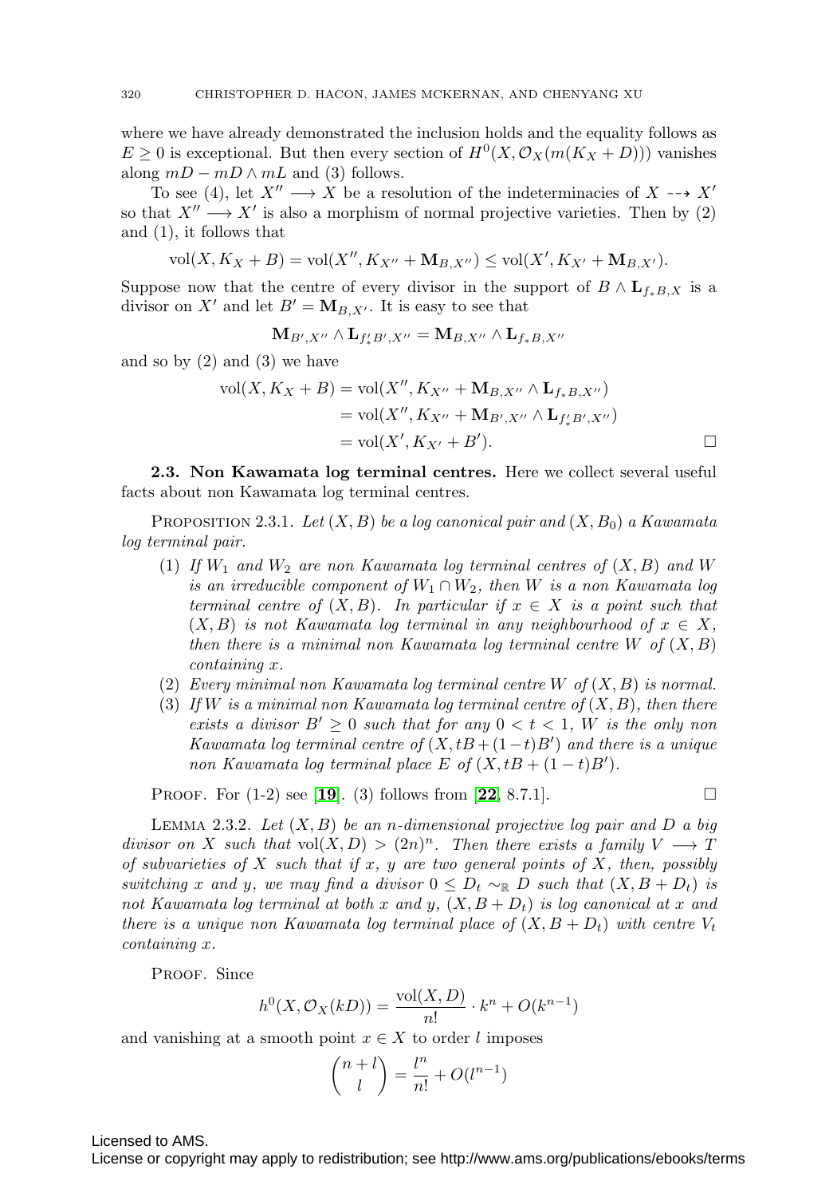where we have already demonstrated the inclusion holds and the equality follows as $E \geq 0$ is exceptional. But then every section of $H^0(X, \mathcal{O}_X(m(K_X + D)))$ vanishes along $mD - mD \wedge mL$ and (3) follows.

To see (4), let $X'' \longrightarrow X$ be a resolution of the indeterminacies of $X \dashrightarrow X'$ so that $X'' \longrightarrow X'$ is also a morphism of normal projective varieties. Then by (2) and (1), it follows that

$$\operatorname{vol}(X, K_X + B) = \operatorname{vol}(X'', K_{X''} + \mathbf{M}_{B,X''}) \leq \operatorname{vol}(X', K_{X'} + \mathbf{M}_{B,X'}).$$

Suppose now that the centre of every divisor in the support of $B \wedge \mathbf{L}_{f_*B,X}$ is a divisor on $X'$ and let $B' = \mathbf{M}_{B,X'}$. It is easy to see that

$$\mathbf{M}_{B',X''} \wedge \mathbf{L}_{f'_*B',X''} = \mathbf{M}_{B,X''} \wedge \mathbf{L}_{f_*B,X''}$$

and so by (2) and (3) we have

$$\begin{aligned}
\operatorname{vol}(X, K_X + B) &= \operatorname{vol}(X'', K_{X''} + \mathbf{M}_{B,X''} \wedge \mathbf{L}_{f_*B,X''}) \\
&= \operatorname{vol}(X'', K_{X''} + \mathbf{M}_{B',X''} \wedge \mathbf{L}_{f'_*B',X''}) \\
&= \operatorname{vol}(X', K_{X'} + B').
\end{aligned}$$

□

**2.3. Non Kawamata log terminal centres.** Here we collect several useful facts about non Kawamata log terminal centres.

Proposition 2.3.1. *Let $(X, B)$ be a log canonical pair and $(X, B_0)$ a Kawamata log terminal pair.*

1. *If $W_1$ and $W_2$ are non Kawamata log terminal centres of $(X, B)$ and $W$ is an irreducible component of $W_1 \cap W_2$, then $W$ is a non Kawamata log terminal centre of $(X, B)$. In particular if $x \in X$ is a point such that $(X, B)$ is not Kawamata log terminal in any neighbourhood of $x \in X$, then there is a minimal non Kawamata log terminal centre $W$ of $(X, B)$ containing $x$.*
2. *Every minimal non Kawamata log terminal centre $W$ of $(X, B)$ is normal.*
3. *If $W$ is a minimal non Kawamata log terminal centre of $(X, B)$, then there exists a divisor $B' \geq 0$ such that for any $0 < t < 1$, $W$ is the only non Kawamata log terminal centre of $(X, tB + (1-t)B')$ and there is a unique non Kawamata log terminal place $E$ of $(X, tB + (1-t)B')$.*

Proof. For (1-2) see [**19**]. (3) follows from [**22**, 8.7.1]. □

Lemma 2.3.2. *Let $(X, B)$ be an $n$-dimensional projective log pair and $D$ a big divisor on $X$ such that $\operatorname{vol}(X, D) > (2n)^n$. Then there exists a family $V \longrightarrow T$ of subvarieties of $X$ such that if $x$, $y$ are two general points of $X$, then, possibly switching $x$ and $y$, we may find a divisor $0 \leq D_t \sim_{\mathbb{R}} D$ such that $(X, B + D_t)$ is not Kawamata log terminal at both $x$ and $y$, $(X, B + D_t)$ is log canonical at $x$ and there is a unique non Kawamata log terminal place of $(X, B + D_t)$ with centre $V_t$ containing $x$.*

Proof. Since

$$h^0(X, \mathcal{O}_X(kD)) = \frac{\operatorname{vol}(X, D)}{n!} \cdot k^n + O(k^{n-1})$$

and vanishing at a smooth point $x \in X$ to order $l$ imposes

$$\binom{n+l}{l} = \frac{l^n}{n!} + O(l^{n-1})$$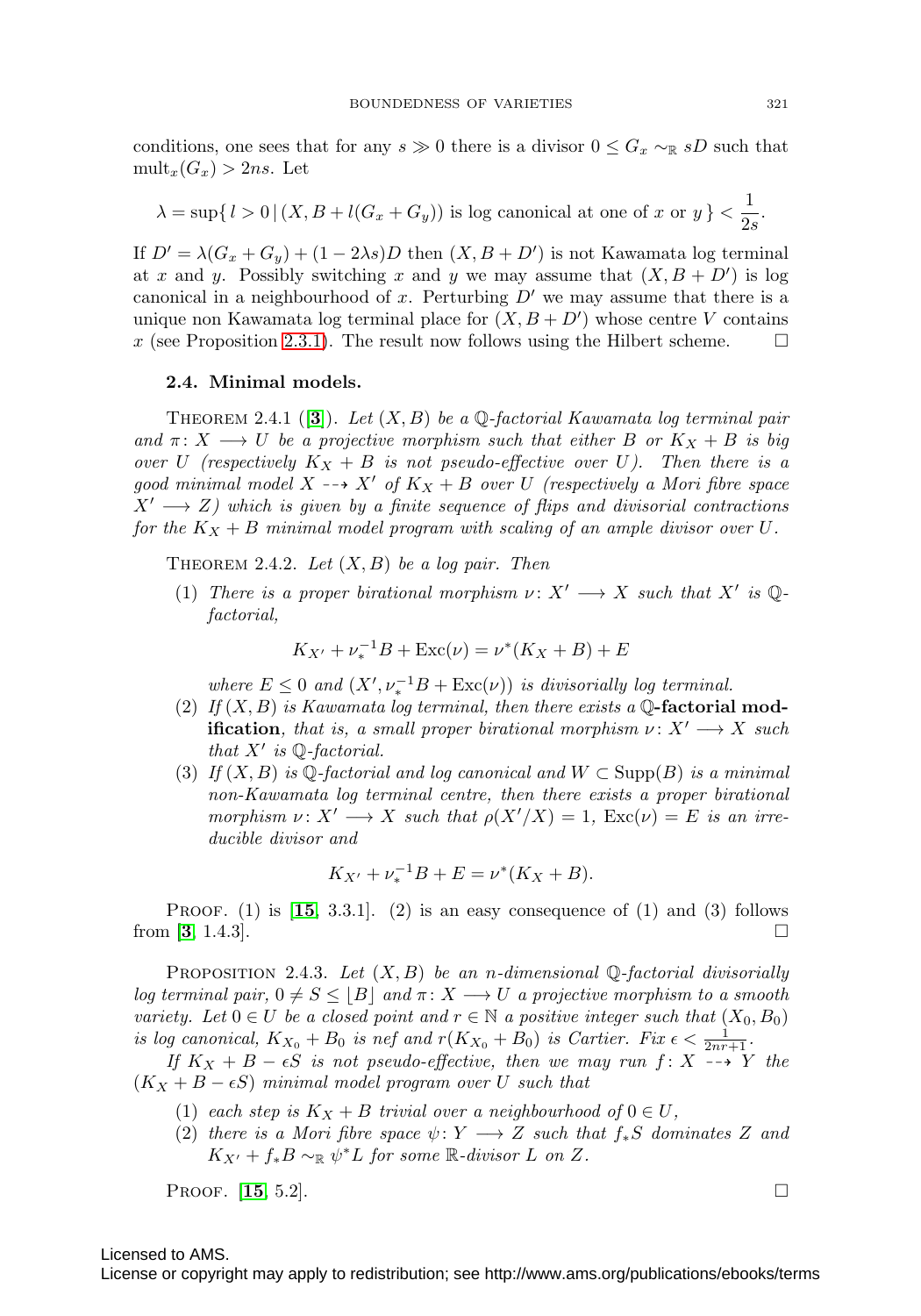conditions, one sees that for any $s \gg 0$ there is a divisor $0 \leq G_x \sim_{\mathbb{R}} sD$ such that $\operatorname{mult}_x(G_x) > 2ns$. Let

$$\lambda = \sup\{\, l > 0 \,|\, (X, B + l(G_x + G_y)) \text{ is log canonical at one of } x \text{ or } y \,\} < \frac{1}{2s}.$$

If $D' = \lambda(G_x + G_y) + (1 - 2\lambda s)D$ then $(X, B + D')$ is not Kawamata log terminal at $x$ and $y$. Possibly switching $x$ and $y$ we may assume that $(X, B + D')$ is log canonical in a neighbourhood of $x$. Perturbing $D'$ we may assume that there is a unique non Kawamata log terminal place for $(X, B + D')$ whose centre $V$ contains $x$ (see Proposition 2.3.1). The result now follows using the Hilbert scheme. □

### 2.4. Minimal models.

THEOREM 2.4.1 ([**3**]). *Let $(X, B)$ be a $\mathbb{Q}$-factorial Kawamata log terminal pair and $\pi \colon X \longrightarrow U$ be a projective morphism such that either $B$ or $K_X + B$ is big over $U$ (respectively $K_X + B$ is not pseudo-effective over $U$). Then there is a good minimal model $X \dashrightarrow X'$ of $K_X + B$ over $U$ (respectively a Mori fibre space $X' \longrightarrow Z$) which is given by a finite sequence of flips and divisorial contractions for the $K_X + B$ minimal model program with scaling of an ample divisor over $U$.*

THEOREM 2.4.2. *Let $(X, B)$ be a log pair. Then*

(1) *There is a proper birational morphism $\nu \colon X' \longrightarrow X$ such that $X'$ is $\mathbb{Q}$-factorial,*

$$K_{X'} + \nu_*^{-1}B + \operatorname{Exc}(\nu) = \nu^*(K_X + B) + E$$

*where $E \leq 0$ and $(X', \nu_*^{-1}B + \operatorname{Exc}(\nu))$ is divisorially log terminal.*

(2) *If $(X, B)$ is Kawamata log terminal, then there exists a* **$\mathbb{Q}$-factorial modification**, *that is, a small proper birational morphism $\nu \colon X' \longrightarrow X$ such that $X'$ is $\mathbb{Q}$-factorial.*

(3) *If $(X, B)$ is $\mathbb{Q}$-factorial and log canonical and $W \subset \operatorname{Supp}(B)$ is a minimal non-Kawamata log terminal centre, then there exists a proper birational morphism $\nu \colon X' \longrightarrow X$ such that $\rho(X'/X) = 1$, $\operatorname{Exc}(\nu) = E$ is an irreducible divisor and*

$$K_{X'} + \nu_*^{-1}B + E = \nu^*(K_X + B).$$

PROOF. (1) is [**15**, 3.3.1]. (2) is an easy consequence of (1) and (3) follows from [**3**, 1.4.3]. □

PROPOSITION 2.4.3. *Let $(X, B)$ be an $n$-dimensional $\mathbb{Q}$-factorial divisorially log terminal pair, $0 \neq S \leq \lfloor B \rfloor$ and $\pi \colon X \longrightarrow U$ a projective morphism to a smooth variety. Let $0 \in U$ be a closed point and $r \in \mathbb{N}$ a positive integer such that $(X_0, B_0)$ is log canonical, $K_{X_0} + B_0$ is nef and $r(K_{X_0} + B_0)$ is Cartier. Fix $\epsilon < \frac{1}{2nr+1}$.*

*If $K_X + B - \epsilon S$ is not pseudo-effective, then we may run $f \colon X \dashrightarrow Y$ the $(K_X + B - \epsilon S)$ minimal model program over $U$ such that*

(1) *each step is $K_X + B$ trivial over a neighbourhood of $0 \in U$,*

(2) *there is a Mori fibre space $\psi \colon Y \longrightarrow Z$ such that $f_*S$ dominates $Z$ and $K_{X'} + f_*B \sim_{\mathbb{R}} \psi^*L$ for some $\mathbb{R}$-divisor $L$ on $Z$.*

PROOF. [**15**, 5.2]. □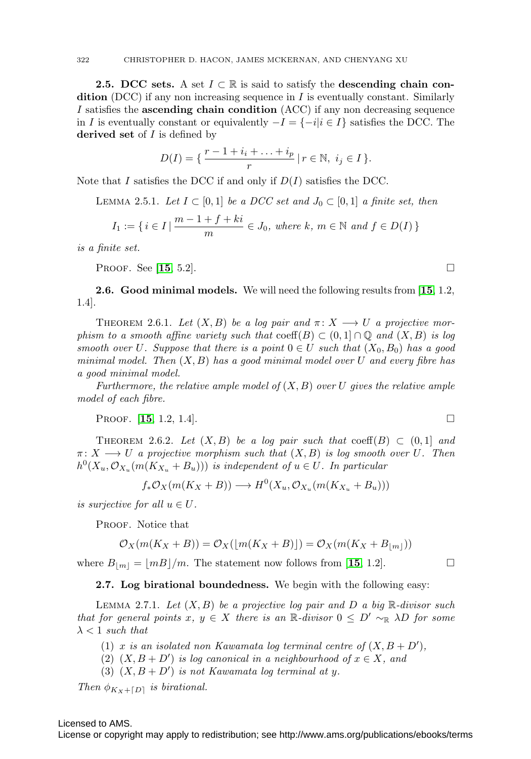**2.5. DCC sets.** A set $I \subset \mathbb{R}$ is said to satisfy the **descending chain condition** (DCC) if any non increasing sequence in $I$ is eventually constant. Similarly $I$ satisfies the **ascending chain condition** (ACC) if any non decreasing sequence in $I$ is eventually constant or equivalently $-I = \{-i | i \in I\}$ satisfies the DCC. The **derived set** of $I$ is defined by

$$D(I) = \{ \frac{r - 1 + i_i + \ldots + i_p}{r} \,|\, r \in \mathbb{N},\ i_j \in I \}.$$

Note that $I$ satisfies the DCC if and only if $D(I)$ satisfies the DCC.

LEMMA 2.5.1. *Let $I \subset [0,1]$ be a DCC set and $J_0 \subset [0,1]$ a finite set, then*

$$I_1 := \{ i \in I \,|\, \frac{m - 1 + f + ki}{m} \in J_0, \text{ where } k,\ m \in \mathbb{N} \text{ and } f \in D(I) \}$$

*is a finite set.*

PROOF. See [15, 5.2]. □

**2.6. Good minimal models.** We will need the following results from [15, 1.2, 1.4].

THEOREM 2.6.1. *Let $(X, B)$ be a log pair and $\pi \colon X \longrightarrow U$ a projective morphism to a smooth affine variety such that $\operatorname{coeff}(B) \subset (0,1] \cap \mathbb{Q}$ and $(X, B)$ is log smooth over $U$. Suppose that there is a point $0 \in U$ such that $(X_0, B_0)$ has a good minimal model. Then $(X, B)$ has a good minimal model over $U$ and every fibre has a good minimal model.*

*Furthermore, the relative ample model of $(X, B)$ over $U$ gives the relative ample model of each fibre.*

PROOF. [15, 1.2, 1.4]. □

THEOREM 2.6.2. *Let $(X, B)$ be a log pair such that $\operatorname{coeff}(B) \subset (0,1]$ and $\pi \colon X \longrightarrow U$ a projective morphism such that $(X, B)$ is log smooth over $U$. Then $h^0(X_u, \mathcal{O}_{X_u}(m(K_{X_u} + B_u)))$ is independent of $u \in U$. In particular*

$$f_*\mathcal{O}_X(m(K_X + B)) \longrightarrow H^0(X_u, \mathcal{O}_{X_u}(m(K_{X_u} + B_u)))$$

*is surjective for all $u \in U$.*

PROOF. Notice that

$$\mathcal{O}_X(m(K_X + B)) = \mathcal{O}_X(\lfloor m(K_X + B) \rfloor) = \mathcal{O}_X(m(K_X + B_{\lfloor m \rfloor}))$$

where $B_{\lfloor m \rfloor} = \lfloor mB \rfloor / m$. The statement now follows from [15, 1.2]. □

**2.7. Log birational boundedness.** We begin with the following easy:

LEMMA 2.7.1. *Let $(X, B)$ be a projective log pair and $D$ a big $\mathbb{R}$-divisor such that for general points $x,\ y \in X$ there is an $\mathbb{R}$-divisor $0 \leq D' \sim_{\mathbb{R}} \lambda D$ for some $\lambda < 1$ such that*

1. *$x$ is an isolated non Kawamata log terminal centre of $(X, B + D')$,*
2. *$(X, B + D')$ is log canonical in a neighbourhood of $x \in X$, and*
3. *$(X, B + D')$ is not Kawamata log terminal at $y$.*

*Then $\phi_{K_X + \lceil D \rceil}$ is birational.*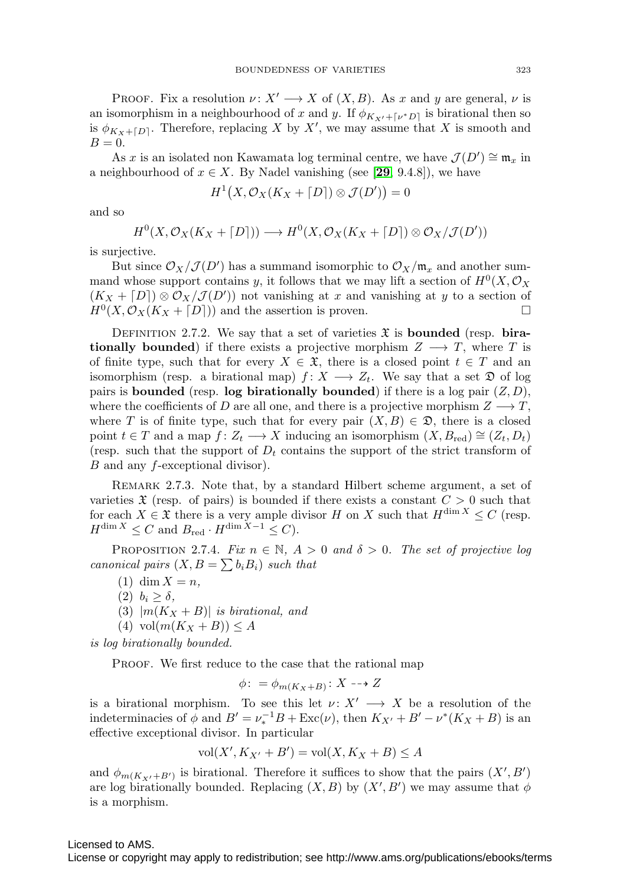Proof. Fix a resolution $\nu\colon X' \longrightarrow X$ of $(X, B)$. As $x$ and $y$ are general, $\nu$ is an isomorphism in a neighbourhood of $x$ and $y$. If $\phi_{K_{X'}+\lceil \nu^* D\rceil}$ is birational then so is $\phi_{K_X+\lceil D\rceil}$. Therefore, replacing $X$ by $X'$, we may assume that $X$ is smooth and $B = 0$.

As $x$ is an isolated non Kawamata log terminal centre, we have $\mathcal{J}(D') \cong \mathfrak{m}_x$ in a neighbourhood of $x \in X$. By Nadel vanishing (see [29, 9.4.8]), we have

$$H^1\big(X, \mathcal{O}_X(K_X + \lceil D\rceil) \otimes \mathcal{J}(D')\big) = 0$$

and so

$$H^0(X, \mathcal{O}_X(K_X + \lceil D\rceil)) \longrightarrow H^0(X, \mathcal{O}_X(K_X + \lceil D\rceil) \otimes \mathcal{O}_X/\mathcal{J}(D'))$$

is surjective.

But since $\mathcal{O}_X/\mathcal{J}(D')$ has a summand isomorphic to $\mathcal{O}_X/\mathfrak{m}_x$ and another summand whose support contains $y$, it follows that we may lift a section of $H^0(X, \mathcal{O}_X(K_X + \lceil D\rceil) \otimes \mathcal{O}_X/\mathcal{J}(D'))$ not vanishing at $x$ and vanishing at $y$ to a section of $H^0(X, \mathcal{O}_X(K_X + \lceil D\rceil))$ and the assertion is proven. $\square$

Definition 2.7.2. We say that a set of varieties $\mathfrak{X}$ is **bounded** (resp. **birationally bounded**) if there exists a projective morphism $Z \longrightarrow T$, where $T$ is of finite type, such that for every $X \in \mathfrak{X}$, there is a closed point $t \in T$ and an isomorphism (resp. a birational map) $f\colon X \longrightarrow Z_t$. We say that a set $\mathfrak{D}$ of log pairs is **bounded** (resp. **log birationally bounded**) if there is a log pair $(Z, D)$, where the coefficients of $D$ are all one, and there is a projective morphism $Z \longrightarrow T$, where $T$ is of finite type, such that for every pair $(X, B) \in \mathfrak{D}$, there is a closed point $t \in T$ and a map $f\colon Z_t \longrightarrow X$ inducing an isomorphism $(X, B_{\mathrm{red}}) \cong (Z_t, D_t)$ (resp. such that the support of $D_t$ contains the support of the strict transform of $B$ and any $f$-exceptional divisor).

Remark 2.7.3. Note that, by a standard Hilbert scheme argument, a set of varieties $\mathfrak{X}$ (resp. of pairs) is bounded if there exists a constant $C > 0$ such that for each $X \in \mathfrak{X}$ there is a very ample divisor $H$ on $X$ such that $H^{\dim X} \leq C$ (resp. $H^{\dim X} \leq C$ and $B_{\mathrm{red}} \cdot H^{\dim X - 1} \leq C$).

Proposition 2.7.4. *Fix $n \in \mathbb{N}$, $A > 0$ and $\delta > 0$. The set of projective log canonical pairs $(X, B = \sum b_i B_i)$ such that*

(1) $\dim X = n$,
(2) $b_i \geq \delta$,
(3) $|m(K_X + B)|$ *is birational, and*
(4) $\mathrm{vol}(m(K_X + B)) \leq A$

*is log birationally bounded.*

Proof. We first reduce to the case that the rational map

$$\phi\colon = \phi_{m(K_X+B)}\colon X \dashrightarrow Z$$

is a birational morphism. To see this let $\nu\colon X' \longrightarrow X$ be a resolution of the indeterminacies of $\phi$ and $B' = \nu_*^{-1}B + \mathrm{Exc}(\nu)$, then $K_{X'} + B' - \nu^*(K_X + B)$ is an effective exceptional divisor. In particular

$$\mathrm{vol}(X', K_{X'} + B') = \mathrm{vol}(X, K_X + B) \leq A$$

and $\phi_{m(K_{X'}+B')}$ is birational. Therefore it suffices to show that the pairs $(X', B')$ are log birationally bounded. Replacing $(X, B)$ by $(X', B')$ we may assume that $\phi$ is a morphism.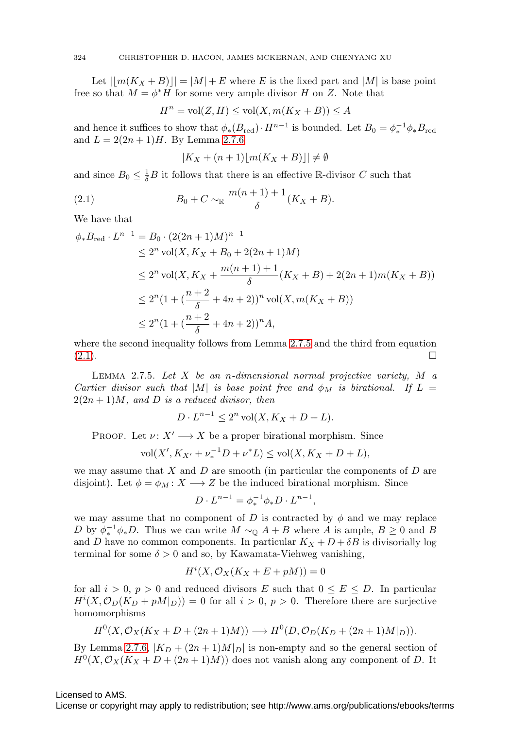Let $|\lfloor m(K_X+B)\rfloor| = |M| + E$ where $E$ is the fixed part and $|M|$ is base point free so that $M = \phi^* H$ for some very ample divisor $H$ on $Z$. Note that

$$H^n = \operatorname{vol}(Z, H) \leq \operatorname{vol}(X, m(K_X+B)) \leq A$$

and hence it suffices to show that $\phi_*(B_{\text{red}}) \cdot H^{n-1}$ is bounded. Let $B_0 = \phi_*^{-1}\phi_* B_{\text{red}}$ and $L = 2(2n+1)H$. By Lemma 2.7.6

$$|K_X + (n+1)\lfloor m(K_X+B)\rfloor| \neq \emptyset$$

and since $B_0 \leq \frac{1}{\delta}B$ it follows that there is an effective $\mathbb{R}$-divisor $C$ such that

$$B_0 + C \sim_{\mathbb{R}} \frac{m(n+1)+1}{\delta}(K_X+B). \tag{2.1}$$

We have that

$$\begin{aligned}
\phi_* B_{\text{red}} \cdot L^{n-1} &= B_0 \cdot (2(2n+1)M)^{n-1} \\
&\leq 2^n \operatorname{vol}(X, K_X + B_0 + 2(2n+1)M) \\
&\leq 2^n \operatorname{vol}(X, K_X + \frac{m(n+1)+1}{\delta}(K_X+B) + 2(2n+1)m(K_X+B)) \\
&\leq 2^n (1 + (\frac{n+2}{\delta} + 4n+2))^n \operatorname{vol}(X, m(K_X+B)) \\
&\leq 2^n (1 + (\frac{n+2}{\delta} + 4n+2))^n A,
\end{aligned}$$

where the second inequality follows from Lemma 2.7.5 and the third from equation (2.1). $\square$

**Lemma 2.7.5.** *Let $X$ be an $n$-dimensional normal projective variety, $M$ a Cartier divisor such that $|M|$ is base point free and $\phi_M$ is birational. If $L = 2(2n+1)M$, and $D$ is a reduced divisor, then*

$$D \cdot L^{n-1} \leq 2^n \operatorname{vol}(X, K_X + D + L).$$

Proof. Let $\nu\colon X' \longrightarrow X$ be a proper birational morphism. Since

$$\operatorname{vol}(X', K_{X'} + \nu_*^{-1}D + \nu^* L) \leq \operatorname{vol}(X, K_X + D + L),$$

we may assume that $X$ and $D$ are smooth (in particular the components of $D$ are disjoint). Let $\phi = \phi_M\colon X \longrightarrow Z$ be the induced birational morphism. Since

$$D \cdot L^{n-1} = \phi_*^{-1}\phi_* D \cdot L^{n-1},$$

we may assume that no component of $D$ is contracted by $\phi$ and we may replace $D$ by $\phi_*^{-1}\phi_* D$. Thus we can write $M \sim_{\mathbb{Q}} A + B$ where $A$ is ample, $B \geq 0$ and $B$ and $D$ have no common components. In particular $K_X + D + \delta B$ is divisorially log terminal for some $\delta > 0$ and so, by Kawamata-Viehweg vanishing,

$$H^i(X, \mathcal{O}_X(K_X + E + pM)) = 0$$

for all $i > 0$, $p > 0$ and reduced divisors $E$ such that $0 \leq E \leq D$. In particular $H^i(X, \mathcal{O}_D(K_D + pM|_D)) = 0$ for all $i > 0$, $p > 0$. Therefore there are surjective homomorphisms

$$H^0(X, \mathcal{O}_X(K_X + D + (2n+1)M)) \longrightarrow H^0(D, \mathcal{O}_D(K_D + (2n+1)M|_D)).$$

By Lemma 2.7.6, $|K_D + (2n+1)M|_D|$ is non-empty and so the general section of $H^0(X, \mathcal{O}_X(K_X + D + (2n+1)M))$ does not vanish along any component of $D$. It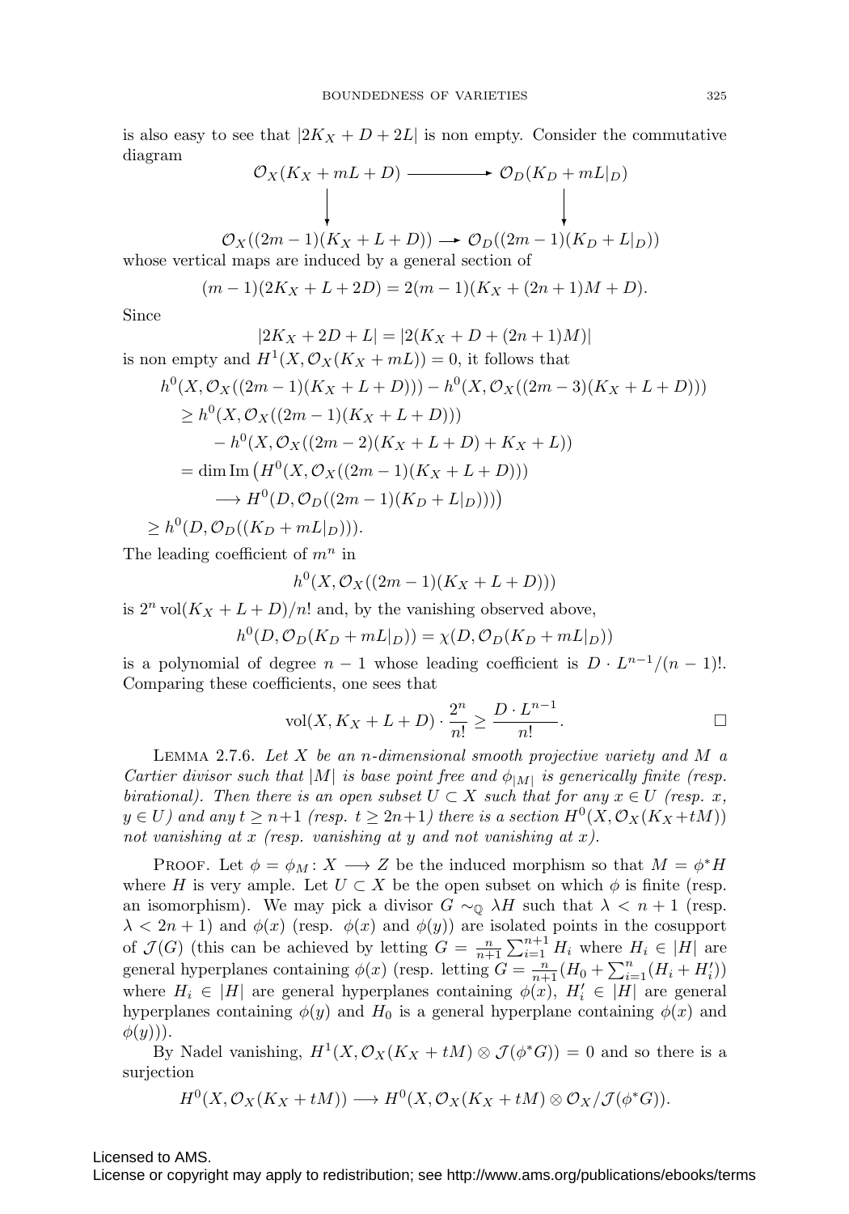is also easy to see that $|2K_X + D + 2L|$ is non empty. Consider the commutative diagram

$$\begin{array}{ccc} \mathcal{O}_X(K_X + mL + D) & \longrightarrow & \mathcal{O}_D(K_D + mL|_D) \\ \downarrow & & \downarrow \\ \mathcal{O}_X((2m-1)(K_X + L + D)) & \longrightarrow & \mathcal{O}_D((2m-1)(K_D + L|_D)) \end{array}$$

whose vertical maps are induced by a general section of

$$(m-1)(2K_X + L + 2D) = 2(m-1)(K_X + (2n+1)M + D).$$

Since

$$|2K_X + 2D + L| = |2(K_X + D + (2n+1)M)|$$

is non empty and $H^1(X, \mathcal{O}_X(K_X + mL)) = 0$, it follows that

$$\begin{aligned}
&h^0(X, \mathcal{O}_X((2m-1)(K_X + L + D))) - h^0(X, \mathcal{O}_X((2m-3)(K_X + L + D))) \\
&\quad \geq h^0(X, \mathcal{O}_X((2m-1)(K_X + L + D))) \\
&\qquad - h^0(X, \mathcal{O}_X((2m-2)(K_X + L + D) + K_X + L)) \\
&\quad = \dim \operatorname{Im} \big( H^0(X, \mathcal{O}_X((2m-1)(K_X + L + D))) \\
&\qquad \longrightarrow H^0(D, \mathcal{O}_D((2m-1)(K_D + L|_D)))\big) \\
&\geq h^0(D, \mathcal{O}_D((K_D + mL|_D))).
\end{aligned}$$

The leading coefficient of $m^n$ in

$$h^0(X, \mathcal{O}_X((2m-1)(K_X + L + D)))$$

is $2^n \operatorname{vol}(K_X + L + D)/n!$ and, by the vanishing observed above,

$$h^0(D, \mathcal{O}_D(K_D + mL|_D)) = \chi(D, \mathcal{O}_D(K_D + mL|_D))$$

is a polynomial of degree $n-1$ whose leading coefficient is $D \cdot L^{n-1}/(n-1)!$. Comparing these coefficients, one sees that

$$\operatorname{vol}(X, K_X + L + D) \cdot \frac{2^n}{n!} \geq \frac{D \cdot L^{n-1}}{n!}. \qquad \square$$

LEMMA 2.7.6. *Let $X$ be an $n$-dimensional smooth projective variety and $M$ a Cartier divisor such that $|M|$ is base point free and $\phi_{|M|}$ is generically finite (resp. birational). Then there is an open subset $U \subset X$ such that for any $x \in U$ (resp. $x$, $y \in U$) and any $t \geq n+1$ (resp. $t \geq 2n+1$) there is a section $H^0(X, \mathcal{O}_X(K_X + tM))$ not vanishing at $x$ (resp. vanishing at $y$ and not vanishing at $x$).*

PROOF. Let $\phi = \phi_M : X \longrightarrow Z$ be the induced morphism so that $M = \phi^* H$ where $H$ is very ample. Let $U \subset X$ be the open subset on which $\phi$ is finite (resp. an isomorphism). We may pick a divisor $G \sim_{\mathbb{Q}} \lambda H$ such that $\lambda < n+1$ (resp. $\lambda < 2n+1$) and $\phi(x)$ (resp. $\phi(x)$ and $\phi(y)$) are isolated points in the cosupport of $\mathcal{J}(G)$ (this can be achieved by letting $G = \frac{n}{n+1} \sum_{i=1}^{n+1} H_i$ where $H_i \in |H|$ are general hyperplanes containing $\phi(x)$ (resp. letting $G = \frac{n}{n+1}(H_0 + \sum_{i=1}^{n}(H_i + H_i'))$ where $H_i \in |H|$ are general hyperplanes containing $\phi(x)$, $H_i' \in |H|$ are general hyperplanes containing $\phi(y)$ and $H_0$ is a general hyperplane containing $\phi(x)$ and $\phi(y)$)).

By Nadel vanishing, $H^1(X, \mathcal{O}_X(K_X + tM) \otimes \mathcal{J}(\phi^* G)) = 0$ and so there is a surjection

$$H^0(X, \mathcal{O}_X(K_X + tM)) \longrightarrow H^0(X, \mathcal{O}_X(K_X + tM) \otimes \mathcal{O}_X/\mathcal{J}(\phi^* G)).$$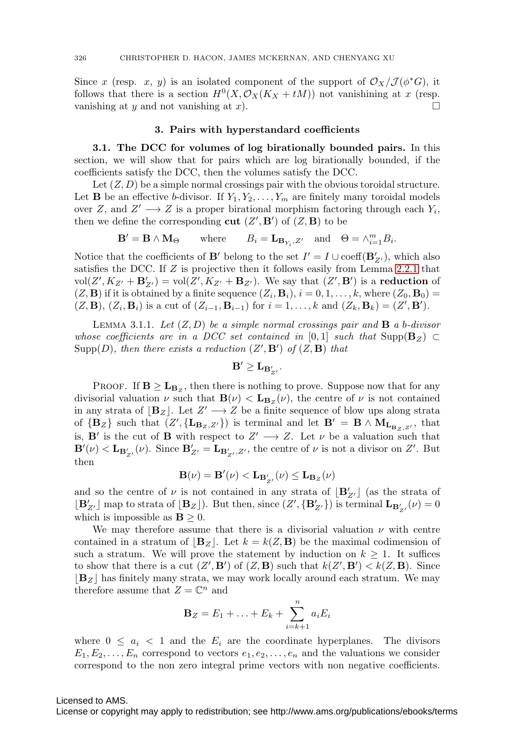Since $x$ (resp. $x$, $y$) is an isolated component of the support of $\mathcal{O}_X/\mathcal{J}(\phi^* G)$, it follows that there is a section $H^0(X, \mathcal{O}_X(K_X + tM))$ not vanishing at $x$ (resp. vanishing at $y$ and not vanishing at $x$). $\square$

## 3. Pairs with hyperstandard coefficients

**3.1. The DCC for volumes of log birationally bounded pairs.** In this section, we will show that for pairs which are log birationally bounded, if the coefficients satisfy the DCC, then the volumes satisfy the DCC.

Let $(Z, D)$ be a simple normal crossings pair with the obvious toroidal structure. Let $\mathbf{B}$ be an effective $b$-divisor. If $Y_1, Y_2, \ldots, Y_m$ are finitely many toroidal models over $Z$, and $Z' \longrightarrow Z$ is a proper birational morphism factoring through each $Y_i$, then we define the corresponding **cut** $(Z', \mathbf{B}')$ of $(Z, \mathbf{B})$ to be

$$\mathbf{B}' = \mathbf{B} \wedge \mathbf{M}_{\Theta} \qquad \text{where} \qquad B_i = \mathbf{L}_{\mathbf{B}_{Y_i}, Z'} \quad \text{and} \quad \Theta = \wedge_{i=1}^m B_i.$$

Notice that the coefficients of $\mathbf{B}'$ belong to the set $I' = I \cup \operatorname{coeff}(\mathbf{B}'_{Z'})$, which also satisfies the DCC. If $Z$ is projective then it follows easily from Lemma 2.2.1 that $\operatorname{vol}(Z', K_{Z'} + \mathbf{B}'_{Z'}) = \operatorname{vol}(Z', K_{Z'} + \mathbf{B}_{Z'})$. We say that $(Z', \mathbf{B}')$ is a **reduction** of $(Z, \mathbf{B})$ if it is obtained by a finite sequence $(Z_i, \mathbf{B}_i)$, $i = 0, 1, \ldots, k$, where $(Z_0, \mathbf{B}_0) = (Z, \mathbf{B})$, $(Z_i, \mathbf{B}_i)$ is a cut of $(Z_{i-1}, \mathbf{B}_{i-1})$ for $i = 1, \ldots, k$ and $(Z_k, \mathbf{B}_k) = (Z', \mathbf{B}')$.

Lemma 3.1.1. *Let $(Z, D)$ be a simple normal crossings pair and $\mathbf{B}$ a b-divisor whose coefficients are in a DCC set contained in $[0, 1]$ such that $\operatorname{Supp}(\mathbf{B}_Z) \subset \operatorname{Supp}(D)$, then there exists a reduction $(Z', \mathbf{B}')$ of $(Z, \mathbf{B})$ that*

$$\mathbf{B}' \geq \mathbf{L}_{\mathbf{B}'_{Z'}}.$$

Proof. If $\mathbf{B} \geq \mathbf{L}_{\mathbf{B}_Z}$, then there is nothing to prove. Suppose now that for any divisorial valuation $\nu$ such that $\mathbf{B}(\nu) < \mathbf{L}_{\mathbf{B}_Z}(\nu)$, the centre of $\nu$ is not contained in any strata of $\lfloor \mathbf{B}_Z \rfloor$. Let $Z' \longrightarrow Z$ be a finite sequence of blow ups along strata of $\{\mathbf{B}_Z\}$ such that $(Z', \{\mathbf{L}_{\mathbf{B}_Z, Z'}\})$ is terminal and let $\mathbf{B}' = \mathbf{B} \wedge \mathbf{M}_{\mathbf{L}_{\mathbf{B}_Z, Z'}}$, that is, $\mathbf{B}'$ is the cut of $\mathbf{B}$ with respect to $Z' \longrightarrow Z$. Let $\nu$ be a valuation such that $\mathbf{B}'(\nu) < \mathbf{L}_{\mathbf{B}'_{Z'}}(\nu)$. Since $\mathbf{B}'_{Z'} = \mathbf{L}_{\mathbf{B}'_{Z'}, Z'}$, the centre of $\nu$ is not a divisor on $Z'$. But then

$$\mathbf{B}(\nu) = \mathbf{B}'(\nu) < \mathbf{L}_{\mathbf{B}'_{Z'}}(\nu) \leq \mathbf{L}_{\mathbf{B}_Z}(\nu)$$

and so the centre of $\nu$ is not contained in any strata of $\lfloor \mathbf{B}'_{Z'} \rfloor$ (as the strata of $\lfloor \mathbf{B}'_{Z'} \rfloor$ map to strata of $\lfloor \mathbf{B}_Z \rfloor$). But then, since $(Z', \{\mathbf{B}'_{Z'}\})$ is terminal $\mathbf{L}_{\mathbf{B}'_{Z'}}(\nu) = 0$ which is impossible as $\mathbf{B} \geq 0$.

We may therefore assume that there is a divisorial valuation $\nu$ with centre contained in a stratum of $\lfloor \mathbf{B}_Z \rfloor$. Let $k = k(Z, \mathbf{B})$ be the maximal codimension of such a stratum. We will prove the statement by induction on $k \geq 1$. It suffices to show that there is a cut $(Z', \mathbf{B}')$ of $(Z, \mathbf{B})$ such that $k(Z', \mathbf{B}') < k(Z, \mathbf{B})$. Since $\lfloor \mathbf{B}_Z \rfloor$ has finitely many strata, we may work locally around each stratum. We may therefore assume that $Z = \mathbb{C}^n$ and

$$\mathbf{B}_Z = E_1 + \ldots + E_k + \sum_{i=k+1}^{n} a_i E_i$$

where $0 \leq a_i < 1$ and the $E_i$ are the coordinate hyperplanes. The divisors $E_1, E_2, \ldots, E_n$ correspond to vectors $e_1, e_2, \ldots, e_n$ and the valuations we consider correspond to the non zero integral prime vectors with non negative coefficients.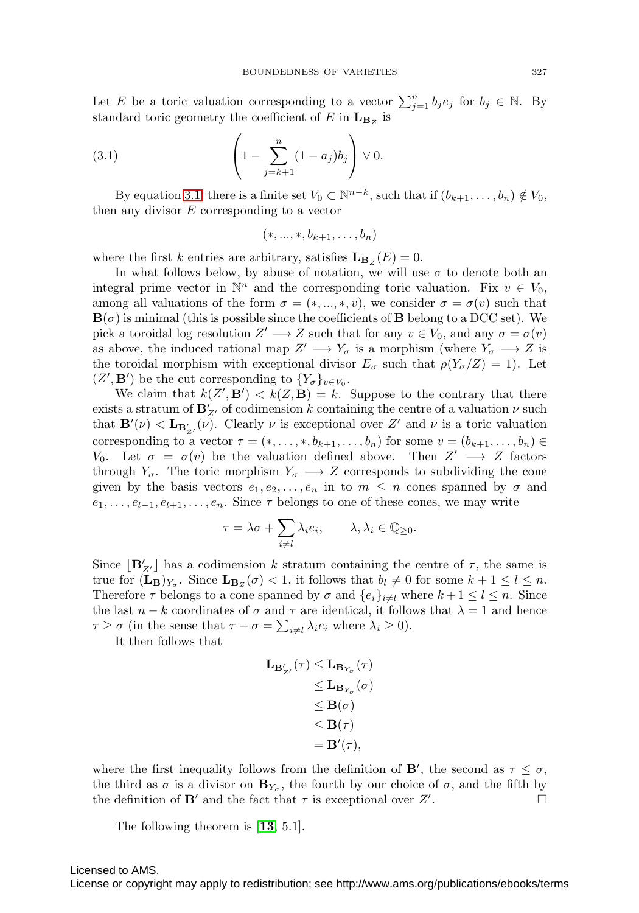Let $E$ be a toric valuation corresponding to a vector $\sum_{j=1}^n b_j e_j$ for $b_j \in \mathbb{N}$. By standard toric geometry the coefficient of $E$ in $\mathbf{L}_{\mathbf{B}_Z}$ is

$$\left(1 - \sum_{j=k+1}^{n} (1-a_j)b_j\right) \vee 0. \tag{3.1}$$

By equation 3.1, there is a finite set $V_0 \subset \mathbb{N}^{n-k}$, such that if $(b_{k+1}, \dots, b_n) \notin V_0$, then any divisor $E$ corresponding to a vector

$$(*, ..., *, b_{k+1}, \dots, b_n)$$

where the first $k$ entries are arbitrary, satisfies $\mathbf{L}_{\mathbf{B}_Z}(E) = 0$.

In what follows below, by abuse of notation, we will use $\sigma$ to denote both an integral prime vector in $\mathbb{N}^n$ and the corresponding toric valuation. Fix $v \in V_0$, among all valuations of the form $\sigma = (*, ..., *, v)$, we consider $\sigma = \sigma(v)$ such that $\mathbf{B}(\sigma)$ is minimal (this is possible since the coefficients of $\mathbf{B}$ belong to a DCC set). We pick a toroidal log resolution $Z' \longrightarrow Z$ such that for any $v \in V_0$, and any $\sigma = \sigma(v)$ as above, the induced rational map $Z' \longrightarrow Y_\sigma$ is a morphism (where $Y_\sigma \longrightarrow Z$ is the toroidal morphism with exceptional divisor $E_\sigma$ such that $\rho(Y_\sigma/Z) = 1$). Let $(Z', \mathbf{B}')$ be the cut corresponding to $\{Y_\sigma\}_{v \in V_0}$.

We claim that $k(Z', \mathbf{B}') < k(Z, \mathbf{B}) = k$. Suppose to the contrary that there exists a stratum of $\mathbf{B}'_{Z'}$ of codimension $k$ containing the centre of a valuation $\nu$ such that $\mathbf{B}'(\nu) < \mathbf{L}_{\mathbf{B}'_{Z'}}(\nu)$. Clearly $\nu$ is exceptional over $Z'$ and $\nu$ is a toric valuation corresponding to a vector $\tau = (*, \dots, *, b_{k+1}, \dots, b_n)$ for some $v = (b_{k+1}, \dots, b_n) \in V_0$. Let $\sigma = \sigma(v)$ be the valuation defined above. Then $Z' \longrightarrow Z$ factors through $Y_\sigma$. The toric morphism $Y_\sigma \longrightarrow Z$ corresponds to subdividing the cone given by the basis vectors $e_1, e_2, \dots, e_n$ in to $m \leq n$ cones spanned by $\sigma$ and $e_1, \dots, e_{l-1}, e_{l+1}, \dots, e_n$. Since $\tau$ belongs to one of these cones, we may write

$$\tau = \lambda\sigma + \sum_{i \neq l} \lambda_i e_i, \qquad \lambda, \lambda_i \in \mathbb{Q}_{\geq 0}.$$

Since $\lfloor \mathbf{B}'_{Z'} \rfloor$ has a codimension $k$ stratum containing the centre of $\tau$, the same is true for $(\mathbf{L}_{\mathbf{B}})_{Y_\sigma}$. Since $\mathbf{L}_{\mathbf{B}_Z}(\sigma) < 1$, it follows that $b_l \neq 0$ for some $k+1 \leq l \leq n$. Therefore $\tau$ belongs to a cone spanned by $\sigma$ and $\{e_i\}_{i \neq l}$ where $k+1 \leq l \leq n$. Since the last $n-k$ coordinates of $\sigma$ and $\tau$ are identical, it follows that $\lambda = 1$ and hence $\tau \geq \sigma$ (in the sense that $\tau - \sigma = \sum_{i \neq l} \lambda_i e_i$ where $\lambda_i \geq 0$).

It then follows that

$$\begin{aligned}
\mathbf{L}_{\mathbf{B}'_{Z'}}(\tau) &\leq \mathbf{L}_{\mathbf{B}_{Y_\sigma}}(\tau) \\
&\leq \mathbf{L}_{\mathbf{B}_{Y_\sigma}}(\sigma) \\
&\leq \mathbf{B}(\sigma) \\
&\leq \mathbf{B}(\tau) \\
&= \mathbf{B}'(\tau),
\end{aligned}$$

where the first inequality follows from the definition of $\mathbf{B}'$, the second as $\tau \leq \sigma$, the third as $\sigma$ is a divisor on $\mathbf{B}_{Y_\sigma}$, the fourth by our choice of $\sigma$, and the fifth by the definition of $\mathbf{B}'$ and the fact that $\tau$ is exceptional over $Z'$. $\square$

The following theorem is [**13**, 5.1].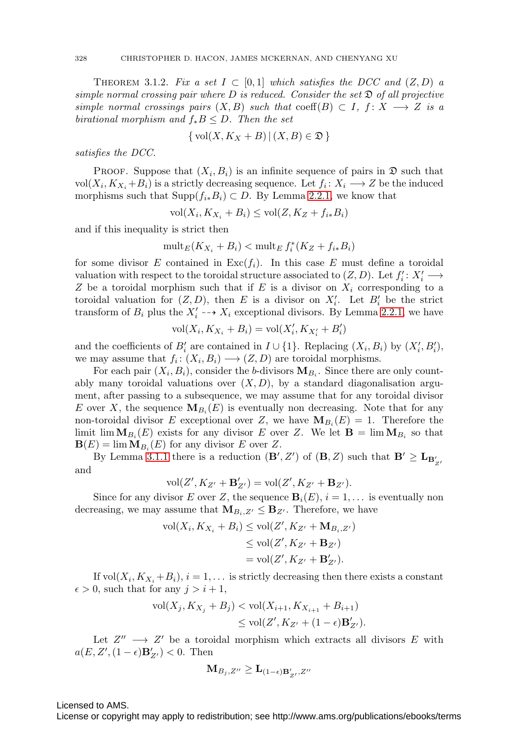THEOREM 3.1.2. *Fix a set $I \subset [0,1]$ which satisfies the DCC and $(Z,D)$ a simple normal crossing pair where $D$ is reduced. Consider the set $\mathfrak{D}$ of all projective simple normal crossings pairs $(X,B)$ such that* $\operatorname{coeff}(B) \subset I$*, $f\colon X \longrightarrow Z$ is a birational morphism and $f_*B \leq D$. Then the set*

$$\{ \operatorname{vol}(X, K_X + B) \,|\, (X,B) \in \mathfrak{D} \}$$

*satisfies the DCC.*

PROOF. Suppose that $(X_i, B_i)$ is an infinite sequence of pairs in $\mathfrak{D}$ such that $\operatorname{vol}(X_i, K_{X_i}+B_i)$ is a strictly decreasing sequence. Let $f_i\colon X_i \longrightarrow Z$ be the induced morphisms such that $\operatorname{Supp}(f_{i*}B_i) \subset D$. By Lemma 2.2.1, we know that

$$\operatorname{vol}(X_i, K_{X_i} + B_i) \leq \operatorname{vol}(Z, K_Z + f_{i*}B_i)$$

and if this inequality is strict then

$$\operatorname{mult}_E(K_{X_i} + B_i) < \operatorname{mult}_E f_i^*(K_Z + f_{i*}B_i)$$

for some divisor $E$ contained in $\operatorname{Exc}(f_i)$. In this case $E$ must define a toroidal valuation with respect to the toroidal structure associated to $(Z,D)$. Let $f'_i\colon X'_i \longrightarrow Z$ be a toroidal morphism such that if $E$ is a divisor on $X_i$ corresponding to a toroidal valuation for $(Z,D)$, then $E$ is a divisor on $X'_i$. Let $B'_i$ be the strict transform of $B_i$ plus the $X'_i \dashrightarrow X_i$ exceptional divisors. By Lemma 2.2.1, we have

$$\operatorname{vol}(X_i, K_{X_i} + B_i) = \operatorname{vol}(X'_i, K_{X'_i} + B'_i)$$

and the coefficients of $B'_i$ are contained in $I \cup \{1\}$. Replacing $(X_i, B_i)$ by $(X'_i, B'_i)$, we may assume that $f_i\colon (X_i, B_i) \longrightarrow (Z,D)$ are toroidal morphisms.

For each pair $(X_i, B_i)$, consider the $b$-divisors $\mathbf{M}_{B_i}$. Since there are only countably many toroidal valuations over $(X,D)$, by a standard diagonalisation argument, after passing to a subsequence, we may assume that for any toroidal divisor $E$ over $X$, the sequence $\mathbf{M}_{B_i}(E)$ is eventually non decreasing. Note that for any non-toroidal divisor $E$ exceptional over $Z$, we have $\mathbf{M}_{B_i}(E) = 1$. Therefore the limit $\lim \mathbf{M}_{B_i}(E)$ exists for any divisor $E$ over $Z$. We let $\mathbf{B} = \lim \mathbf{M}_{B_i}$ so that $\mathbf{B}(E) = \lim \mathbf{M}_{B_i}(E)$ for any divisor $E$ over $Z$.

By Lemma 3.1.1 there is a reduction $(\mathbf{B}', Z')$ of $(\mathbf{B}, Z)$ such that $\mathbf{B}' \geq \mathbf{L}_{\mathbf{B}'_{Z'}}$ and

$$\operatorname{vol}(Z', K_{Z'} + \mathbf{B}'_{Z'}) = \operatorname{vol}(Z', K_{Z'} + \mathbf{B}_{Z'}).$$

Since for any divisor $E$ over $Z$, the sequence $\mathbf{B}_i(E)$, $i = 1, \dots$ is eventually non decreasing, we may assume that $\mathbf{M}_{B_i,Z'} \leq \mathbf{B}_{Z'}$. Therefore, we have

$$\begin{aligned}
\operatorname{vol}(X_i, K_{X_i} + B_i) &\leq \operatorname{vol}(Z', K_{Z'} + \mathbf{M}_{B_i,Z'}) \\
&\leq \operatorname{vol}(Z', K_{Z'} + \mathbf{B}_{Z'}) \\
&= \operatorname{vol}(Z', K_{Z'} + \mathbf{B}'_{Z'}).
\end{aligned}$$

If $\operatorname{vol}(X_i, K_{X_i}+B_i)$, $i = 1, \dots$ is strictly decreasing then there exists a constant $\epsilon > 0$, such that for any $j > i+1$,

$$\begin{aligned}
\operatorname{vol}(X_j, K_{X_j} + B_j) &< \operatorname{vol}(X_{i+1}, K_{X_{i+1}} + B_{i+1}) \\
&\leq \operatorname{vol}(Z', K_{Z'} + (1-\epsilon)\mathbf{B}'_{Z'}).
\end{aligned}$$

Let $Z'' \longrightarrow Z'$ be a toroidal morphism which extracts all divisors $E$ with $a(E, Z', (1-\epsilon)\mathbf{B}'_{Z'}) < 0$. Then

$$\mathbf{M}_{B_j,Z''} \geq \mathbf{L}_{(1-\epsilon)\mathbf{B}'_{Z'},Z''}$$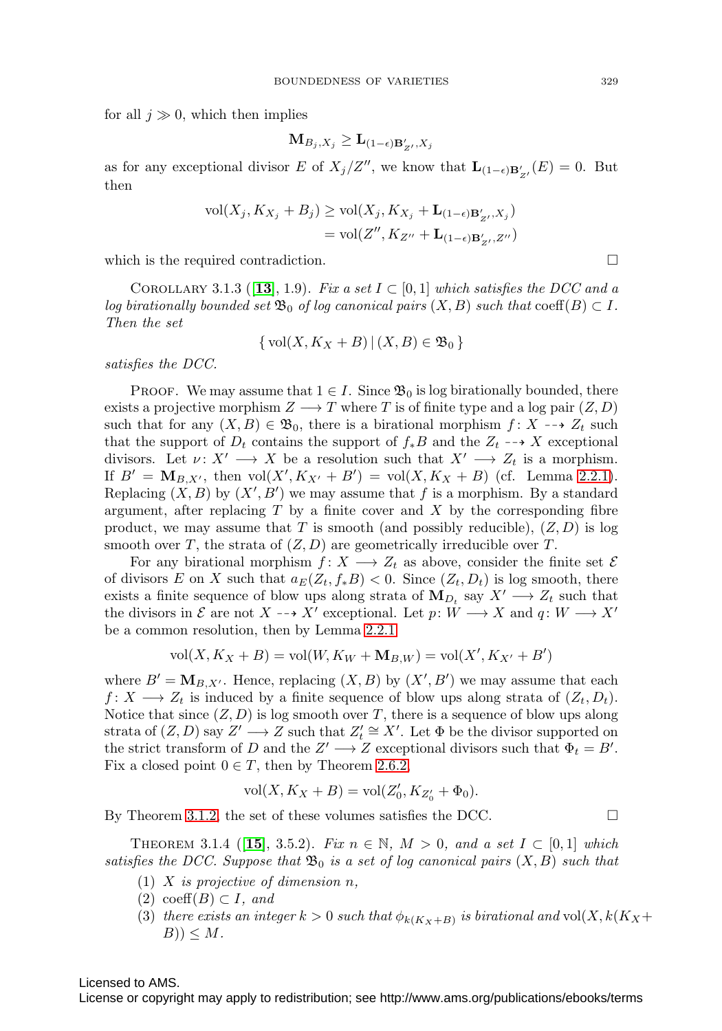for all $j \gg 0$, which then implies

$$\mathbf{M}_{B_j, X_j} \geq \mathbf{L}_{(1-\epsilon)\mathbf{B}'_{Z'}, X_j}$$

as for any exceptional divisor $E$ of $X_j/Z''$, we know that $\mathbf{L}_{(1-\epsilon)\mathbf{B}'_{Z'}}(E) = 0$. But then

$$\begin{aligned}\operatorname{vol}(X_j, K_{X_j} + B_j) &\geq \operatorname{vol}(X_j, K_{X_j} + \mathbf{L}_{(1-\epsilon)\mathbf{B}'_{Z'}, X_j}) \\ &= \operatorname{vol}(Z'', K_{Z''} + \mathbf{L}_{(1-\epsilon)\mathbf{B}'_{Z'}, Z''})\end{aligned}$$

which is the required contradiction. □

Corollary 3.1.3 ([**13**], 1.9). *Fix a set $I \subset [0, 1]$ which satisfies the DCC and a log birationally bounded set $\mathfrak{B}_0$ of log canonical pairs $(X, B)$ such that* $\operatorname{coeff}(B) \subset I$. *Then the set*

$$\{ \operatorname{vol}(X, K_X + B) \,|\, (X, B) \in \mathfrak{B}_0 \}$$

*satisfies the DCC.*

Proof. We may assume that $1 \in I$. Since $\mathfrak{B}_0$ is log birationally bounded, there exists a projective morphism $Z \longrightarrow T$ where $T$ is of finite type and a log pair $(Z, D)$ such that for any $(X, B) \in \mathfrak{B}_0$, there is a birational morphism $f \colon X \dashrightarrow Z_t$ such that the support of $D_t$ contains the support of $f_*B$ and the $Z_t \dashrightarrow X$ exceptional divisors. Let $\nu \colon X' \longrightarrow X$ be a resolution such that $X' \longrightarrow Z_t$ is a morphism. If $B' = \mathbf{M}_{B,X'}$, then $\operatorname{vol}(X', K_{X'} + B') = \operatorname{vol}(X, K_X + B)$ (cf. Lemma 2.2.1). Replacing $(X, B)$ by $(X', B')$ we may assume that $f$ is a morphism. By a standard argument, after replacing $T$ by a finite cover and $X$ by the corresponding fibre product, we may assume that $T$ is smooth (and possibly reducible), $(Z, D)$ is log smooth over $T$, the strata of $(Z, D)$ are geometrically irreducible over $T$.

For any birational morphism $f \colon X \longrightarrow Z_t$ as above, consider the finite set $\mathcal{E}$ of divisors $E$ on $X$ such that $a_E(Z_t, f_*B) < 0$. Since $(Z_t, D_t)$ is log smooth, there exists a finite sequence of blow ups along strata of $\mathbf{M}_{D_t}$ say $X' \longrightarrow Z_t$ such that the divisors in $\mathcal{E}$ are not $X \dashrightarrow X'$ exceptional. Let $p \colon W \longrightarrow X$ and $q \colon W \longrightarrow X'$ be a common resolution, then by Lemma 2.2.1

$$\operatorname{vol}(X, K_X + B) = \operatorname{vol}(W, K_W + \mathbf{M}_{B,W}) = \operatorname{vol}(X', K_{X'} + B')$$

where $B' = \mathbf{M}_{B,X'}$. Hence, replacing $(X, B)$ by $(X', B')$ we may assume that each $f \colon X \longrightarrow Z_t$ is induced by a finite sequence of blow ups along strata of $(Z_t, D_t)$. Notice that since $(Z, D)$ is log smooth over $T$, there is a sequence of blow ups along strata of $(Z, D)$ say $Z' \longrightarrow Z$ such that $Z'_t \cong X'$. Let $\Phi$ be the divisor supported on the strict transform of $D$ and the $Z' \longrightarrow Z$ exceptional divisors such that $\Phi_t = B'$. Fix a closed point $0 \in T$, then by Theorem 2.6.2

$$\operatorname{vol}(X, K_X + B) = \operatorname{vol}(Z'_0, K_{Z'_0} + \Phi_0).$$

By Theorem 3.1.2, the set of these volumes satisfies the DCC. □

Theorem 3.1.4 ([**15**], 3.5.2). *Fix $n \in \mathbb{N}$, $M > 0$, and a set $I \subset [0, 1]$ which satisfies the DCC. Suppose that $\mathfrak{B}_0$ is a set of log canonical pairs $(X, B)$ such that*

(1) *$X$ is projective of dimension $n$,*
(2) $\operatorname{coeff}(B) \subset I$, *and*
(3) *there exists an integer $k > 0$ such that $\phi_{k(K_X+B)}$ is birational and* $\operatorname{vol}(X, k(K_X + B)) \leq M$.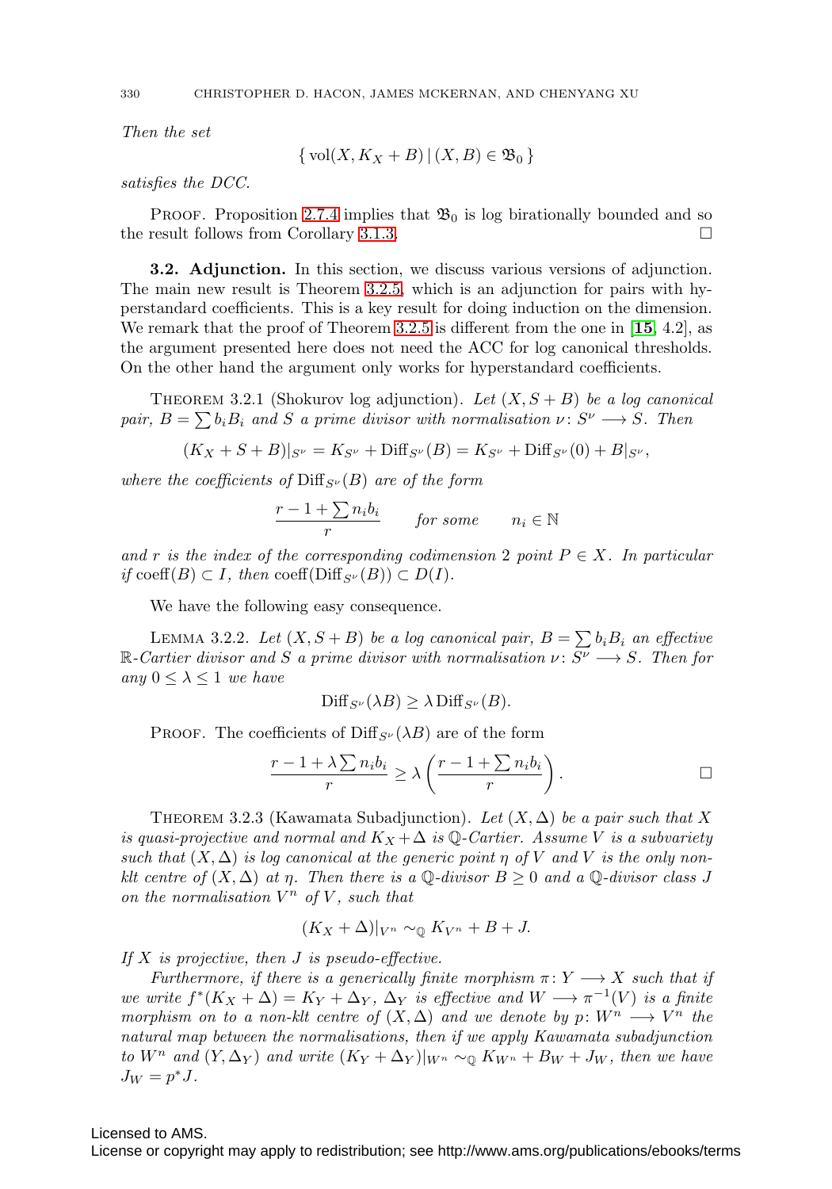*Then the set*

$$\{ \operatorname{vol}(X, K_X + B) \mid (X, B) \in \mathfrak{B}_0 \}$$

*satisfies the DCC.*

Proof. Proposition 2.7.4 implies that $\mathfrak{B}_0$ is log birationally bounded and so the result follows from Corollary 3.1.3. □

**3.2. Adjunction.** In this section, we discuss various versions of adjunction. The main new result is Theorem 3.2.5, which is an adjunction for pairs with hyperstandard coefficients. This is a key result for doing induction on the dimension. We remark that the proof of Theorem 3.2.5 is different from the one in [**15**, 4.2], as the argument presented here does not need the ACC for log canonical thresholds. On the other hand the argument only works for hyperstandard coefficients.

Theorem 3.2.1 (Shokurov log adjunction). *Let $(X, S + B)$ be a log canonical pair, $B = \sum b_i B_i$ and $S$ a prime divisor with normalisation $\nu \colon S^\nu \longrightarrow S$. Then*

$$(K_X + S + B)|_{S^\nu} = K_{S^\nu} + \operatorname{Diff}_{S^\nu}(B) = K_{S^\nu} + \operatorname{Diff}_{S^\nu}(0) + B|_{S^\nu},$$

*where the coefficients of $\operatorname{Diff}_{S^\nu}(B)$ are of the form*

$$\frac{r - 1 + \sum n_i b_i}{r} \qquad \text{for some} \qquad n_i \in \mathbb{N}$$

*and $r$ is the index of the corresponding codimension 2 point $P \in X$. In particular if $\operatorname{coeff}(B) \subset I$, then $\operatorname{coeff}(\operatorname{Diff}_{S^\nu}(B)) \subset D(I)$.*

We have the following easy consequence.

Lemma 3.2.2. *Let $(X, S + B)$ be a log canonical pair, $B = \sum b_i B_i$ an effective $\mathbb{R}$-Cartier divisor and $S$ a prime divisor with normalisation $\nu \colon S^\nu \longrightarrow S$. Then for any $0 \leq \lambda \leq 1$ we have*

$$\operatorname{Diff}_{S^\nu}(\lambda B) \geq \lambda \operatorname{Diff}_{S^\nu}(B).$$

Proof. The coefficients of $\operatorname{Diff}_{S^\nu}(\lambda B)$ are of the form

$$\frac{r - 1 + \lambda \sum n_i b_i}{r} \geq \lambda \left( \frac{r - 1 + \sum n_i b_i}{r} \right). \qquad \square$$

Theorem 3.2.3 (Kawamata Subadjunction). *Let $(X, \Delta)$ be a pair such that $X$ is quasi-projective and normal and $K_X + \Delta$ is $\mathbb{Q}$-Cartier. Assume $V$ is a subvariety such that $(X, \Delta)$ is log canonical at the generic point $\eta$ of $V$ and $V$ is the only non-klt centre of $(X, \Delta)$ at $\eta$. Then there is a $\mathbb{Q}$-divisor $B \geq 0$ and a $\mathbb{Q}$-divisor class $J$ on the normalisation $V^n$ of $V$, such that*

$$(K_X + \Delta)|_{V^n} \sim_{\mathbb{Q}} K_{V^n} + B + J.$$

*If $X$ is projective, then $J$ is pseudo-effective.*

*Furthermore, if there is a generically finite morphism $\pi \colon Y \longrightarrow X$ such that if we write $f^*(K_X + \Delta) = K_Y + \Delta_Y$, $\Delta_Y$ is effective and $W \longrightarrow \pi^{-1}(V)$ is a finite morphism on to a non-klt centre of $(X, \Delta)$ and we denote by $p \colon W^n \longrightarrow V^n$ the natural map between the normalisations, then if we apply Kawamata subadjunction to $W^n$ and $(Y, \Delta_Y)$ and write $(K_Y + \Delta_Y)|_{W^n} \sim_{\mathbb{Q}} K_{W^n} + B_W + J_W$, then we have $J_W = p^* J$.*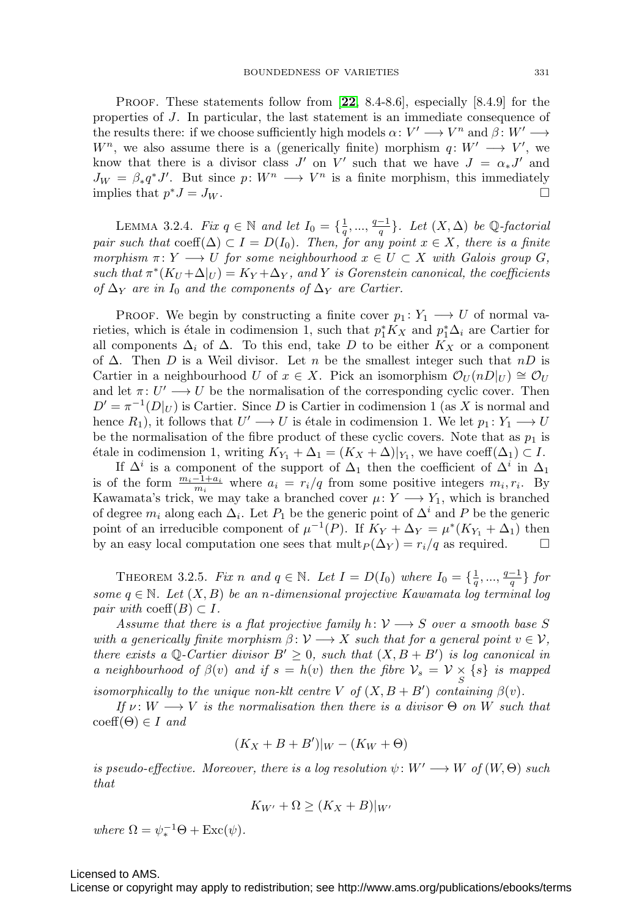PROOF. These statements follow from [**22**, 8.4-8.6], especially [8.4.9] for the properties of $J$. In particular, the last statement is an immediate consequence of the results there: if we choose sufficiently high models $\alpha\colon V' \longrightarrow V^n$ and $\beta\colon W' \longrightarrow W^n$, we also assume there is a (generically finite) morphism $q\colon W' \longrightarrow V'$, we know that there is a divisor class $J'$ on $V'$ such that we have $J = \alpha_* J'$ and $J_W = \beta_* q^* J'$. But since $p\colon W^n \longrightarrow V^n$ is a finite morphism, this immediately implies that $p^* J = J_W$. $\square$

LEMMA 3.2.4. *Fix $q \in \mathbb{N}$ and let $I_0 = \{\frac{1}{q}, ..., \frac{q-1}{q}\}$. Let $(X, \Delta)$ be $\mathbb{Q}$-factorial pair such that $\operatorname{coeff}(\Delta) \subset I = D(I_0)$. Then, for any point $x \in X$, there is a finite morphism $\pi\colon Y \longrightarrow U$ for some neighbourhood $x \in U \subset X$ with Galois group $G$, such that $\pi^*(K_U + \Delta|_U) = K_Y + \Delta_Y$, and $Y$ is Gorenstein canonical, the coefficients of $\Delta_Y$ are in $I_0$ and the components of $\Delta_Y$ are Cartier.*

PROOF. We begin by constructing a finite cover $p_1\colon Y_1 \longrightarrow U$ of normal varieties, which is étale in codimension 1, such that $p_1^* K_X$ and $p_1^* \Delta_i$ are Cartier for all components $\Delta_i$ of $\Delta$. To this end, take $D$ to be either $K_X$ or a component of $\Delta$. Then $D$ is a Weil divisor. Let $n$ be the smallest integer such that $nD$ is Cartier in a neighbourhood $U$ of $x \in X$. Pick an isomorphism $\mathcal{O}_U(nD|_U) \cong \mathcal{O}_U$ and let $\pi\colon U' \longrightarrow U$ be the normalisation of the corresponding cyclic cover. Then $D' = \pi^{-1}(D|_U)$ is Cartier. Since $D$ is Cartier in codimension 1 (as $X$ is normal and hence $R_1$), it follows that $U' \longrightarrow U$ is étale in codimension 1. We let $p_1\colon Y_1 \longrightarrow U$ be the normalisation of the fibre product of these cyclic covers. Note that as $p_1$ is étale in codimension 1, writing $K_{Y_1} + \Delta_1 = (K_X + \Delta)|_{Y_1}$, we have $\operatorname{coeff}(\Delta_1) \subset I$.

If $\Delta^i$ is a component of the support of $\Delta_1$ then the coefficient of $\Delta^i$ in $\Delta_1$ is of the form $\frac{m_i - 1 + a_i}{m_i}$ where $a_i = r_i/q$ from some positive integers $m_i, r_i$. By Kawamata's trick, we may take a branched cover $\mu\colon Y \longrightarrow Y_1$, which is branched of degree $m_i$ along each $\Delta_i$. Let $P_1$ be the generic point of $\Delta^i$ and $P$ be the generic point of an irreducible component of $\mu^{-1}(P)$. If $K_Y + \Delta_Y = \mu^*(K_{Y_1} + \Delta_1)$ then by an easy local computation one sees that $\operatorname{mult}_P(\Delta_Y) = r_i/q$ as required. $\square$

THEOREM 3.2.5. *Fix $n$ and $q \in \mathbb{N}$. Let $I = D(I_0)$ where $I_0 = \{\frac{1}{q}, ..., \frac{q-1}{q}\}$ for some $q \in \mathbb{N}$. Let $(X, B)$ be an $n$-dimensional projective Kawamata log terminal log pair with $\operatorname{coeff}(B) \subset I$.*

*Assume that there is a flat projective family $h\colon \mathcal{V} \longrightarrow S$ over a smooth base $S$ with a generically finite morphism $\beta\colon \mathcal{V} \longrightarrow X$ such that for a general point $v \in \mathcal{V}$, there exists a $\mathbb{Q}$-Cartier divisor $B' \geq 0$, such that $(X, B + B')$ is log canonical in a neighbourhood of $\beta(v)$ and if $s = h(v)$ then the fibre $\mathcal{V}_s = \mathcal{V} \underset{S}{\times} \{s\}$ is mapped isomorphically to the unique non-klt centre $V$ of $(X, B + B')$ containing $\beta(v)$.*

*If $\nu\colon W \longrightarrow V$ is the normalisation then there is a divisor $\Theta$ on $W$ such that $\operatorname{coeff}(\Theta) \in I$ and*

$$(K_X + B + B')|_W - (K_W + \Theta)$$

*is pseudo-effective. Moreover, there is a log resolution $\psi\colon W' \longrightarrow W$ of $(W, \Theta)$ such that*

$$K_{W'} + \Omega \geq (K_X + B)|_{W'}$$

*where $\Omega = \psi_*^{-1}\Theta + \operatorname{Exc}(\psi)$.*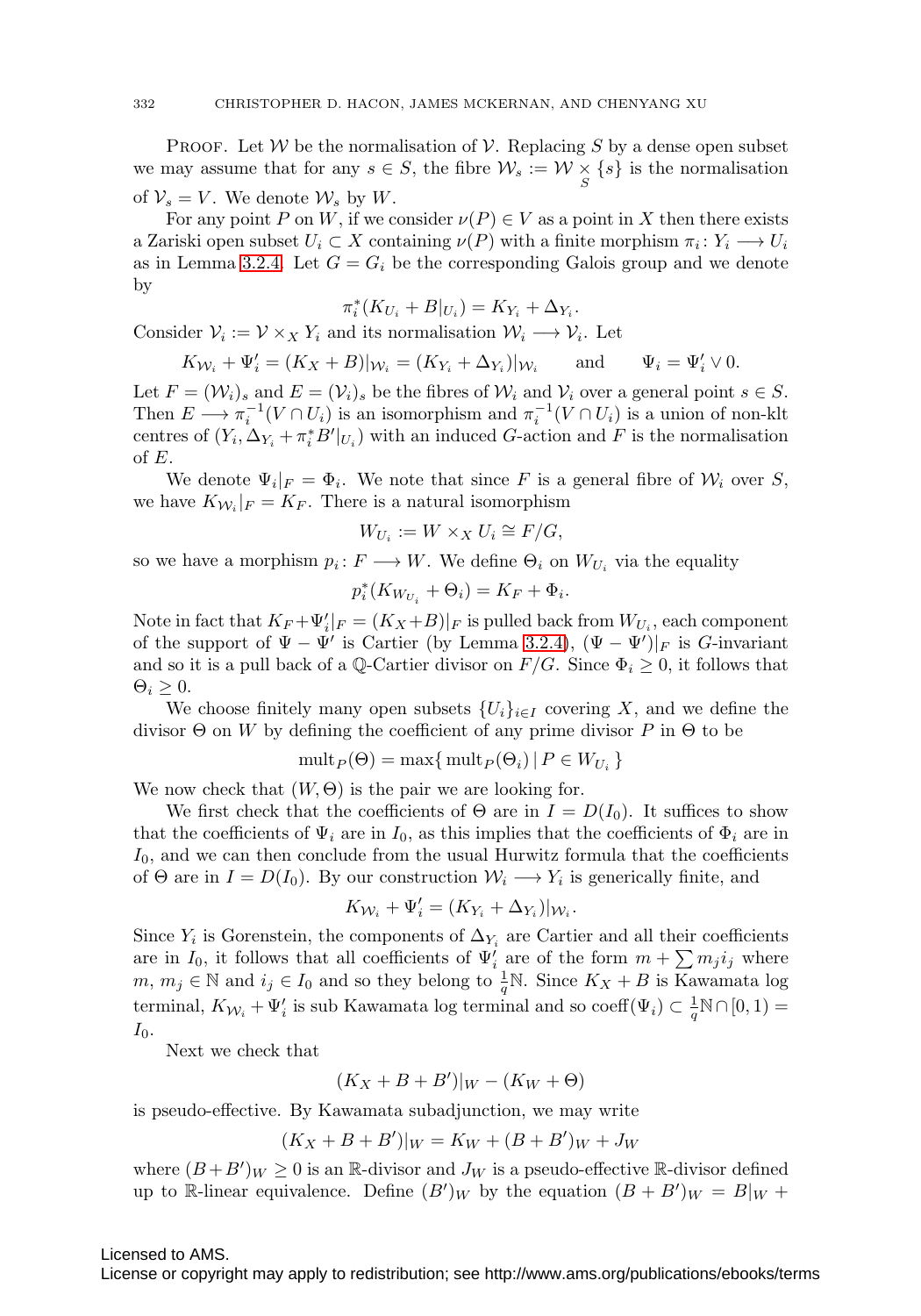Proof. Let $\mathcal{W}$ be the normalisation of $\mathcal{V}$. Replacing $S$ by a dense open subset we may assume that for any $s \in S$, the fibre $\mathcal{W}_s := \mathcal{W} \underset{S}{\times} \{s\}$ is the normalisation of $\mathcal{V}_s = V$. We denote $\mathcal{W}_s$ by $W$.

For any point $P$ on $W$, if we consider $\nu(P) \in V$ as a point in $X$ then there exists a Zariski open subset $U_i \subset X$ containing $\nu(P)$ with a finite morphism $\pi_i \colon Y_i \longrightarrow U_i$ as in Lemma 3.2.4. Let $G = G_i$ be the corresponding Galois group and we denote by

$$\pi_i^*(K_{U_i} + B|_{U_i}) = K_{Y_i} + \Delta_{Y_i}.$$

Consider $\mathcal{V}_i := \mathcal{V} \times_X Y_i$ and its normalisation $\mathcal{W}_i \longrightarrow \mathcal{V}_i$. Let

$$K_{\mathcal{W}_i} + \Psi_i' = (K_X + B)|_{\mathcal{W}_i} = (K_{Y_i} + \Delta_{Y_i})|_{\mathcal{W}_i} \qquad \text{and} \qquad \Psi_i = \Psi_i' \vee 0.$$

Let $F = (\mathcal{W}_i)_s$ and $E = (\mathcal{V}_i)_s$ be the fibres of $\mathcal{W}_i$ and $\mathcal{V}_i$ over a general point $s \in S$. Then $E \longrightarrow \pi_i^{-1}(V \cap U_i)$ is an isomorphism and $\pi_i^{-1}(V \cap U_i)$ is a union of non-klt centres of $(Y_i, \Delta_{Y_i} + \pi_i^* B'|_{U_i})$ with an induced $G$-action and $F$ is the normalisation of $E$.

We denote $\Psi_i|_F = \Phi_i$. We note that since $F$ is a general fibre of $\mathcal{W}_i$ over $S$, we have $K_{\mathcal{W}_i}|_F = K_F$. There is a natural isomorphism

$$W_{U_i} := W \times_X U_i \cong F/G,$$

so we have a morphism $p_i \colon F \longrightarrow W$. We define $\Theta_i$ on $W_{U_i}$ via the equality

$$p_i^*(K_{W_{U_i}} + \Theta_i) = K_F + \Phi_i.$$

Note in fact that $K_F + \Psi_i'|_F = (K_X + B)|_F$ is pulled back from $W_{U_i}$, each component of the support of $\Psi - \Psi'$ is Cartier (by Lemma 3.2.4), $(\Psi - \Psi')|_F$ is $G$-invariant and so it is a pull back of a $\mathbb{Q}$-Cartier divisor on $F/G$. Since $\Phi_i \geq 0$, it follows that $\Theta_i \geq 0$.

We choose finitely many open subsets $\{U_i\}_{i \in I}$ covering $X$, and we define the divisor $\Theta$ on $W$ by defining the coefficient of any prime divisor $P$ in $\Theta$ to be

$$\operatorname{mult}_P(\Theta) = \max\{\, \operatorname{mult}_P(\Theta_i) \,|\, P \in W_{U_i} \,\}$$

We now check that $(W, \Theta)$ is the pair we are looking for.

We first check that the coefficients of $\Theta$ are in $I = D(I_0)$. It suffices to show that the coefficients of $\Psi_i$ are in $I_0$, as this implies that the coefficients of $\Phi_i$ are in $I_0$, and we can then conclude from the usual Hurwitz formula that the coefficients of $\Theta$ are in $I = D(I_0)$. By our construction $\mathcal{W}_i \longrightarrow Y_i$ is generically finite, and

$$K_{\mathcal{W}_i} + \Psi_i' = (K_{Y_i} + \Delta_{Y_i})|_{\mathcal{W}_i}.$$

Since $Y_i$ is Gorenstein, the components of $\Delta_{Y_i}$ are Cartier and all their coefficients are in $I_0$, it follows that all coefficients of $\Psi_i'$ are of the form $m + \sum m_j i_j$ where $m$, $m_j \in \mathbb{N}$ and $i_j \in I_0$ and so they belong to $\frac{1}{q}\mathbb{N}$. Since $K_X + B$ is Kawamata log terminal, $K_{\mathcal{W}_i} + \Psi_i'$ is sub Kawamata log terminal and so $\operatorname{coeff}(\Psi_i) \subset \frac{1}{q}\mathbb{N} \cap [0, 1) = I_0$.

Next we check that

$$(K_X + B + B')|_W - (K_W + \Theta)$$

is pseudo-effective. By Kawamata subadjunction, we may write

$$(K_X + B + B')|_W = K_W + (B + B')_W + J_W$$

where $(B + B')_W \geq 0$ is an $\mathbb{R}$-divisor and $J_W$ is a pseudo-effective $\mathbb{R}$-divisor defined up to $\mathbb{R}$-linear equivalence. Define $(B')_W$ by the equation $(B + B')_W = B|_W +$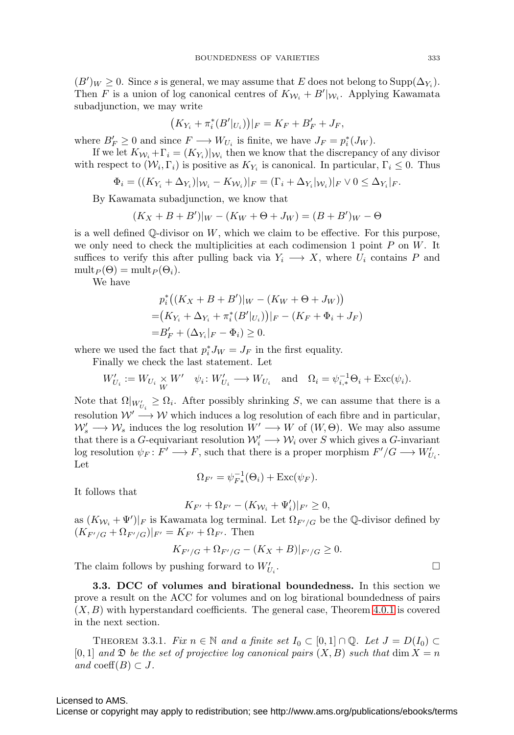$(B')_W \geq 0$. Since $s$ is general, we may assume that $E$ does not belong to $\mathrm{Supp}(\Delta_{Y_i})$. Then $F$ is a union of log canonical centres of $K_{\mathcal{W}_i} + B'|_{\mathcal{W}_i}$. Applying Kawamata subadjunction, we may write

$$\big(K_{Y_i} + \pi_i^*(B'|_{U_i})\big)|_F = K_F + B'_F + J_F,$$

where $B'_F \geq 0$ and since $F \longrightarrow W_{U_i}$ is finite, we have $J_F = p_i^*(J_W)$.

If we let $K_{\mathcal{W}_i} + \Gamma_i = (K_{Y_i})|_{\mathcal{W}_i}$ then we know that the discrepancy of any divisor with respect to $(\mathcal{W}_i, \Gamma_i)$ is positive as $K_{Y_i}$ is canonical. In particular, $\Gamma_i \leq 0$. Thus

$$\Phi_i = ((K_{Y_i} + \Delta_{Y_i})|_{\mathcal{W}_i} - K_{\mathcal{W}_i})|_F = (\Gamma_i + \Delta_{Y_i}|_{\mathcal{W}_i})|_F \vee 0 \leq \Delta_{Y_i}|_F.$$

By Kawamata subadjunction, we know that

$$(K_X + B + B')|_W - (K_W + \Theta + J_W) = (B + B')_W - \Theta$$

is a well defined $\mathbb{Q}$-divisor on $W$, which we claim to be effective. For this purpose, we only need to check the multiplicities at each codimension 1 point $P$ on $W$. It suffices to verify this after pulling back via $Y_i \longrightarrow X$, where $U_i$ contains $P$ and $\mathrm{mult}_P(\Theta) = \mathrm{mult}_P(\Theta_i)$.

We have

$$\begin{aligned}
&p_i^*\big((K_X + B + B')|_W - (K_W + \Theta + J_W)\big)\\
=&\big(K_{Y_i} + \Delta_{Y_i} + \pi_i^*(B'|_{U_i})\big)|_F - (K_F + \Phi_i + J_F)\\
=&B'_F + (\Delta_{Y_i}|_F - \Phi_i) \geq 0.
\end{aligned}$$

where we used the fact that $p_i^* J_W = J_F$ in the first equality.

Finally we check the last statement. Let

$$W'_{U_i} := W_{U_i} \underset{W}{\times} W' \quad \psi_i \colon W'_{U_i} \longrightarrow W_{U_i} \quad \text{and} \quad \Omega_i = \psi_{i,*}^{-1}\Theta_i + \mathrm{Exc}(\psi_i).$$

Note that $\Omega|_{W'_{U_i}} \geq \Omega_i$. After possibly shrinking $S$, we can assume that there is a resolution $\mathcal{W}' \longrightarrow \mathcal{W}$ which induces a log resolution of each fibre and in particular, $\mathcal{W}'_s \longrightarrow \mathcal{W}_s$ induces the log resolution $W' \longrightarrow W$ of $(W, \Theta)$. We may also assume that there is a $G$-equivariant resolution $\mathcal{W}'_i \longrightarrow \mathcal{W}_i$ over $S$ which gives a $G$-invariant log resolution $\psi_F \colon F' \longrightarrow F$, such that there is a proper morphism $F'/G \longrightarrow W'_{U_i}$. Let

$$\Omega_{F'} = \psi_{F*}^{-1}(\Theta_i) + \mathrm{Exc}(\psi_F).$$

It follows that

$$K_{F'} + \Omega_{F'} - (K_{\mathcal{W}_i} + \Psi'_i)|_{F'} \geq 0,$$

as $(K_{\mathcal{W}_i} + \Psi')|_F$ is Kawamata log terminal. Let $\Omega_{F'/G}$ be the $\mathbb{Q}$-divisor defined by $(K_{F'/G} + \Omega_{F'/G})|_{F'} = K_{F'} + \Omega_{F'}$. Then

$$K_{F'/G} + \Omega_{F'/G} - (K_X + B)|_{F'/G} \geq 0.$$

The claim follows by pushing forward to $W'_{U_i}$. $\square$

**3.3. DCC of volumes and birational boundedness.** In this section we prove a result on the ACC for volumes and on log birational boundedness of pairs $(X, B)$ with hyperstandard coefficients. The general case, Theorem 4.0.1 is covered in the next section.

THEOREM 3.3.1. *Fix $n \in \mathbb{N}$ and a finite set $I_0 \subset [0, 1] \cap \mathbb{Q}$. Let $J = D(I_0) \subset [0, 1]$ and $\mathfrak{D}$ be the set of projective log canonical pairs $(X, B)$ such that $\dim X = n$ and $\mathrm{coeff}(B) \subset J$.*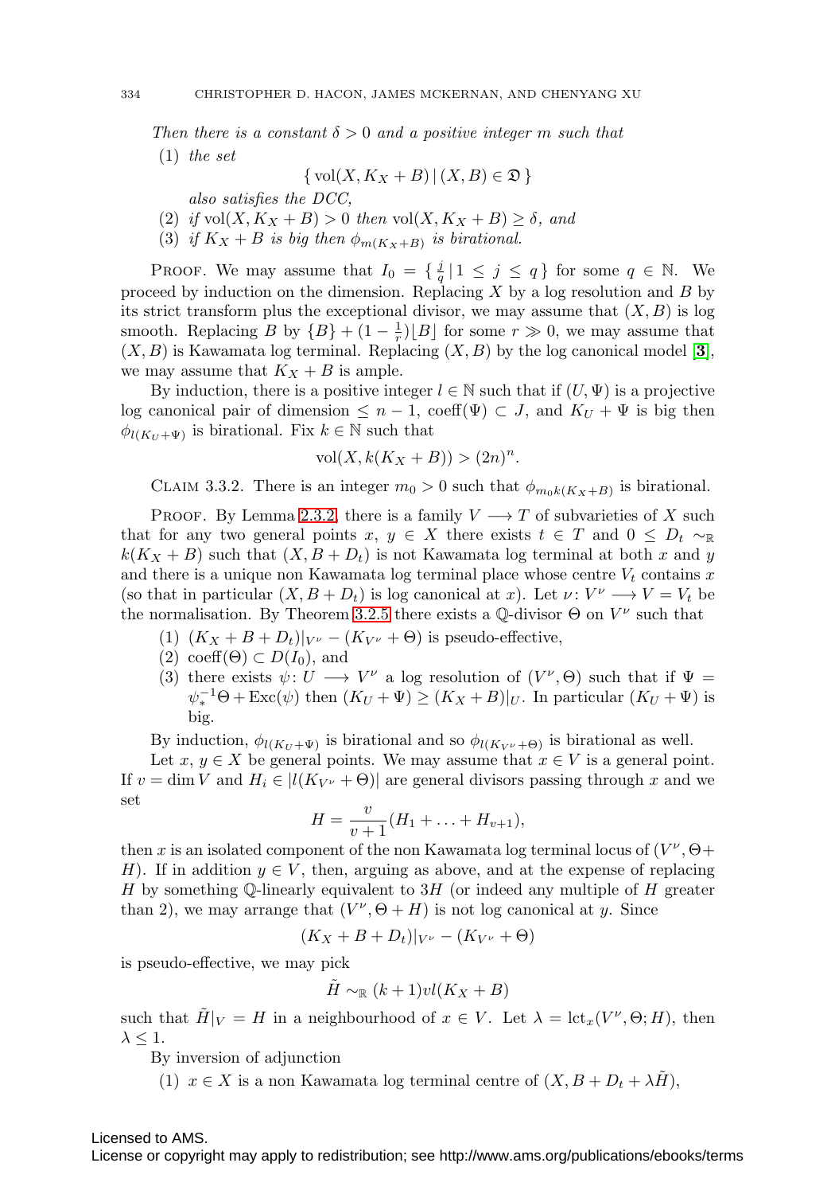*Then there is a constant $\delta > 0$ and a positive integer $m$ such that*

(1) *the set*

$$\{ \operatorname{vol}(X, K_X + B) \,|\, (X, B) \in \mathfrak{D} \}$$

*also satisfies the DCC,*

(2) *if $\operatorname{vol}(X, K_X + B) > 0$ then $\operatorname{vol}(X, K_X + B) \geq \delta$, and*

(3) *if $K_X + B$ is big then $\phi_{m(K_X+B)}$ is birational.*

Proof. We may assume that $I_0 = \{ \frac{j}{q} \,|\, 1 \leq j \leq q \}$ for some $q \in \mathbb{N}$. We proceed by induction on the dimension. Replacing $X$ by a log resolution and $B$ by its strict transform plus the exceptional divisor, we may assume that $(X, B)$ is log smooth. Replacing $B$ by $\{B\} + (1 - \frac{1}{r})\lfloor B \rfloor$ for some $r \gg 0$, we may assume that $(X, B)$ is Kawamata log terminal. Replacing $(X, B)$ by the log canonical model [**3**], we may assume that $K_X + B$ is ample.

By induction, there is a positive integer $l \in \mathbb{N}$ such that if $(U, \Psi)$ is a projective log canonical pair of dimension $\leq n - 1$, $\operatorname{coeff}(\Psi) \subset J$, and $K_U + \Psi$ is big then $\phi_{l(K_U+\Psi)}$ is birational. Fix $k \in \mathbb{N}$ such that

$$\operatorname{vol}(X, k(K_X + B)) > (2n)^n.$$

Claim 3.3.2. There is an integer $m_0 > 0$ such that $\phi_{m_0 k(K_X+B)}$ is birational.

Proof. By Lemma 2.3.2, there is a family $V \longrightarrow T$ of subvarieties of $X$ such that for any two general points $x$, $y \in X$ there exists $t \in T$ and $0 \leq D_t \sim_{\mathbb{R}} k(K_X + B)$ such that $(X, B + D_t)$ is not Kawamata log terminal at both $x$ and $y$ and there is a unique non Kawamata log terminal place whose centre $V_t$ contains $x$ (so that in particular $(X, B + D_t)$ is log canonical at $x$). Let $\nu \colon V^\nu \longrightarrow V = V_t$ be the normalisation. By Theorem 3.2.5 there exists a $\mathbb{Q}$-divisor $\Theta$ on $V^\nu$ such that

(1) $(K_X + B + D_t)|_{V^\nu} - (K_{V^\nu} + \Theta)$ is pseudo-effective,

(2) $\operatorname{coeff}(\Theta) \subset D(I_0)$, and

(3) there exists $\psi \colon U \longrightarrow V^\nu$ a log resolution of $(V^\nu, \Theta)$ such that if $\Psi = \psi_*^{-1}\Theta + \operatorname{Exc}(\psi)$ then $(K_U + \Psi) \geq (K_X + B)|_U$. In particular $(K_U + \Psi)$ is big.

By induction, $\phi_{l(K_U+\Psi)}$ is birational and so $\phi_{l(K_{V^\nu}+\Theta)}$ is birational as well.

Let $x$, $y \in X$ be general points. We may assume that $x \in V$ is a general point. If $v = \dim V$ and $H_i \in |l(K_{V^\nu} + \Theta)|$ are general divisors passing through $x$ and we set

$$H = \frac{v}{v+1}(H_1 + \ldots + H_{v+1}),$$

then $x$ is an isolated component of the non Kawamata log terminal locus of $(V^\nu, \Theta + H)$. If in addition $y \in V$, then, arguing as above, and at the expense of replacing $H$ by something $\mathbb{Q}$-linearly equivalent to $3H$ (or indeed any multiple of $H$ greater than 2), we may arrange that $(V^\nu, \Theta + H)$ is not log canonical at $y$. Since

$$(K_X + B + D_t)|_{V^\nu} - (K_{V^\nu} + \Theta)$$

is pseudo-effective, we may pick

$$\tilde{H} \sim_{\mathbb{R}} (k+1)vl(K_X + B)$$

such that $\tilde{H}|_V = H$ in a neighbourhood of $x \in V$. Let $\lambda = \operatorname{lct}_x(V^\nu, \Theta; H)$, then $\lambda \leq 1$.

By inversion of adjunction

(1) $x \in X$ is a non Kawamata log terminal centre of $(X, B + D_t + \lambda\tilde{H})$,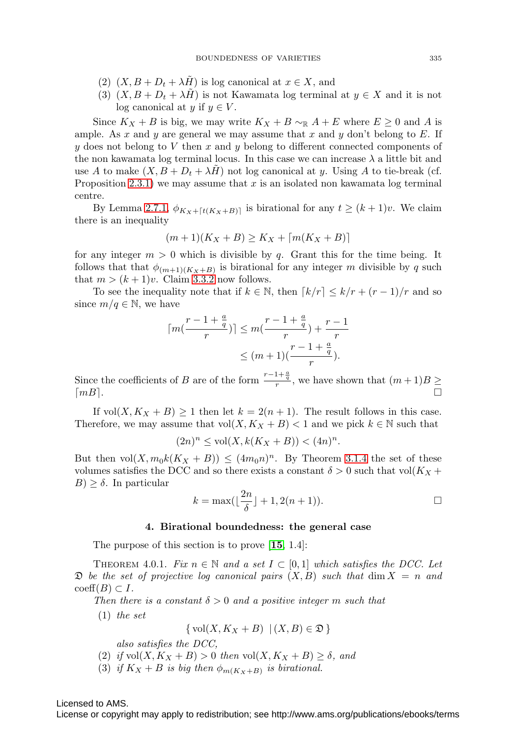(2) $(X, B + D_t + \lambda \tilde{H})$ is log canonical at $x \in X$, and

(3) $(X, B + D_t + \lambda \tilde{H})$ is not Kawamata log terminal at $y \in X$ and it is not log canonical at $y$ if $y \in V$.

Since $K_X + B$ is big, we may write $K_X + B \sim_{\mathbb{R}} A + E$ where $E \geq 0$ and $A$ is ample. As $x$ and $y$ are general we may assume that $x$ and $y$ don't belong to $E$. If $y$ does not belong to $V$ then $x$ and $y$ belong to different connected components of the non kawamata log terminal locus. In this case we can increase $\lambda$ a little bit and use $A$ to make $(X, B + D_t + \lambda \tilde{H})$ not log canonical at $y$. Using $A$ to tie-break (cf. Proposition 2.3.1) we may assume that $x$ is an isolated non kawamata log terminal centre.

By Lemma 2.7.1, $\phi_{K_X + \lceil t(K_X+B) \rceil}$ is birational for any $t \geq (k+1)v$. We claim there is an inequality

$$(m+1)(K_X + B) \geq K_X + \lceil m(K_X + B) \rceil$$

for any integer $m > 0$ which is divisible by $q$. Grant this for the time being. It follows that that $\phi_{(m+1)(K_X+B)}$ is birational for any integer $m$ divisible by $q$ such that $m > (k+1)v$. Claim 3.3.2 now follows.

To see the inequality note that if $k \in \mathbb{N}$, then $\lceil k/r \rceil \leq k/r + (r-1)/r$ and so since $m/q \in \mathbb{N}$, we have

$$\begin{aligned} \lceil m(\frac{r-1+\frac{a}{q}}{r}) \rceil &\leq m(\frac{r-1+\frac{a}{q}}{r}) + \frac{r-1}{r} \\ &\leq (m+1)(\frac{r-1+\frac{a}{q}}{r}). \end{aligned}$$

Since the coefficients of $B$ are of the form $\frac{r-1+\frac{a}{q}}{r}$, we have shown that $(m+1)B \geq \lceil mB \rceil$. $\square$

If $\operatorname{vol}(X, K_X + B) \geq 1$ then let $k = 2(n+1)$. The result follows in this case. Therefore, we may assume that $\operatorname{vol}(X, K_X + B) < 1$ and we pick $k \in \mathbb{N}$ such that

$$(2n)^n \leq \operatorname{vol}(X, k(K_X + B)) < (4n)^n.$$

But then $\operatorname{vol}(X, m_0 k(K_X + B)) \leq (4m_0 n)^n$. By Theorem 3.1.4 the set of these volumes satisfies the DCC and so there exists a constant $\delta > 0$ such that $\operatorname{vol}(K_X + B) \geq \delta$. In particular

$$k = \max(\lfloor \frac{2n}{\delta} \rfloor + 1, 2(n+1)). \qquad \square$$

## 4. Birational boundedness: the general case

The purpose of this section is to prove [**15**, 1.4]:

Theorem 4.0.1. *Fix $n \in \mathbb{N}$ and a set $I \subset [0,1]$ which satisfies the DCC. Let $\mathfrak{D}$ be the set of projective log canonical pairs $(X, B)$ such that $\dim X = n$ and $\operatorname{coeff}(B) \subset I$.*

*Then there is a constant $\delta > 0$ and a positive integer $m$ such that*

(1) *the set*

$$\{ \operatorname{vol}(X, K_X + B) \ | (X, B) \in \mathfrak{D} \}$$

*also satisfies the DCC,*

(2) *if $\operatorname{vol}(X, K_X + B) > 0$ then $\operatorname{vol}(X, K_X + B) \geq \delta$, and*

(3) *if $K_X + B$ is big then $\phi_{m(K_X+B)}$ is birational.*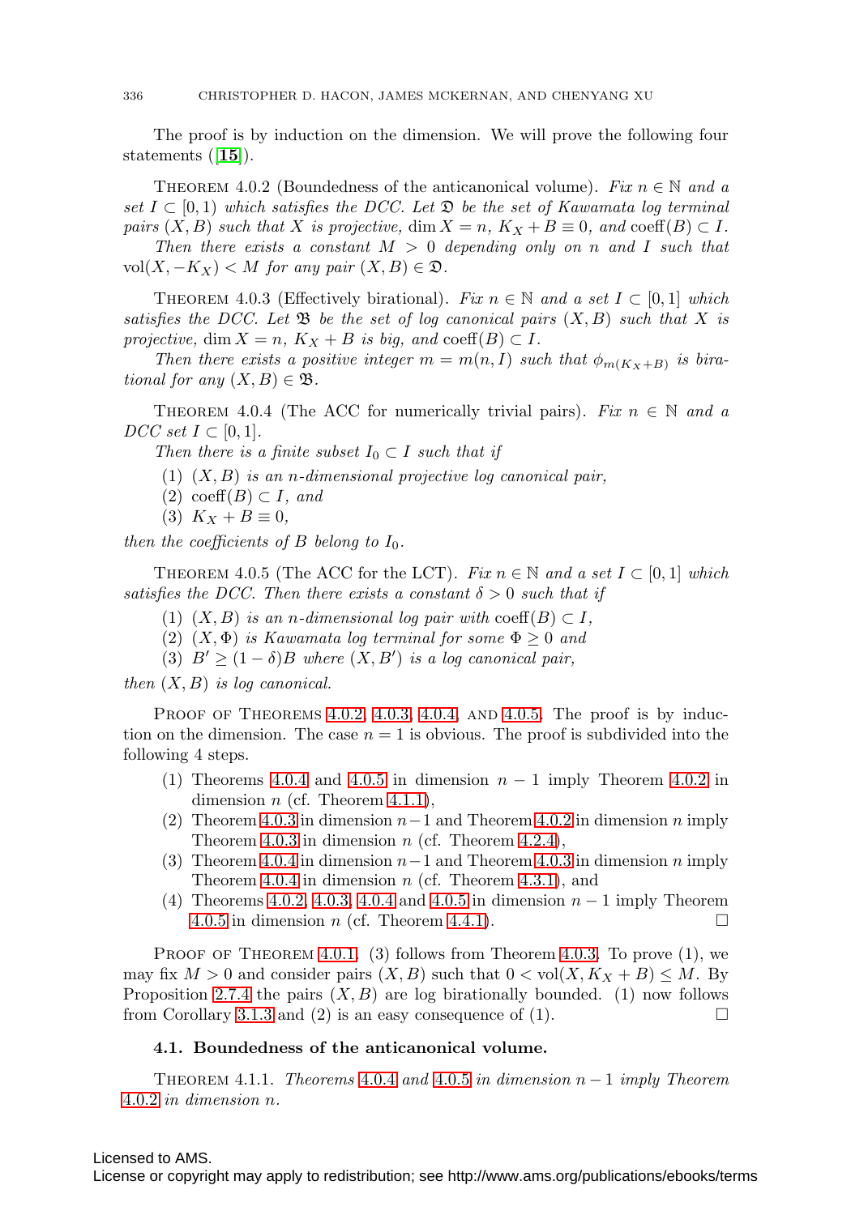The proof is by induction on the dimension. We will prove the following four statements ([**15**]).

Theorem 4.0.2 (Boundedness of the anticanonical volume). *Fix $n \in \mathbb{N}$ and a set $I \subset [0,1)$ which satisfies the DCC. Let $\mathfrak{D}$ be the set of Kawamata log terminal pairs $(X,B)$ such that $X$ is projective, $\dim X = n$, $K_X + B \equiv 0$, and $\operatorname{coeff}(B) \subset I$.*

*Then there exists a constant $M > 0$ depending only on $n$ and $I$ such that $\operatorname{vol}(X, -K_X) < M$ for any pair $(X,B) \in \mathfrak{D}$.*

Theorem 4.0.3 (Effectively birational). *Fix $n \in \mathbb{N}$ and a set $I \subset [0,1]$ which satisfies the DCC. Let $\mathfrak{B}$ be the set of log canonical pairs $(X,B)$ such that $X$ is projective, $\dim X = n$, $K_X + B$ is big, and $\operatorname{coeff}(B) \subset I$.*

*Then there exists a positive integer $m = m(n,I)$ such that $\phi_{m(K_X+B)}$ is birational for any $(X,B) \in \mathfrak{B}$.*

Theorem 4.0.4 (The ACC for numerically trivial pairs). *Fix $n \in \mathbb{N}$ and a DCC set $I \subset [0,1]$.*

*Then there is a finite subset $I_0 \subset I$ such that if*

1. *$(X,B)$ is an $n$-dimensional projective log canonical pair,*
2. *$\operatorname{coeff}(B) \subset I$, and*
3. *$K_X + B \equiv 0$,*

*then the coefficients of $B$ belong to $I_0$.*

Theorem 4.0.5 (The ACC for the LCT). *Fix $n \in \mathbb{N}$ and a set $I \subset [0,1]$ which satisfies the DCC. Then there exists a constant $\delta > 0$ such that if*

1. *$(X,B)$ is an $n$-dimensional log pair with $\operatorname{coeff}(B) \subset I$,*
2. *$(X,\Phi)$ is Kawamata log terminal for some $\Phi \geq 0$ and*
3. *$B' \geq (1-\delta)B$ where $(X,B')$ is a log canonical pair,*

*then $(X,B)$ is log canonical.*

Proof of Theorems 4.0.2, 4.0.3, 4.0.4, and 4.0.5. The proof is by induction on the dimension. The case $n=1$ is obvious. The proof is subdivided into the following 4 steps.

1. Theorems 4.0.4 and 4.0.5 in dimension $n-1$ imply Theorem 4.0.2 in dimension $n$ (cf. Theorem 4.1.1),
2. Theorem 4.0.3 in dimension $n-1$ and Theorem 4.0.2 in dimension $n$ imply Theorem 4.0.3 in dimension $n$ (cf. Theorem 4.2.4),
3. Theorem 4.0.4 in dimension $n-1$ and Theorem 4.0.3 in dimension $n$ imply Theorem 4.0.4 in dimension $n$ (cf. Theorem 4.3.1), and
4. Theorems 4.0.2, 4.0.3, 4.0.4 and 4.0.5 in dimension $n-1$ imply Theorem 4.0.5 in dimension $n$ (cf. Theorem 4.4.1). □

Proof of Theorem 4.0.1. (3) follows from Theorem 4.0.3. To prove (1), we may fix $M > 0$ and consider pairs $(X,B)$ such that $0 < \operatorname{vol}(X, K_X + B) \leq M$. By Proposition 2.7.4 the pairs $(X,B)$ are log birationally bounded. (1) now follows from Corollary 3.1.3 and (2) is an easy consequence of (1). □

### 4.1. Boundedness of the anticanonical volume.

Theorem 4.1.1. *Theorems 4.0.4 and 4.0.5 in dimension $n-1$ imply Theorem 4.0.2 in dimension $n$.*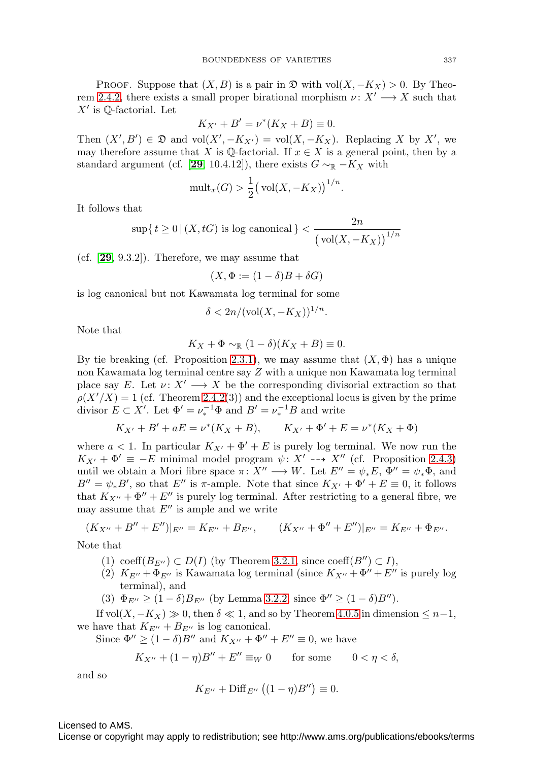Proof. Suppose that $(X, B)$ is a pair in $\mathfrak{D}$ with $\operatorname{vol}(X, -K_X) > 0$. By Theorem 2.4.2, there exists a small proper birational morphism $\nu \colon X' \longrightarrow X$ such that $X'$ is $\mathbb{Q}$-factorial. Let

$$K_{X'} + B' = \nu^*(K_X + B) \equiv 0.$$

Then $(X', B') \in \mathfrak{D}$ and $\operatorname{vol}(X', -K_{X'}) = \operatorname{vol}(X, -K_X)$. Replacing $X$ by $X'$, we may therefore assume that $X$ is $\mathbb{Q}$-factorial. If $x \in X$ is a general point, then by a standard argument (cf. [**29**, 10.4.12]), there exists $G \sim_{\mathbb{R}} -K_X$ with

$$\operatorname{mult}_x(G) > \frac{1}{2}\big(\operatorname{vol}(X, -K_X)\big)^{1/n}.$$

It follows that

$$\sup\{\, t \geq 0 \,|\, (X, tG) \text{ is log canonical}\,\} < \frac{2n}{\big(\operatorname{vol}(X, -K_X)\big)^{1/n}}$$

(cf. [**29**, 9.3.2]). Therefore, we may assume that

$$(X, \Phi := (1-\delta)B + \delta G)$$

is log canonical but not Kawamata log terminal for some

$$\delta < 2n/(\operatorname{vol}(X, -K_X))^{1/n}.$$

Note that

$$K_X + \Phi \sim_{\mathbb{R}} (1-\delta)(K_X + B) \equiv 0.$$

By tie breaking (cf. Proposition 2.3.1), we may assume that $(X, \Phi)$ has a unique non Kawamata log terminal centre say $Z$ with a unique non Kawamata log terminal place say $E$. Let $\nu \colon X' \longrightarrow X$ be the corresponding divisorial extraction so that $\rho(X'/X) = 1$ (cf. Theorem 2.4.2(3)) and the exceptional locus is given by the prime divisor $E \subset X'$. Let $\Phi' = \nu_*^{-1}\Phi$ and $B' = \nu_*^{-1}B$ and write

$$K_{X'} + B' + aE = \nu^*(K_X + B), \qquad K_{X'} + \Phi' + E = \nu^*(K_X + \Phi)$$

where $a < 1$. In particular $K_{X'} + \Phi' + E$ is purely log terminal. We now run the $K_{X'} + \Phi' \equiv -E$ minimal model program $\psi \colon X' \dashrightarrow X''$ (cf. Proposition 2.4.3) until we obtain a Mori fibre space $\pi \colon X'' \longrightarrow W$. Let $E'' = \psi_* E$, $\Phi'' = \psi_*\Phi$, and $B'' = \psi_* B'$, so that $E''$ is $\pi$-ample. Note that since $K_{X'} + \Phi' + E \equiv 0$, it follows that $K_{X''} + \Phi'' + E''$ is purely log terminal. After restricting to a general fibre, we may assume that $E''$ is ample and we write

$$(K_{X''} + B'' + E'')|_{E''} = K_{E''} + B_{E''}, \qquad (K_{X''} + \Phi'' + E'')|_{E''} = K_{E''} + \Phi_{E''}.$$

Note that

(1) $\operatorname{coeff}(B_{E''}) \subset D(I)$ (by Theorem 3.2.1, since $\operatorname{coeff}(B'') \subset I$),
(2) $K_{E''} + \Phi_{E''}$ is Kawamata log terminal (since $K_{X''} + \Phi'' + E''$ is purely log terminal), and
(3) $\Phi_{E''} \geq (1-\delta)B_{E''}$ (by Lemma 3.2.2, since $\Phi'' \geq (1-\delta)B''$).

If $\operatorname{vol}(X, -K_X) \gg 0$, then $\delta \ll 1$, and so by Theorem 4.0.5 in dimension $\leq n-1$, we have that $K_{E''} + B_{E''}$ is log canonical.

Since $\Phi'' \geq (1-\delta)B''$ and $K_{X''} + \Phi'' + E'' \equiv 0$, we have

$$K_{X''} + (1-\eta)B'' + E'' \equiv_W 0 \qquad \text{for some} \qquad 0 < \eta < \delta,$$

and so

$$K_{E''} + \operatorname{Diff}_{E''}\big((1-\eta)B''\big) \equiv 0.$$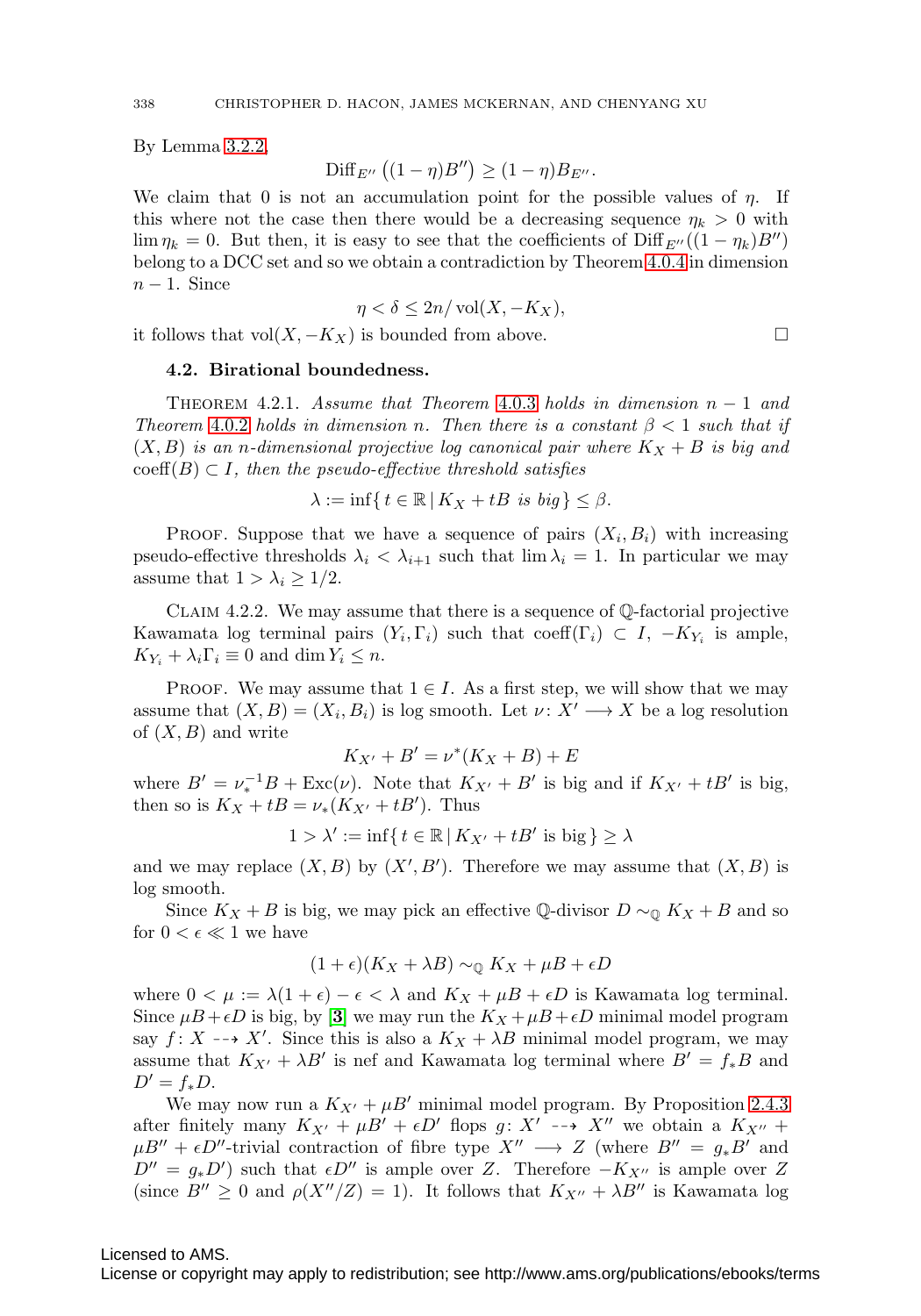By Lemma 3.2.2,

$$\operatorname{Diff}_{E''}\left((1-\eta)B''\right) \geq (1-\eta)B_{E''}.$$

We claim that 0 is not an accumulation point for the possible values of $\eta$. If this where not the case then there would be a decreasing sequence $\eta_k > 0$ with $\lim \eta_k = 0$. But then, it is easy to see that the coefficients of $\operatorname{Diff}_{E''}((1-\eta_k)B'')$ belong to a DCC set and so we obtain a contradiction by Theorem 4.0.4 in dimension $n-1$. Since

$$\eta < \delta \leq 2n/\operatorname{vol}(X, -K_X),$$

it follows that $\operatorname{vol}(X, -K_X)$ is bounded from above. □

### 4.2. Birational boundedness.

THEOREM 4.2.1. *Assume that Theorem 4.0.3 holds in dimension $n-1$ and Theorem 4.0.2 holds in dimension $n$. Then there is a constant $\beta < 1$ such that if $(X, B)$ is an $n$-dimensional projective log canonical pair where $K_X + B$ is big and $\operatorname{coeff}(B) \subset I$, then the pseudo-effective threshold satisfies*

$$\lambda := \inf\{\, t \in \mathbb{R} \,|\, K_X + tB \text{ is big}\,\} \leq \beta.$$

PROOF. Suppose that we have a sequence of pairs $(X_i, B_i)$ with increasing pseudo-effective thresholds $\lambda_i < \lambda_{i+1}$ such that $\lim \lambda_i = 1$. In particular we may assume that $1 > \lambda_i \geq 1/2$.

CLAIM 4.2.2. We may assume that there is a sequence of $\mathbb{Q}$-factorial projective Kawamata log terminal pairs $(Y_i, \Gamma_i)$ such that $\operatorname{coeff}(\Gamma_i) \subset I$, $-K_{Y_i}$ is ample, $K_{Y_i} + \lambda_i \Gamma_i \equiv 0$ and $\dim Y_i \leq n$.

PROOF. We may assume that $1 \in I$. As a first step, we will show that we may assume that $(X, B) = (X_i, B_i)$ is log smooth. Let $\nu \colon X' \longrightarrow X$ be a log resolution of $(X, B)$ and write

$$K_{X'} + B' = \nu^*(K_X + B) + E$$

where $B' = \nu_*^{-1}B + \operatorname{Exc}(\nu)$. Note that $K_{X'} + B'$ is big and if $K_{X'} + tB'$ is big, then so is $K_X + tB = \nu_*(K_{X'} + tB')$. Thus

$$1 > \lambda' := \inf\{\, t \in \mathbb{R} \,|\, K_{X'} + tB' \text{ is big}\,\} \geq \lambda$$

and we may replace $(X, B)$ by $(X', B')$. Therefore we may assume that $(X, B)$ is log smooth.

Since $K_X + B$ is big, we may pick an effective $\mathbb{Q}$-divisor $D \sim_{\mathbb{Q}} K_X + B$ and so for $0 < \epsilon \ll 1$ we have

$$(1+\epsilon)(K_X + \lambda B) \sim_{\mathbb{Q}} K_X + \mu B + \epsilon D$$

where $0 < \mu := \lambda(1+\epsilon) - \epsilon < \lambda$ and $K_X + \mu B + \epsilon D$ is Kawamata log terminal. Since $\mu B + \epsilon D$ is big, by **[3]** we may run the $K_X + \mu B + \epsilon D$ minimal model program say $f \colon X \dashrightarrow X'$. Since this is also a $K_X + \lambda B$ minimal model program, we may assume that $K_{X'} + \lambda B'$ is nef and Kawamata log terminal where $B' = f_*B$ and $D' = f_*D$.

We may now run a $K_{X'} + \mu B'$ minimal model program. By Proposition 2.4.3 after finitely many $K_{X'} + \mu B' + \epsilon D'$ flops $g \colon X' \dashrightarrow X''$ we obtain a $K_{X''} + \mu B'' + \epsilon D''$-trivial contraction of fibre type $X'' \longrightarrow Z$ (where $B'' = g_*B'$ and $D'' = g_*D'$) such that $\epsilon D''$ is ample over $Z$. Therefore $-K_{X''}$ is ample over $Z$ (since $B'' \geq 0$ and $\rho(X''/Z) = 1$). It follows that $K_{X''} + \lambda B''$ is Kawamata log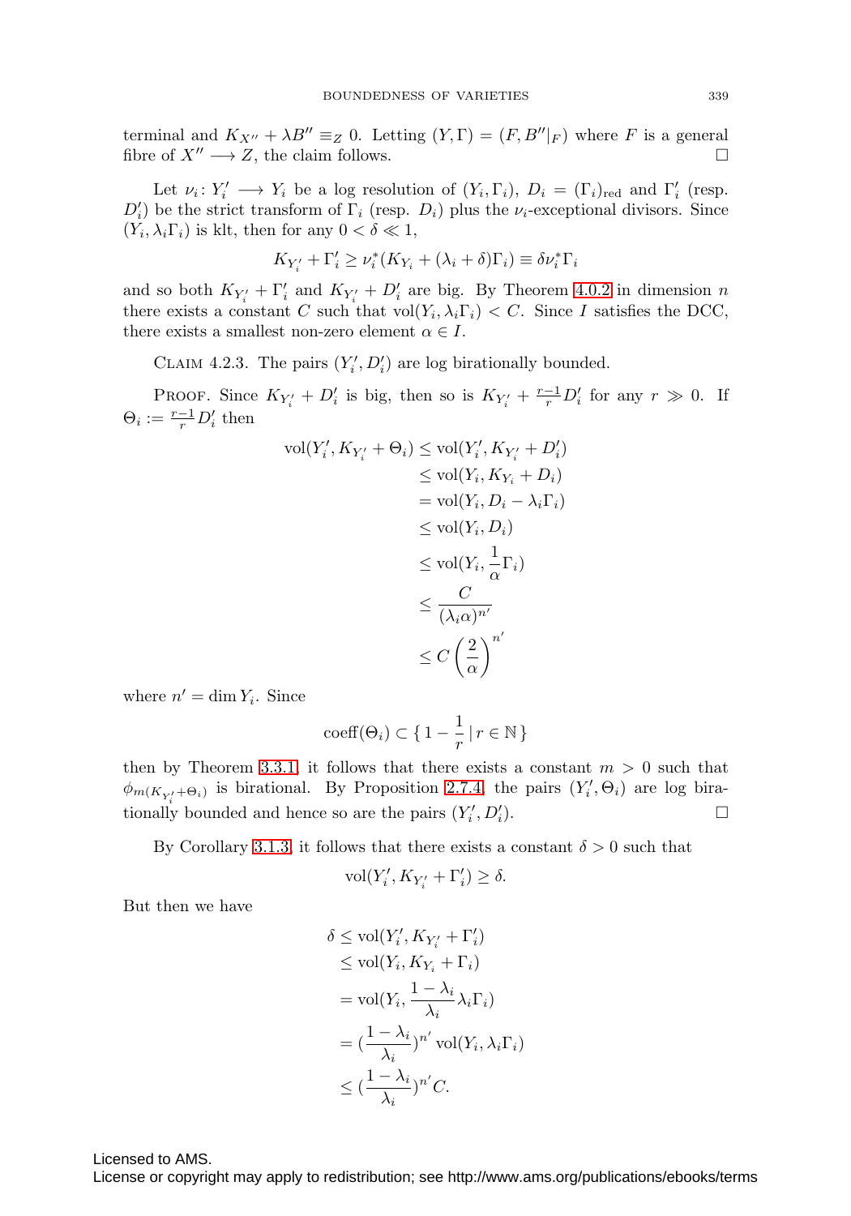terminal and $K_{X''} + \lambda B'' \equiv_Z 0$. Letting $(Y, \Gamma) = (F, B''|_F)$ where $F$ is a general fibre of $X'' \longrightarrow Z$, the claim follows. $\square$

Let $\nu_i \colon Y_i' \longrightarrow Y_i$ be a log resolution of $(Y_i, \Gamma_i)$, $D_i = (\Gamma_i)_{\mathrm{red}}$ and $\Gamma_i'$ (resp. $D_i'$) be the strict transform of $\Gamma_i$ (resp. $D_i$) plus the $\nu_i$-exceptional divisors. Since $(Y_i, \lambda_i \Gamma_i)$ is klt, then for any $0 < \delta \ll 1$,

$$K_{Y_i'} + \Gamma_i' \geq \nu_i^*(K_{Y_i} + (\lambda_i + \delta)\Gamma_i) \equiv \delta \nu_i^* \Gamma_i$$

and so both $K_{Y_i'} + \Gamma_i'$ and $K_{Y_i'} + D_i'$ are big. By Theorem 4.0.2 in dimension $n$ there exists a constant $C$ such that $\mathrm{vol}(Y_i, \lambda_i \Gamma_i) < C$. Since $I$ satisfies the DCC, there exists a smallest non-zero element $\alpha \in I$.

Claim 4.2.3. *The pairs $(Y_i', D_i')$ are log birationally bounded.*

Proof. Since $K_{Y_i'} + D_i'$ is big, then so is $K_{Y_i'} + \frac{r-1}{r} D_i'$ for any $r \gg 0$. If $\Theta_i := \frac{r-1}{r} D_i'$ then

$$\begin{aligned}
\mathrm{vol}(Y_i', K_{Y_i'} + \Theta_i) &\leq \mathrm{vol}(Y_i', K_{Y_i'} + D_i') \\
&\leq \mathrm{vol}(Y_i, K_{Y_i} + D_i) \\
&= \mathrm{vol}(Y_i, D_i - \lambda_i \Gamma_i) \\
&\leq \mathrm{vol}(Y_i, D_i) \\
&\leq \mathrm{vol}(Y_i, \frac{1}{\alpha} \Gamma_i) \\
&\leq \frac{C}{(\lambda_i \alpha)^{n'}} \\
&\leq C \left( \frac{2}{\alpha} \right)^{n'}
\end{aligned}$$

where $n' = \dim Y_i$. Since

$$\mathrm{coeff}(\Theta_i) \subset \{\, 1 - \frac{1}{r} \,|\, r \in \mathbb{N} \,\}$$

then by Theorem 3.3.1, it follows that there exists a constant $m > 0$ such that $\phi_{m(K_{Y_i'} + \Theta_i)}$ is birational. By Proposition 2.7.4, the pairs $(Y_i', \Theta_i)$ are log birationally bounded and hence so are the pairs $(Y_i', D_i')$. $\square$

By Corollary 3.1.3, it follows that there exists a constant $\delta > 0$ such that

$$\mathrm{vol}(Y_i', K_{Y_i'} + \Gamma_i') \geq \delta.$$

But then we have

$$\begin{aligned}
\delta &\leq \mathrm{vol}(Y_i', K_{Y_i'} + \Gamma_i') \\
&\leq \mathrm{vol}(Y_i, K_{Y_i} + \Gamma_i) \\
&= \mathrm{vol}(Y_i, \frac{1 - \lambda_i}{\lambda_i} \lambda_i \Gamma_i) \\
&= (\frac{1 - \lambda_i}{\lambda_i})^{n'} \mathrm{vol}(Y_i, \lambda_i \Gamma_i) \\
&\leq (\frac{1 - \lambda_i}{\lambda_i})^{n'} C.
\end{aligned}$$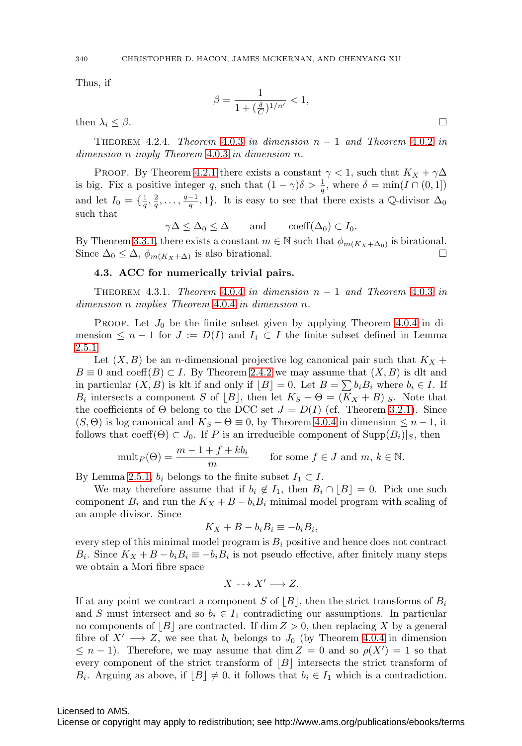Thus, if

$$\beta = \frac{1}{1 + (\frac{\delta}{C})^{1/n'}} < 1,$$

then $\lambda_i \leq \beta$. $\square$

Theorem 4.2.4. *Theorem 4.0.3 in dimension $n-1$ and Theorem 4.0.2 in dimension $n$ imply Theorem 4.0.3 in dimension $n$.*

Proof. By Theorem 4.2.1 there exists a constant $\gamma < 1$, such that $K_X + \gamma\Delta$ is big. Fix a positive integer $q$, such that $(1-\gamma)\delta > \frac{1}{q}$, where $\delta = \min(I \cap (0,1])$ and let $I_0 = \{\frac{1}{q}, \frac{2}{q}, \ldots, \frac{q-1}{q}, 1\}$. It is easy to see that there exists a $\mathbb{Q}$-divisor $\Delta_0$ such that

$$\gamma\Delta \leq \Delta_0 \leq \Delta \qquad \text{and} \qquad \operatorname{coeff}(\Delta_0) \subset I_0.$$

By Theorem 3.3.1, there exists a constant $m \in \mathbb{N}$ such that $\phi_{m(K_X+\Delta_0)}$ is birational. Since $\Delta_0 \leq \Delta$, $\phi_{m(K_X+\Delta)}$ is also birational. $\square$

### 4.3. ACC for numerically trivial pairs.

Theorem 4.3.1. *Theorem 4.0.4 in dimension $n-1$ and Theorem 4.0.3 in dimension $n$ implies Theorem 4.0.4 in dimension $n$.*

Proof. Let $J_0$ be the finite subset given by applying Theorem 4.0.4 in dimension $\leq n-1$ for $J := D(I)$ and $I_1 \subset I$ the finite subset defined in Lemma 2.5.1.

Let $(X,B)$ be an $n$-dimensional projective log canonical pair such that $K_X + B \equiv 0$ and $\operatorname{coeff}(B) \subset I$. By Theorem 2.4.2 we may assume that $(X,B)$ is dlt and in particular $(X,B)$ is klt if and only if $\lfloor B \rfloor = 0$. Let $B = \sum b_i B_i$ where $b_i \in I$. If $B_i$ intersects a component $S$ of $\lfloor B \rfloor$, then let $K_S + \Theta = (K_X+B)|_S$. Note that the coefficients of $\Theta$ belong to the DCC set $J = D(I)$ (cf. Theorem 3.2.1). Since $(S,\Theta)$ is log canonical and $K_S + \Theta \equiv 0$, by Theorem 4.0.4 in dimension $\leq n-1$, it follows that $\operatorname{coeff}(\Theta) \subset J_0$. If $P$ is an irreducible component of $\operatorname{Supp}(B_i)|_S$, then

$$\operatorname{mult}_P(\Theta) = \frac{m-1+f+kb_i}{m} \qquad \text{for some } f \in J \text{ and } m,\, k \in \mathbb{N}.$$

By Lemma 2.5.1, $b_i$ belongs to the finite subset $I_1 \subset I$.

We may therefore assume that if $b_i \notin I_1$, then $B_i \cap \lfloor B \rfloor = 0$. Pick one such component $B_i$ and run the $K_X + B - b_iB_i$ minimal model program with scaling of an ample divisor. Since

$$K_X + B - b_iB_i \equiv -b_iB_i,$$

every step of this minimal model program is $B_i$ positive and hence does not contract $B_i$. Since $K_X + B - b_iB_i \equiv -b_iB_i$ is not pseudo effective, after finitely many steps we obtain a Mori fibre space

$$X \dashrightarrow X' \longrightarrow Z.$$

If at any point we contract a component $S$ of $\lfloor B \rfloor$, then the strict transforms of $B_i$ and $S$ must intersect and so $b_i \in I_1$ contradicting our assumptions. In particular no components of $\lfloor B \rfloor$ are contracted. If $\dim Z > 0$, then replacing $X$ by a general fibre of $X' \longrightarrow Z$, we see that $b_i$ belongs to $J_0$ (by Theorem 4.0.4 in dimension $\leq n-1$). Therefore, we may assume that $\dim Z = 0$ and so $\rho(X') = 1$ so that every component of the strict transform of $\lfloor B \rfloor$ intersects the strict transform of $B_i$. Arguing as above, if $\lfloor B \rfloor \neq 0$, it follows that $b_i \in I_1$ which is a contradiction.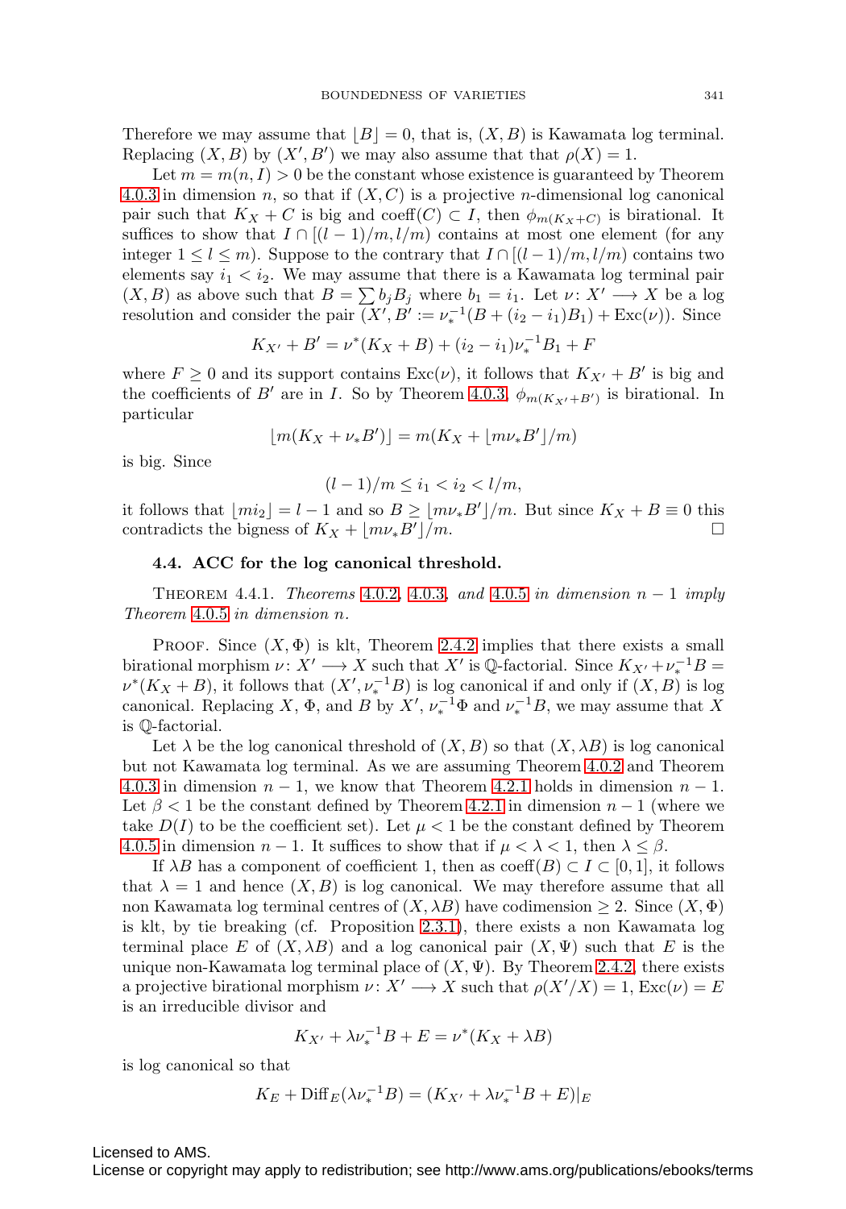Therefore we may assume that $\lfloor B \rfloor = 0$, that is, $(X, B)$ is Kawamata log terminal. Replacing $(X, B)$ by $(X', B')$ we may also assume that that $\rho(X) = 1$.

Let $m = m(n, I) > 0$ be the constant whose existence is guaranteed by Theorem 4.0.3 in dimension $n$, so that if $(X, C)$ is a projective $n$-dimensional log canonical pair such that $K_X + C$ is big and $\operatorname{coeff}(C) \subset I$, then $\phi_{m(K_X+C)}$ is birational. It suffices to show that $I \cap [(l-1)/m, l/m)$ contains at most one element (for any integer $1 \leq l \leq m$). Suppose to the contrary that $I \cap [(l-1)/m, l/m)$ contains two elements say $i_1 < i_2$. We may assume that there is a Kawamata log terminal pair $(X, B)$ as above such that $B = \sum b_j B_j$ where $b_1 = i_1$. Let $\nu \colon X' \longrightarrow X$ be a log resolution and consider the pair $(X', B' := \nu_*^{-1}(B + (i_2 - i_1)B_1) + \operatorname{Exc}(\nu))$. Since

$$K_{X'} + B' = \nu^*(K_X + B) + (i_2 - i_1)\nu_*^{-1}B_1 + F$$

where $F \geq 0$ and its support contains $\operatorname{Exc}(\nu)$, it follows that $K_{X'} + B'$ is big and the coefficients of $B'$ are in $I$. So by Theorem 4.0.3, $\phi_{m(K_{X'}+B')}$ is birational. In particular

$$\lfloor m(K_X + \nu_* B') \rfloor = m(K_X + \lfloor m\nu_* B' \rfloor / m)$$

is big. Since

$$(l-1)/m \leq i_1 < i_2 < l/m,$$

it follows that $\lfloor m i_2 \rfloor = l - 1$ and so $B \geq \lfloor m\nu_* B' \rfloor / m$. But since $K_X + B \equiv 0$ this contradicts the bigness of $K_X + \lfloor m\nu_* B' \rfloor / m$. $\square$

### 4.4. ACC for the log canonical threshold.

Theorem 4.4.1. *Theorems 4.0.2, 4.0.3, and 4.0.5 in dimension $n-1$ imply Theorem 4.0.5 in dimension $n$.*

Proof. Since $(X, \Phi)$ is klt, Theorem 2.4.2 implies that there exists a small birational morphism $\nu \colon X' \longrightarrow X$ such that $X'$ is $\mathbb{Q}$-factorial. Since $K_{X'} + \nu_*^{-1}B = \nu^*(K_X + B)$, it follows that $(X', \nu_*^{-1}B)$ is log canonical if and only if $(X, B)$ is log canonical. Replacing $X$, $\Phi$, and $B$ by $X'$, $\nu_*^{-1}\Phi$ and $\nu_*^{-1}B$, we may assume that $X$ is $\mathbb{Q}$-factorial.

Let $\lambda$ be the log canonical threshold of $(X, B)$ so that $(X, \lambda B)$ is log canonical but not Kawamata log terminal. As we are assuming Theorem 4.0.2 and Theorem 4.0.3 in dimension $n-1$, we know that Theorem 4.2.1 holds in dimension $n-1$. Let $\beta < 1$ be the constant defined by Theorem 4.2.1 in dimension $n-1$ (where we take $D(I)$ to be the coefficient set). Let $\mu < 1$ be the constant defined by Theorem 4.0.5 in dimension $n-1$. It suffices to show that if $\mu < \lambda < 1$, then $\lambda \leq \beta$.

If $\lambda B$ has a component of coefficient 1, then as $\operatorname{coeff}(B) \subset I \subset [0, 1]$, it follows that $\lambda = 1$ and hence $(X, B)$ is log canonical. We may therefore assume that all non Kawamata log terminal centres of $(X, \lambda B)$ have codimension $\geq 2$. Since $(X, \Phi)$ is klt, by tie breaking (cf. Proposition 2.3.1), there exists a non Kawamata log terminal place $E$ of $(X, \lambda B)$ and a log canonical pair $(X, \Psi)$ such that $E$ is the unique non-Kawamata log terminal place of $(X, \Psi)$. By Theorem 2.4.2, there exists a projective birational morphism $\nu \colon X' \longrightarrow X$ such that $\rho(X'/X) = 1$, $\operatorname{Exc}(\nu) = E$ is an irreducible divisor and

$$K_{X'} + \lambda\nu_*^{-1}B + E = \nu^*(K_X + \lambda B)$$

is log canonical so that

$$K_E + \operatorname{Diff}_E(\lambda\nu_*^{-1}B) = (K_{X'} + \lambda\nu_*^{-1}B + E)|_E$$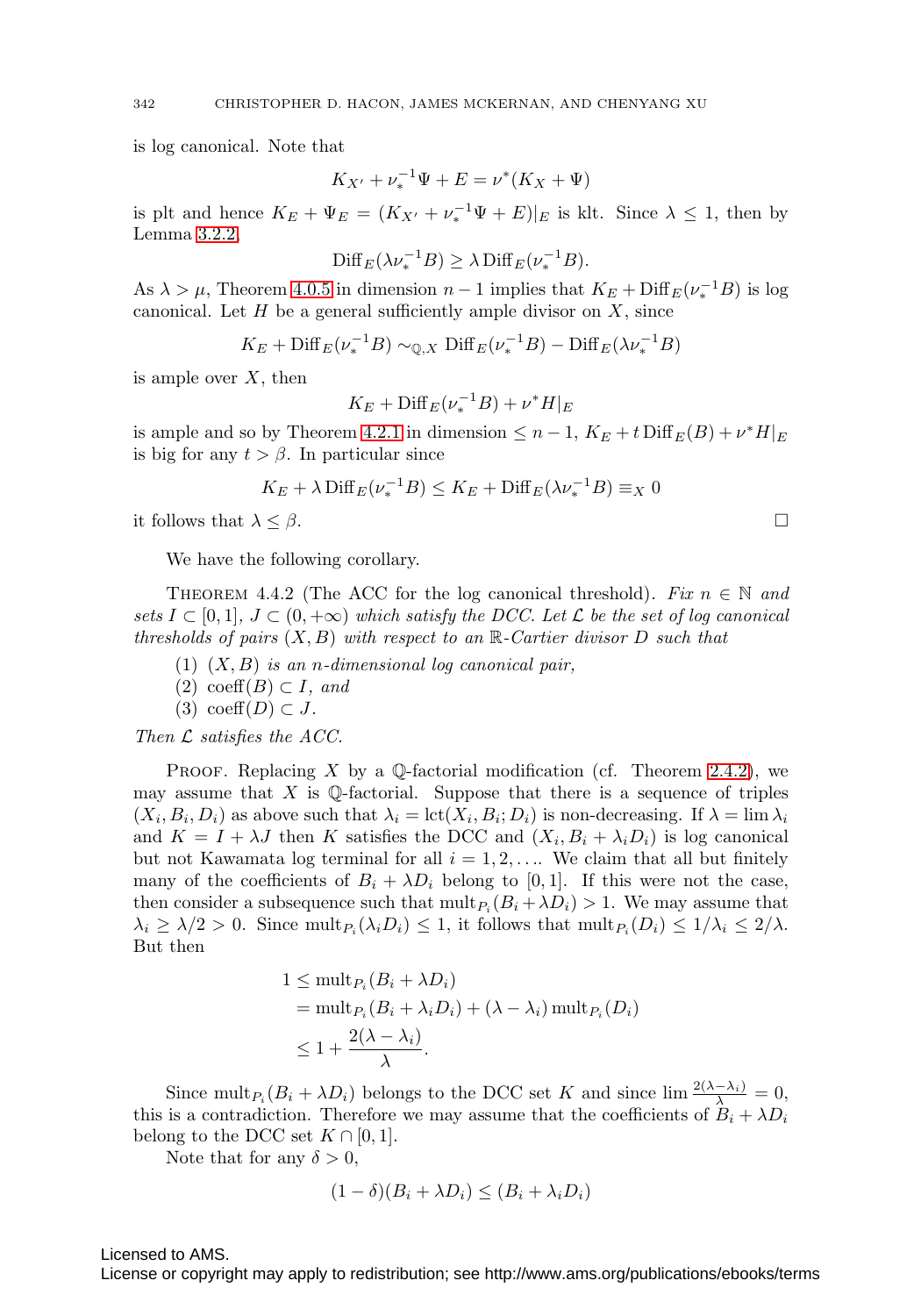is log canonical. Note that

$$K_{X'} + \nu_*^{-1}\Psi + E = \nu^*(K_X + \Psi)$$

is plt and hence $K_E + \Psi_E = (K_{X'} + \nu_*^{-1}\Psi + E)|_E$ is klt. Since $\lambda \leq 1$, then by Lemma 3.2.2,

$$\mathrm{Diff}_E(\lambda\nu_*^{-1}B) \geq \lambda\,\mathrm{Diff}_E(\nu_*^{-1}B).$$

As $\lambda > \mu$, Theorem 4.0.5 in dimension $n-1$ implies that $K_E + \mathrm{Diff}_E(\nu_*^{-1}B)$ is log canonical. Let $H$ be a general sufficiently ample divisor on $X$, since

$$K_E + \mathrm{Diff}_E(\nu_*^{-1}B) \sim_{\mathbb{Q},X} \mathrm{Diff}_E(\nu_*^{-1}B) - \mathrm{Diff}_E(\lambda\nu_*^{-1}B)$$

is ample over $X$, then

$$K_E + \mathrm{Diff}_E(\nu_*^{-1}B) + \nu^*H|_E$$

is ample and so by Theorem 4.2.1 in dimension $\leq n-1$, $K_E + t\,\mathrm{Diff}_E(B) + \nu^*H|_E$ is big for any $t > \beta$. In particular since

$$K_E + \lambda\,\mathrm{Diff}_E(\nu_*^{-1}B) \leq K_E + \mathrm{Diff}_E(\lambda\nu_*^{-1}B) \equiv_X 0$$

it follows that $\lambda \leq \beta$. □

We have the following corollary.

Theorem 4.4.2 (The ACC for the log canonical threshold). *Fix $n \in \mathbb{N}$ and sets $I \subset [0,1]$, $J \subset (0,+\infty)$ which satisfy the DCC. Let $\mathcal{L}$ be the set of log canonical thresholds of pairs $(X,B)$ with respect to an $\mathbb{R}$-Cartier divisor $D$ such that*

1. *$(X,B)$ is an $n$-dimensional log canonical pair,*
2. *$\mathrm{coeff}(B) \subset I$, and*
3. *$\mathrm{coeff}(D) \subset J$.*

*Then $\mathcal{L}$ satisfies the ACC.*

Proof. Replacing $X$ by a $\mathbb{Q}$-factorial modification (cf. Theorem 2.4.2), we may assume that $X$ is $\mathbb{Q}$-factorial. Suppose that there is a sequence of triples $(X_i, B_i, D_i)$ as above such that $\lambda_i = \mathrm{lct}(X_i, B_i; D_i)$ is non-decreasing. If $\lambda = \lim \lambda_i$ and $K = I + \lambda J$ then $K$ satisfies the DCC and $(X_i, B_i + \lambda_i D_i)$ is log canonical but not Kawamata log terminal for all $i = 1, 2, \ldots$. We claim that all but finitely many of the coefficients of $B_i + \lambda D_i$ belong to $[0,1]$. If this were not the case, then consider a subsequence such that $\mathrm{mult}_{P_i}(B_i + \lambda D_i) > 1$. We may assume that $\lambda_i \geq \lambda/2 > 0$. Since $\mathrm{mult}_{P_i}(\lambda_i D_i) \leq 1$, it follows that $\mathrm{mult}_{P_i}(D_i) \leq 1/\lambda_i \leq 2/\lambda$. But then

$$\begin{aligned}
1 &\leq \mathrm{mult}_{P_i}(B_i + \lambda D_i) \\
&= \mathrm{mult}_{P_i}(B_i + \lambda_i D_i) + (\lambda - \lambda_i)\,\mathrm{mult}_{P_i}(D_i) \\
&\leq 1 + \frac{2(\lambda - \lambda_i)}{\lambda}.
\end{aligned}$$

Since $\mathrm{mult}_{P_i}(B_i + \lambda D_i)$ belongs to the DCC set $K$ and since $\lim \frac{2(\lambda-\lambda_i)}{\lambda} = 0$, this is a contradiction. Therefore we may assume that the coefficients of $B_i + \lambda D_i$ belong to the DCC set $K \cap [0,1]$.

Note that for any $\delta > 0$,

$$(1-\delta)(B_i + \lambda D_i) \leq (B_i + \lambda_i D_i)$$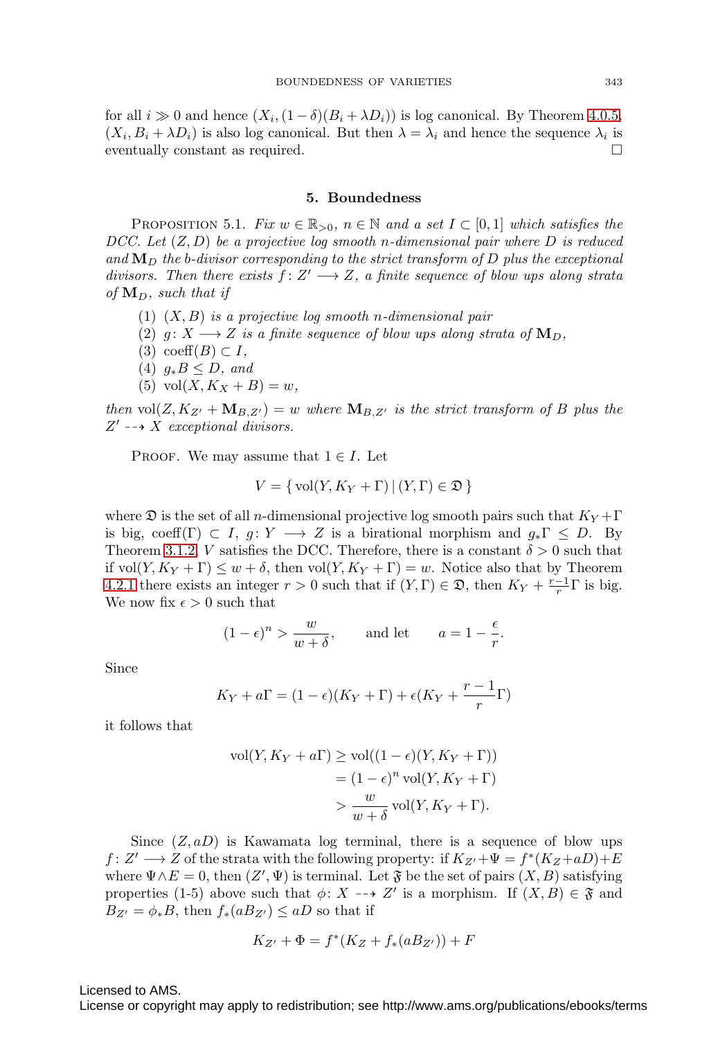for all $i \gg 0$ and hence $(X_i, (1-\delta)(B_i + \lambda D_i))$ is log canonical. By Theorem 4.0.5, $(X_i, B_i + \lambda D_i)$ is also log canonical. But then $\lambda = \lambda_i$ and hence the sequence $\lambda_i$ is eventually constant as required. □

## 5. Boundedness

PROPOSITION 5.1. *Fix $w \in \mathbb{R}_{>0}$, $n \in \mathbb{N}$ and a set $I \subset [0,1]$ which satisfies the DCC. Let $(Z, D)$ be a projective log smooth $n$-dimensional pair where $D$ is reduced and $\mathbf{M}_D$ the b-divisor corresponding to the strict transform of $D$ plus the exceptional divisors. Then there exists $f : Z' \longrightarrow Z$, a finite sequence of blow ups along strata of $\mathbf{M}_D$, such that if*

(1) *$(X, B)$ is a projective log smooth $n$-dimensional pair*
(2) *$g : X \longrightarrow Z$ is a finite sequence of blow ups along strata of $\mathbf{M}_D$,*
(3) *$\operatorname{coeff}(B) \subset I$,*
(4) *$g_* B \leq D$, and*
(5) *$\operatorname{vol}(X, K_X + B) = w$,*

*then $\operatorname{vol}(Z, K_{Z'} + \mathbf{M}_{B,Z'}) = w$ where $\mathbf{M}_{B,Z'}$ is the strict transform of $B$ plus the $Z' \dashrightarrow X$ exceptional divisors.*

PROOF. We may assume that $1 \in I$. Let

$$V = \{ \operatorname{vol}(Y, K_Y + \Gamma) \mid (Y, \Gamma) \in \mathfrak{D} \}$$

where $\mathfrak{D}$ is the set of all $n$-dimensional projective log smooth pairs such that $K_Y + \Gamma$ is big, $\operatorname{coeff}(\Gamma) \subset I$, $g : Y \longrightarrow Z$ is a birational morphism and $g_*\Gamma \leq D$. By Theorem 3.1.2, $V$ satisfies the DCC. Therefore, there is a constant $\delta > 0$ such that if $\operatorname{vol}(Y, K_Y + \Gamma) \leq w + \delta$, then $\operatorname{vol}(Y, K_Y + \Gamma) = w$. Notice also that by Theorem 4.2.1 there exists an integer $r > 0$ such that if $(Y, \Gamma) \in \mathfrak{D}$, then $K_Y + \frac{r-1}{r}\Gamma$ is big. We now fix $\epsilon > 0$ such that

$$(1-\epsilon)^n > \frac{w}{w+\delta}, \qquad \text{and let} \qquad a = 1 - \frac{\epsilon}{r}.$$

Since

$$K_Y + a\Gamma = (1-\epsilon)(K_Y + \Gamma) + \epsilon(K_Y + \frac{r-1}{r}\Gamma)$$

it follows that

$$\begin{aligned}
\operatorname{vol}(Y, K_Y + a\Gamma) &\geq \operatorname{vol}((1-\epsilon)(Y, K_Y + \Gamma)) \\
&= (1-\epsilon)^n \operatorname{vol}(Y, K_Y + \Gamma) \\
&> \frac{w}{w+\delta} \operatorname{vol}(Y, K_Y + \Gamma).
\end{aligned}$$

Since $(Z, aD)$ is Kawamata log terminal, there is a sequence of blow ups $f : Z' \longrightarrow Z$ of the strata with the following property: if $K_{Z'} + \Psi = f^*(K_Z + aD) + E$ where $\Psi \wedge E = 0$, then $(Z', \Psi)$ is terminal. Let $\mathfrak{F}$ be the set of pairs $(X, B)$ satisfying properties (1-5) above such that $\phi : X \dashrightarrow Z'$ is a morphism. If $(X, B) \in \mathfrak{F}$ and $B_{Z'} = \phi_* B$, then $f_*(aB_{Z'}) \leq aD$ so that if

$$K_{Z'} + \Phi = f^*(K_Z + f_*(aB_{Z'})) + F$$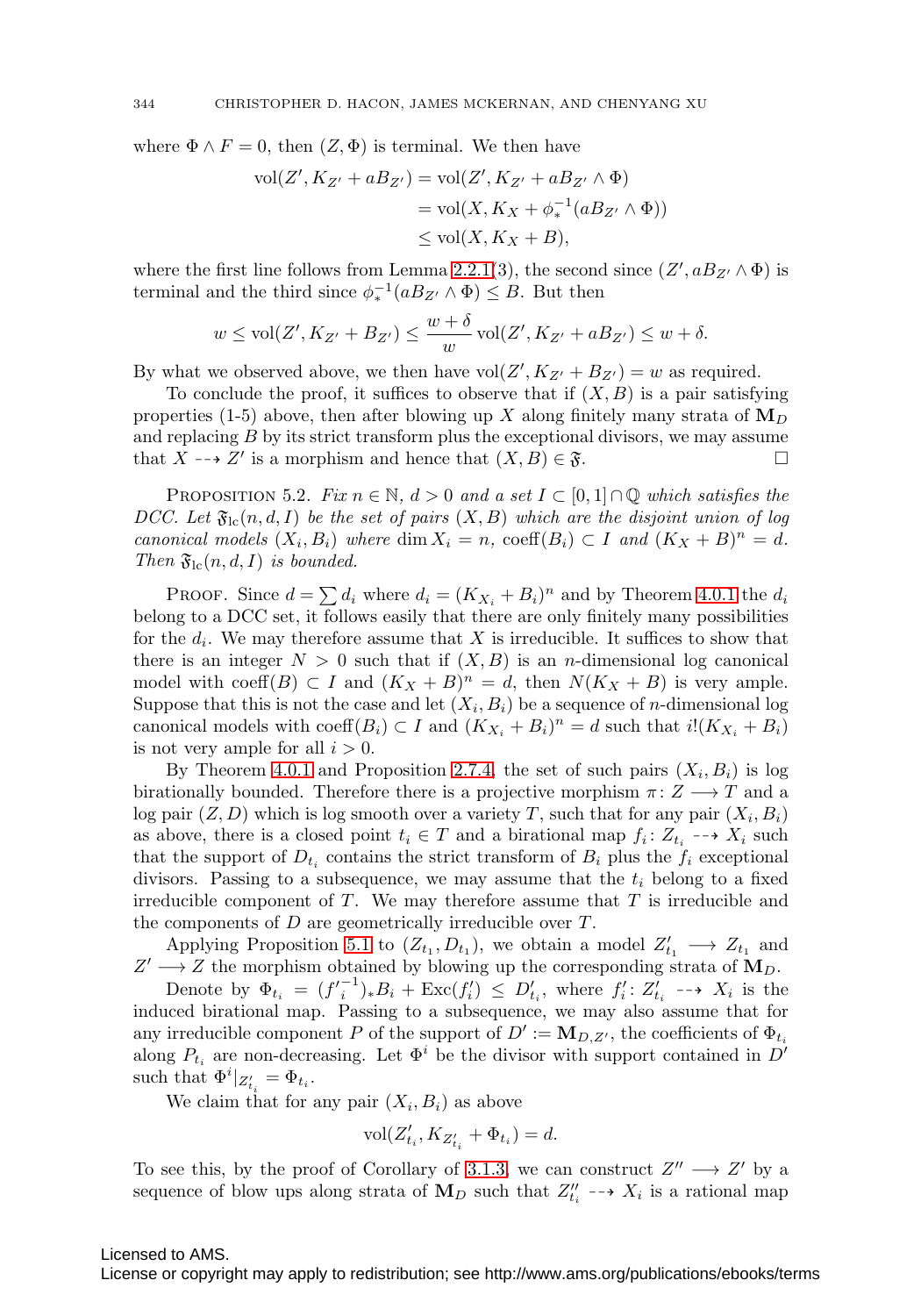where $\Phi \wedge F = 0$, then $(Z, \Phi)$ is terminal. We then have

$$\begin{aligned}\operatorname{vol}(Z', K_{Z'} + aB_{Z'}) &= \operatorname{vol}(Z', K_{Z'} + aB_{Z'} \wedge \Phi)\\ &= \operatorname{vol}(X, K_X + \phi_*^{-1}(aB_{Z'} \wedge \Phi))\\ &\leq \operatorname{vol}(X, K_X + B),\end{aligned}$$

where the first line follows from Lemma 2.2.1(3), the second since $(Z', aB_{Z'} \wedge \Phi)$ is terminal and the third since $\phi_*^{-1}(aB_{Z'} \wedge \Phi) \leq B$. But then

$$w \leq \operatorname{vol}(Z', K_{Z'} + B_{Z'}) \leq \frac{w+\delta}{w} \operatorname{vol}(Z', K_{Z'} + aB_{Z'}) \leq w + \delta.$$

By what we observed above, we then have $\operatorname{vol}(Z', K_{Z'} + B_{Z'}) = w$ as required.

To conclude the proof, it suffices to observe that if $(X, B)$ is a pair satisfying properties (1-5) above, then after blowing up $X$ along finitely many strata of $\mathbf{M}_D$ and replacing $B$ by its strict transform plus the exceptional divisors, we may assume that $X \dashrightarrow Z'$ is a morphism and hence that $(X, B) \in \mathfrak{F}$. □

PROPOSITION 5.2. *Fix $n \in \mathbb{N}$, $d > 0$ and a set $I \subset [0,1] \cap \mathbb{Q}$ which satisfies the DCC. Let $\mathfrak{F}_{\mathrm{lc}}(n, d, I)$ be the set of pairs $(X, B)$ which are the disjoint union of log canonical models $(X_i, B_i)$ where $\dim X_i = n$, $\operatorname{coeff}(B_i) \subset I$ and $(K_X + B)^n = d$. Then $\mathfrak{F}_{\mathrm{lc}}(n, d, I)$ is bounded.*

PROOF. Since $d = \sum d_i$ where $d_i = (K_{X_i} + B_i)^n$ and by Theorem 4.0.1 the $d_i$ belong to a DCC set, it follows easily that there are only finitely many possibilities for the $d_i$. We may therefore assume that $X$ is irreducible. It suffices to show that there is an integer $N > 0$ such that if $(X, B)$ is an $n$-dimensional log canonical model with $\operatorname{coeff}(B) \subset I$ and $(K_X + B)^n = d$, then $N(K_X + B)$ is very ample. Suppose that this is not the case and let $(X_i, B_i)$ be a sequence of $n$-dimensional log canonical models with $\operatorname{coeff}(B_i) \subset I$ and $(K_{X_i} + B_i)^n = d$ such that $i!(K_{X_i} + B_i)$ is not very ample for all $i > 0$.

By Theorem 4.0.1 and Proposition 2.7.4, the set of such pairs $(X_i, B_i)$ is log birationally bounded. Therefore there is a projective morphism $\pi \colon Z \longrightarrow T$ and a log pair $(Z, D)$ which is log smooth over a variety $T$, such that for any pair $(X_i, B_i)$ as above, there is a closed point $t_i \in T$ and a birational map $f_i \colon Z_{t_i} \dashrightarrow X_i$ such that the support of $D_{t_i}$ contains the strict transform of $B_i$ plus the $f_i$ exceptional divisors. Passing to a subsequence, we may assume that the $t_i$ belong to a fixed irreducible component of $T$. We may therefore assume that $T$ is irreducible and the components of $D$ are geometrically irreducible over $T$.

Applying Proposition 5.1 to $(Z_{t_1}, D_{t_1})$, we obtain a model $Z'_{t_1} \longrightarrow Z_{t_1}$ and $Z' \longrightarrow Z$ the morphism obtained by blowing up the corresponding strata of $\mathbf{M}_D$.

Denote by $\Phi_{t_i} = ({f'}_i^{-1})_* B_i + \operatorname{Exc}(f'_i) \leq D'_{t_i}$, where $f'_i \colon Z'_{t_i} \dashrightarrow X_i$ is the induced birational map. Passing to a subsequence, we may also assume that for any irreducible component $P$ of the support of $D' := \mathbf{M}_{D,Z'}$, the coefficients of $\Phi_{t_i}$ along $P_{t_i}$ are non-decreasing. Let $\Phi^i$ be the divisor with support contained in $D'$ such that $\Phi^i|_{Z'_{t_i}} = \Phi_{t_i}$.

We claim that for any pair $(X_i, B_i)$ as above

$$\operatorname{vol}(Z'_{t_i}, K_{Z'_{t_i}} + \Phi_{t_i}) = d.$$

To see this, by the proof of Corollary of 3.1.3, we can construct $Z'' \longrightarrow Z'$ by a sequence of blow ups along strata of $\mathbf{M}_D$ such that $Z''_{t_i} \dashrightarrow X_i$ is a rational map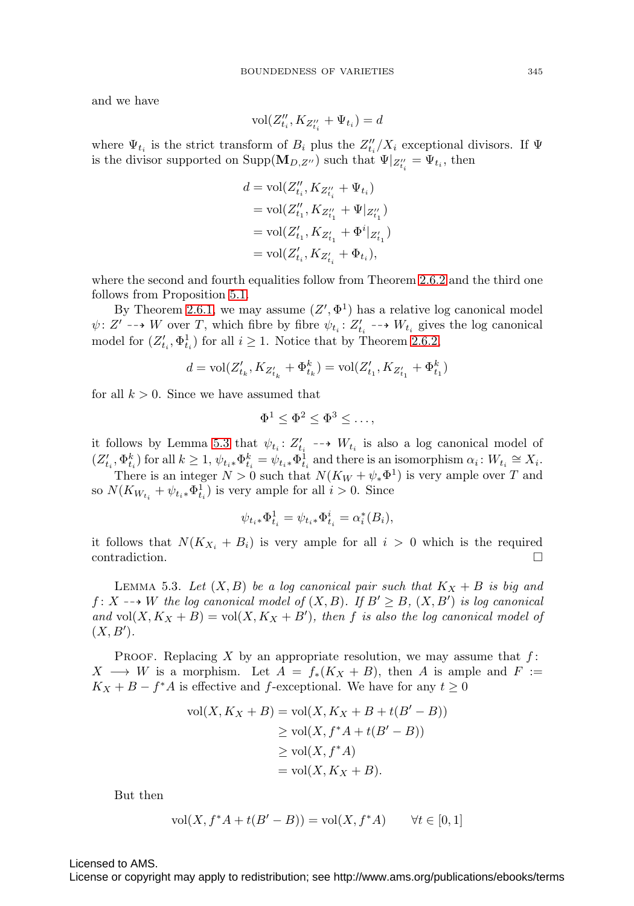and we have

$$\operatorname{vol}(Z''_{t_i}, K_{Z''_{t_i}} + \Psi_{t_i}) = d$$

where $\Psi_{t_i}$ is the strict transform of $B_i$ plus the $Z''_{t_i}/X_i$ exceptional divisors. If $\Psi$ is the divisor supported on $\operatorname{Supp}(\mathbf{M}_{D,Z''})$ such that $\Psi|_{Z''_{t_i}} = \Psi_{t_i}$, then

$$\begin{aligned} d &= \operatorname{vol}(Z''_{t_i}, K_{Z''_{t_i}} + \Psi_{t_i}) \\ &= \operatorname{vol}(Z''_{t_1}, K_{Z''_{t_1}} + \Psi|_{Z''_{t_1}}) \\ &= \operatorname{vol}(Z'_{t_1}, K_{Z'_{t_1}} + \Phi^i|_{Z'_{t_1}}) \\ &= \operatorname{vol}(Z'_{t_i}, K_{Z'_{t_i}} + \Phi_{t_i}), \end{aligned}$$

where the second and fourth equalities follow from Theorem 2.6.2 and the third one follows from Proposition 5.1.

By Theorem 2.6.1, we may assume $(Z', \Phi^1)$ has a relative log canonical model $\psi\colon Z' \dashrightarrow W$ over $T$, which fibre by fibre $\psi_{t_i}\colon Z'_{t_i} \dashrightarrow W_{t_i}$ gives the log canonical model for $(Z'_{t_i}, \Phi^1_{t_i})$ for all $i \geq 1$. Notice that by Theorem 2.6.2,

$$d = \operatorname{vol}(Z'_{t_k}, K_{Z'_{t_k}} + \Phi^k_{t_k}) = \operatorname{vol}(Z'_{t_1}, K_{Z'_{t_1}} + \Phi^k_{t_1})$$

for all $k > 0$. Since we have assumed that

$$\Phi^1 \leq \Phi^2 \leq \Phi^3 \leq \dots,$$

it follows by Lemma 5.3 that $\psi_{t_i}\colon Z'_{t_i} \dashrightarrow W_{t_i}$ is also a log canonical model of $(Z'_{t_i}, \Phi^k_{t_i})$ for all $k \geq 1$, $\psi_{t_i *}\Phi^k_{t_i} = \psi_{t_i *}\Phi^1_{t_i}$ and there is an isomorphism $\alpha_i\colon W_{t_i} \cong X_i$.

There is an integer $N > 0$ such that $N(K_W + \psi_*\Phi^1)$ is very ample over $T$ and so $N(K_{W_{t_i}} + \psi_{t_i *}\Phi^1_{t_i})$ is very ample for all $i > 0$. Since

$$\psi_{t_i *}\Phi^1_{t_i} = \psi_{t_i *}\Phi^i_{t_i} = \alpha_i^*(B_i),$$

it follows that $N(K_{X_i} + B_i)$ is very ample for all $i > 0$ which is the required contradiction. $\square$

Lemma 5.3. *Let $(X, B)$ be a log canonical pair such that $K_X + B$ is big and $f\colon X \dashrightarrow W$ the log canonical model of $(X, B)$. If $B' \geq B$, $(X, B')$ is log canonical and $\operatorname{vol}(X, K_X + B) = \operatorname{vol}(X, K_X + B')$, then $f$ is also the log canonical model of $(X, B')$.*

Proof. Replacing $X$ by an appropriate resolution, we may assume that $f\colon X \longrightarrow W$ is a morphism. Let $A = f_*(K_X + B)$, then $A$ is ample and $F := K_X + B - f^*A$ is effective and $f$-exceptional. We have for any $t \geq 0$

$$\begin{aligned} \operatorname{vol}(X, K_X + B) &= \operatorname{vol}(X, K_X + B + t(B' - B)) \\ &\geq \operatorname{vol}(X, f^*A + t(B' - B)) \\ &\geq \operatorname{vol}(X, f^*A) \\ &= \operatorname{vol}(X, K_X + B). \end{aligned}$$

But then

$$\operatorname{vol}(X, f^*A + t(B' - B)) = \operatorname{vol}(X, f^*A) \qquad \forall t \in [0, 1]$$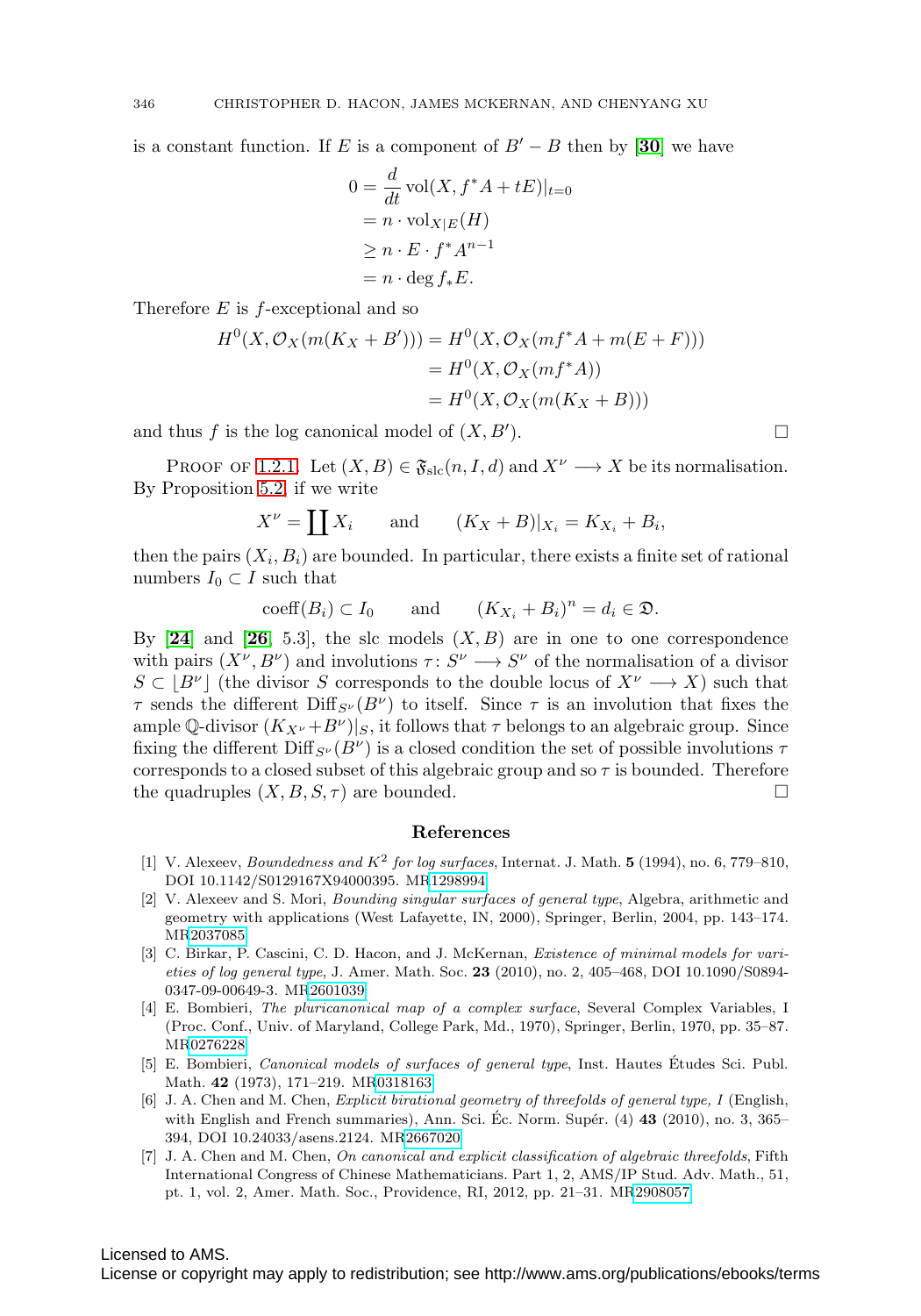is a constant function. If $E$ is a component of $B' - B$ then by [**30**] we have

$$
\begin{aligned}
0 &= \frac{d}{dt} \operatorname{vol}(X, f^*A + tE)|_{t=0} \\
&= n \cdot \operatorname{vol}_{X|E}(H) \\
&\geq n \cdot E \cdot f^*A^{n-1} \\
&= n \cdot \deg f_*E.
\end{aligned}
$$

Therefore $E$ is $f$-exceptional and so

$$
\begin{aligned}
H^0(X, \mathcal{O}_X(m(K_X + B'))) &= H^0(X, \mathcal{O}_X(mf^*A + m(E + F))) \\
&= H^0(X, \mathcal{O}_X(mf^*A)) \\
&= H^0(X, \mathcal{O}_X(m(K_X + B)))
\end{aligned}
$$

and thus $f$ is the log canonical model of $(X, B')$. $\square$

Proof of 1.2.1. Let $(X, B) \in \mathfrak{F}_{\mathrm{slc}}(n, I, d)$ and $X^\nu \longrightarrow X$ be its normalisation. By Proposition 5.2, if we write

$$
X^\nu = \coprod X_i \qquad \text{and} \qquad (K_X + B)|_{X_i} = K_{X_i} + B_i,
$$

then the pairs $(X_i, B_i)$ are bounded. In particular, there exists a finite set of rational numbers $I_0 \subset I$ such that

$$
\operatorname{coeff}(B_i) \subset I_0 \qquad \text{and} \qquad (K_{X_i} + B_i)^n = d_i \in \mathfrak{D}.
$$

By [**24**] and [**26**, 5.3], the slc models $(X, B)$ are in one to one correspondence with pairs $(X^\nu, B^\nu)$ and involutions $\tau \colon S^\nu \longrightarrow S^\nu$ of the normalisation of a divisor $S \subset \lfloor B^\nu \rfloor$ (the divisor $S$ corresponds to the double locus of $X^\nu \longrightarrow X$) such that $\tau$ sends the different $\operatorname{Diff}_{S^\nu}(B^\nu)$ to itself. Since $\tau$ is an involution that fixes the ample $\mathbb{Q}$-divisor $(K_{X^\nu} + B^\nu)|_S$, it follows that $\tau$ belongs to an algebraic group. Since fixing the different $\operatorname{Diff}_{S^\nu}(B^\nu)$ is a closed condition the set of possible involutions $\tau$ corresponds to a closed subset of this algebraic group and so $\tau$ is bounded. Therefore the quadruples $(X, B, S, \tau)$ are bounded. $\square$

## References

[1] V. Alexeev, *Boundedness and $K^2$ for log surfaces*, Internat. J. Math. **5** (1994), no. 6, 779–810, DOI 10.1142/S0129167X94000395. MR1298994

[2] V. Alexeev and S. Mori, *Bounding singular surfaces of general type*, Algebra, arithmetic and geometry with applications (West Lafayette, IN, 2000), Springer, Berlin, 2004, pp. 143–174. MR2037085

[3] C. Birkar, P. Cascini, C. D. Hacon, and J. McKernan, *Existence of minimal models for varieties of log general type*, J. Amer. Math. Soc. **23** (2010), no. 2, 405–468, DOI 10.1090/S0894-0347-09-00649-3. MR2601039

[4] E. Bombieri, *The pluricanonical map of a complex surface*, Several Complex Variables, I (Proc. Conf., Univ. of Maryland, College Park, Md., 1970), Springer, Berlin, 1970, pp. 35–87. MR0276228

[5] E. Bombieri, *Canonical models of surfaces of general type*, Inst. Hautes Études Sci. Publ. Math. **42** (1973), 171–219. MR0318163

[6] J. A. Chen and M. Chen, *Explicit birational geometry of threefolds of general type, I* (English, with English and French summaries), Ann. Sci. Éc. Norm. Supér. (4) **43** (2010), no. 3, 365–394, DOI 10.24033/asens.2124. MR2667020

[7] J. A. Chen and M. Chen, *On canonical and explicit classification of algebraic threefolds*, Fifth International Congress of Chinese Mathematicians. Part 1, 2, AMS/IP Stud. Adv. Math., 51, pt. 1, vol. 2, Amer. Math. Soc., Providence, RI, 2012, pp. 21–31. MR2908057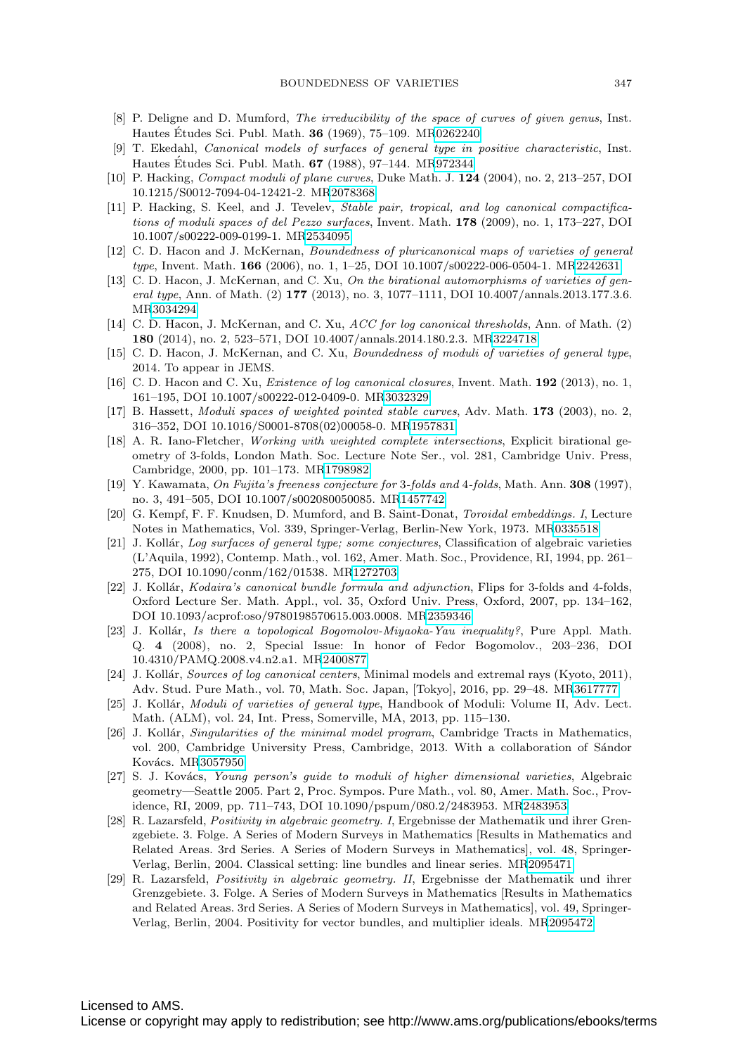[8] P. Deligne and D. Mumford, *The irreducibility of the space of curves of given genus*, Inst. Hautes Études Sci. Publ. Math. **36** (1969), 75–109. MR0262240

[9] T. Ekedahl, *Canonical models of surfaces of general type in positive characteristic*, Inst. Hautes Études Sci. Publ. Math. **67** (1988), 97–144. MR972344

[10] P. Hacking, *Compact moduli of plane curves*, Duke Math. J. **124** (2004), no. 2, 213–257, DOI 10.1215/S0012-7094-04-12421-2. MR2078368

[11] P. Hacking, S. Keel, and J. Tevelev, *Stable pair, tropical, and log canonical compactifications of moduli spaces of del Pezzo surfaces*, Invent. Math. **178** (2009), no. 1, 173–227, DOI 10.1007/s00222-009-0199-1. MR2534095

[12] C. D. Hacon and J. McKernan, *Boundedness of pluricanonical maps of varieties of general type*, Invent. Math. **166** (2006), no. 1, 1–25, DOI 10.1007/s00222-006-0504-1. MR2242631

[13] C. D. Hacon, J. McKernan, and C. Xu, *On the birational automorphisms of varieties of general type*, Ann. of Math. (2) **177** (2013), no. 3, 1077–1111, DOI 10.4007/annals.2013.177.3.6. MR3034294

[14] C. D. Hacon, J. McKernan, and C. Xu, *ACC for log canonical thresholds*, Ann. of Math. (2) **180** (2014), no. 2, 523–571, DOI 10.4007/annals.2014.180.2.3. MR3224718

[15] C. D. Hacon, J. McKernan, and C. Xu, *Boundedness of moduli of varieties of general type*, 2014. To appear in JEMS.

[16] C. D. Hacon and C. Xu, *Existence of log canonical closures*, Invent. Math. **192** (2013), no. 1, 161–195, DOI 10.1007/s00222-012-0409-0. MR3032329

[17] B. Hassett, *Moduli spaces of weighted pointed stable curves*, Adv. Math. **173** (2003), no. 2, 316–352, DOI 10.1016/S0001-8708(02)00058-0. MR1957831

[18] A. R. Iano-Fletcher, *Working with weighted complete intersections*, Explicit birational geometry of 3-folds, London Math. Soc. Lecture Note Ser., vol. 281, Cambridge Univ. Press, Cambridge, 2000, pp. 101–173. MR1798982

[19] Y. Kawamata, *On Fujita's freeness conjecture for 3-folds and 4-folds*, Math. Ann. **308** (1997), no. 3, 491–505, DOI 10.1007/s002080050085. MR1457742

[20] G. Kempf, F. F. Knudsen, D. Mumford, and B. Saint-Donat, *Toroidal embeddings. I*, Lecture Notes in Mathematics, Vol. 339, Springer-Verlag, Berlin-New York, 1973. MR0335518

[21] J. Kollár, *Log surfaces of general type; some conjectures*, Classification of algebraic varieties (L'Aquila, 1992), Contemp. Math., vol. 162, Amer. Math. Soc., Providence, RI, 1994, pp. 261–275, DOI 10.1090/conm/162/01538. MR1272703

[22] J. Kollár, *Kodaira's canonical bundle formula and adjunction*, Flips for 3-folds and 4-folds, Oxford Lecture Ser. Math. Appl., vol. 35, Oxford Univ. Press, Oxford, 2007, pp. 134–162, DOI 10.1093/acprof:oso/9780198570615.003.0008. MR2359346

[23] J. Kollár, *Is there a topological Bogomolov-Miyaoka-Yau inequality?*, Pure Appl. Math. Q. **4** (2008), no. 2, Special Issue: In honor of Fedor Bogomolov., 203–236, DOI 10.4310/PAMQ.2008.v4.n2.a1. MR2400877

[24] J. Kollár, *Sources of log canonical centers*, Minimal models and extremal rays (Kyoto, 2011), Adv. Stud. Pure Math., vol. 70, Math. Soc. Japan, [Tokyo], 2016, pp. 29–48. MR3617777

[25] J. Kollár, *Moduli of varieties of general type*, Handbook of Moduli: Volume II, Adv. Lect. Math. (ALM), vol. 24, Int. Press, Somerville, MA, 2013, pp. 115–130.

[26] J. Kollár, *Singularities of the minimal model program*, Cambridge Tracts in Mathematics, vol. 200, Cambridge University Press, Cambridge, 2013. With a collaboration of Sándor Kovács. MR3057950

[27] S. J. Kovács, *Young person's guide to moduli of higher dimensional varieties*, Algebraic geometry—Seattle 2005. Part 2, Proc. Sympos. Pure Math., vol. 80, Amer. Math. Soc., Providence, RI, 2009, pp. 711–743, DOI 10.1090/pspum/080.2/2483953. MR2483953

[28] R. Lazarsfeld, *Positivity in algebraic geometry. I*, Ergebnisse der Mathematik und ihrer Grenzgebiete. 3. Folge. A Series of Modern Surveys in Mathematics [Results in Mathematics and Related Areas. 3rd Series. A Series of Modern Surveys in Mathematics], vol. 48, Springer-Verlag, Berlin, 2004. Classical setting: line bundles and linear series. MR2095471

[29] R. Lazarsfeld, *Positivity in algebraic geometry. II*, Ergebnisse der Mathematik und ihrer Grenzgebiete. 3. Folge. A Series of Modern Surveys in Mathematics [Results in Mathematics and Related Areas. 3rd Series. A Series of Modern Surveys in Mathematics], vol. 49, Springer-Verlag, Berlin, 2004. Positivity for vector bundles, and multiplier ideals. MR2095472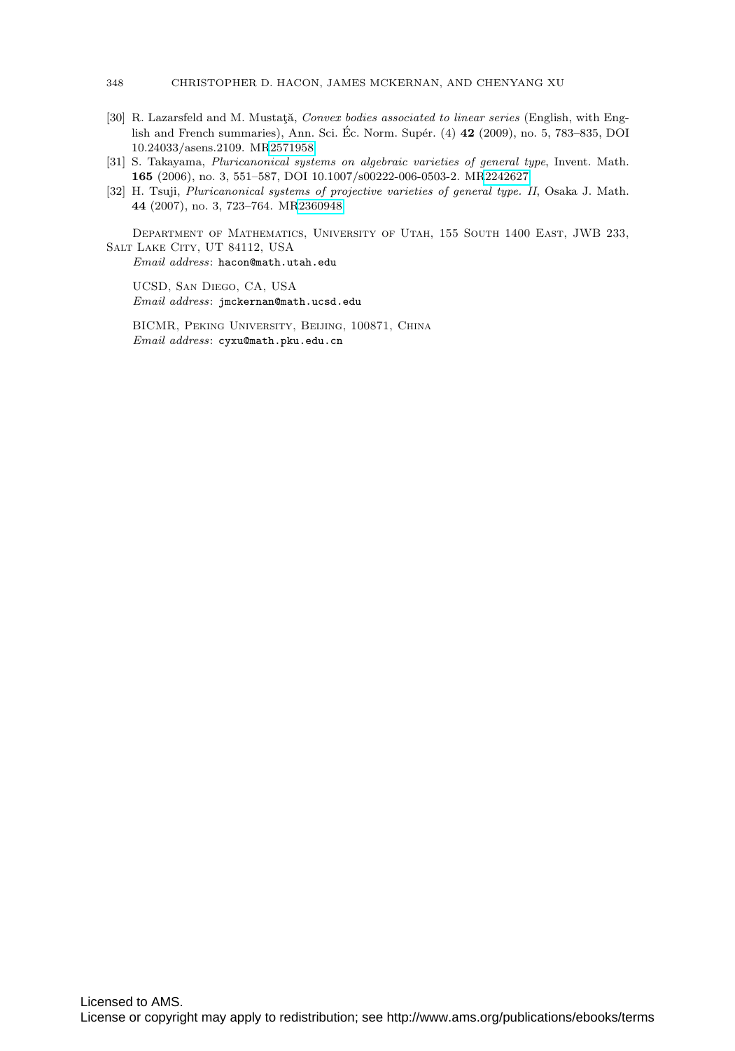[30] R. Lazarsfeld and M. Mustaţă, *Convex bodies associated to linear series* (English, with English and French summaries), Ann. Sci. Éc. Norm. Supér. (4) **42** (2009), no. 5, 783–835, DOI 10.24033/asens.2109. MR2571958

[31] S. Takayama, *Pluricanonical systems on algebraic varieties of general type*, Invent. Math. **165** (2006), no. 3, 551–587, DOI 10.1007/s00222-006-0503-2. MR2242627

[32] H. Tsuji, *Pluricanonical systems of projective varieties of general type. II*, Osaka J. Math. **44** (2007), no. 3, 723–764. MR2360948

Department of Mathematics, University of Utah, 155 South 1400 East, JWB 233, Salt Lake City, UT 84112, USA
*Email address*: hacon@math.utah.edu

UCSD, San Diego, CA, USA
*Email address*: jmckernan@math.ucsd.edu

BICMR, Peking University, Beijing, 100871, China
*Email address*: cyxu@math.pku.edu.cn

Licensed to AMS.
License or copyright may apply to redistribution; see http://www.ams.org/publications/ebooks/terms